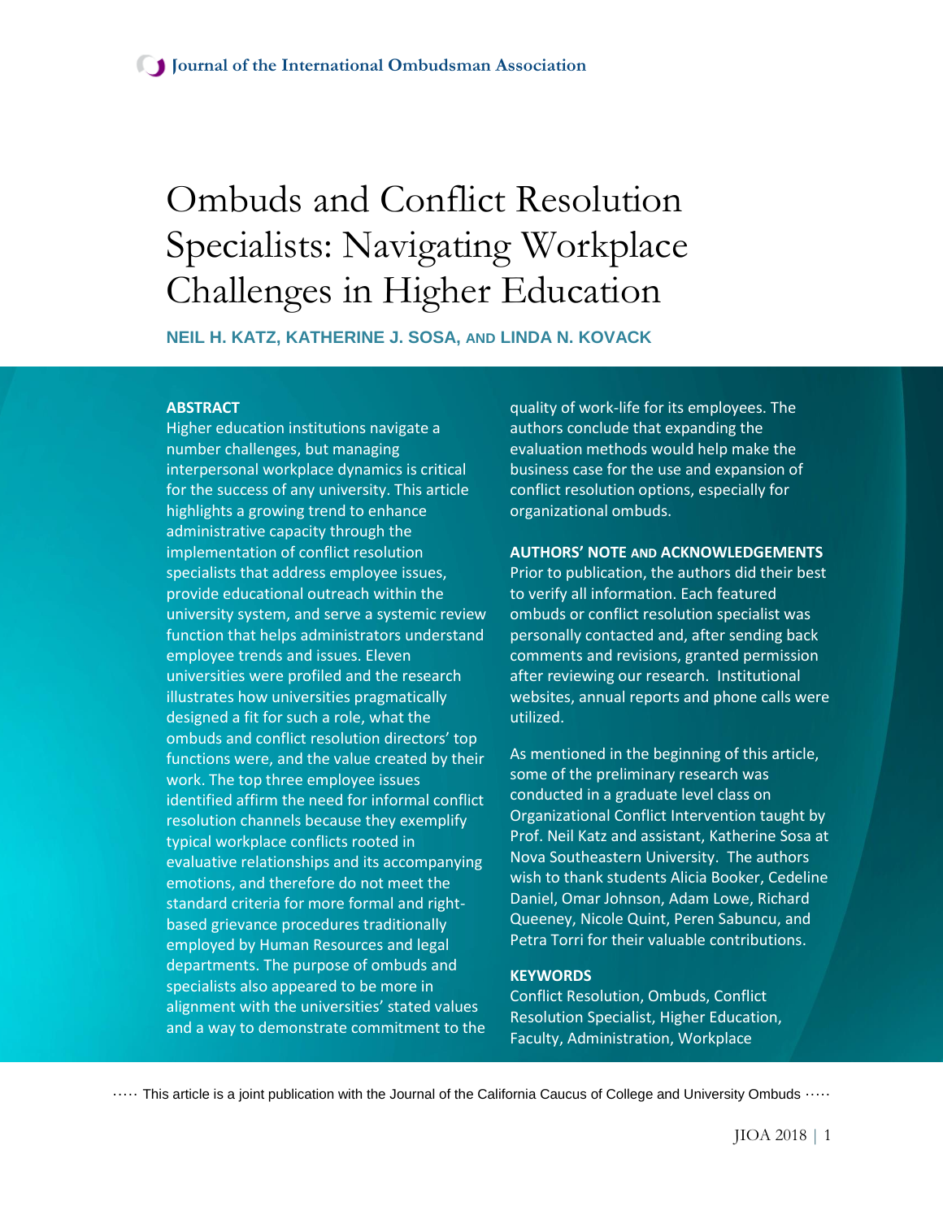# Ombuds and Conflict Resolution Specialists: Navigating Workplace Challenges in Higher Education

**NEIL H. KATZ, KATHERINE J. SOSA, AND LINDA N. KOVACK**

**ABSTRACT**

Higher education institutions navigate a number challenges, but managing interpersonal workplace dynamics is critical for the success of any university. This article highlights a growing trend to enhance administrative capacity through the implementation of conflict resolution specialists that address employee issues, provide educational outreach within the university system, and serve a systemic review function that helps administrators understand employee trends and issues. Eleven universities were profiled and the research illustrates how universities pragmatically designed a fit for such a role, what the ombuds and conflict resolution directors' top functions were, and the value created by their work. The top three employee issues identified affirm the need for informal conflict resolution channels because they exemplify typical workplace conflicts rooted in evaluative relationships and its accompanying emotions, and therefore do not meet the standard criteria for more formal and right-based grievance procedures traditionally employed by Human Resources and legal departments. The purpose of ombuds and specialists also appeared to be more in alignment with the universities' stated values and a way to demonstrate commitment to the quality of work-life for its employees. The authors conclude that expanding the evaluation methods would help make the business case for the use and expansion of conflict resolution options, especially for organizational ombuds.

**AUTHORS' NOTE AND ACKNOWLEDGEMENTS**

Prior to publication, the authors did their best to verify all information. Each featured ombuds or conflict resolution specialist was personally contacted and, after sending back comments and revisions, granted permission after reviewing our research. Institutional websites, annual reports and phone calls were utilized.

As mentioned in the beginning of this article, some of the preliminary research was conducted in a graduate level class on Organizational Conflict Intervention taught by Prof. Neil Katz and assistant, Katherine Sosa at Nova Southeastern University. The authors wish to thank students Alicia Booker, Cedeline Daniel, Omar Johnson, Adam Lowe, Richard Queeney, Nicole Quint, Peren Sabuncu, and Petra Torri for their valuable contributions.

**KEYWORDS**

Conflict Resolution, Ombuds, Conflict Resolution Specialist, Higher Education, Faculty, Administration, Workplace

This article is a joint publication with the Journal of the California Caucus of College and University Ombuds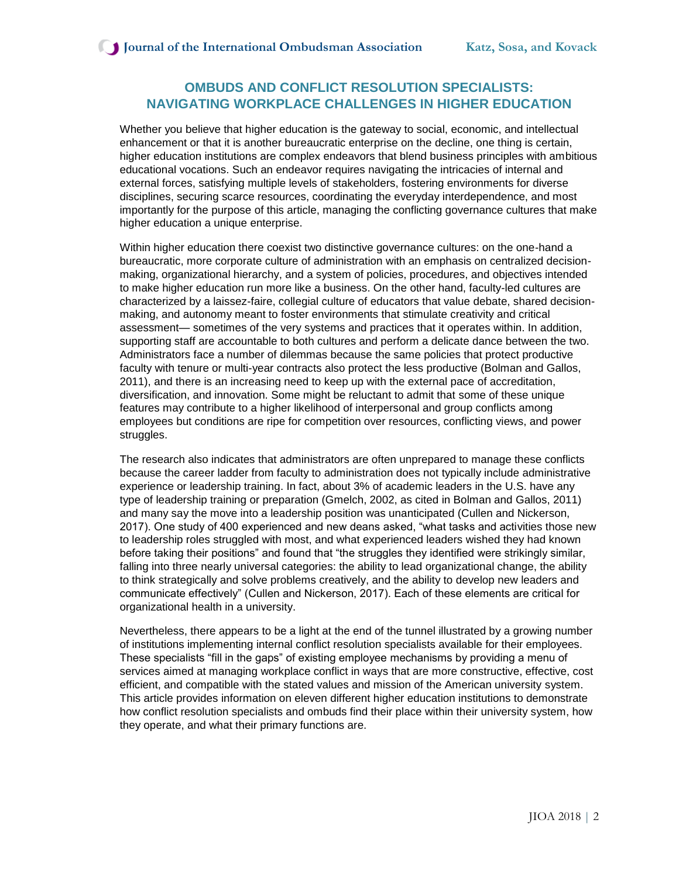## OMBUDS AND CONFLICT RESOLUTION SPECIALISTS: NAVIGATING WORKPLACE CHALLENGES IN HIGHER EDUCATION

Whether you believe that higher education is the gateway to social, economic, and intellectual enhancement or that it is another bureaucratic enterprise on the decline, one thing is certain, higher education institutions are complex endeavors that blend business principles with ambitious educational vocations. Such an endeavor requires navigating the intricacies of internal and external forces, satisfying multiple levels of stakeholders, fostering environments for diverse disciplines, securing scarce resources, coordinating the everyday interdependence, and most importantly for the purpose of this article, managing the conflicting governance cultures that make higher education a unique enterprise.

Within higher education there coexist two distinctive governance cultures: on the one-hand a bureaucratic, more corporate culture of administration with an emphasis on centralized decision-making, organizational hierarchy, and a system of policies, procedures, and objectives intended to make higher education run more like a business. On the other hand, faculty-led cultures are characterized by a laissez-faire, collegial culture of educators that value debate, shared decision-making, and autonomy meant to foster environments that stimulate creativity and critical assessment— sometimes of the very systems and practices that it operates within. In addition, supporting staff are accountable to both cultures and perform a delicate dance between the two. Administrators face a number of dilemmas because the same policies that protect productive faculty with tenure or multi-year contracts also protect the less productive (Bolman and Gallos, 2011), and there is an increasing need to keep up with the external pace of accreditation, diversification, and innovation. Some might be reluctant to admit that some of these unique features may contribute to a higher likelihood of interpersonal and group conflicts among employees but conditions are ripe for competition over resources, conflicting views, and power struggles.

The research also indicates that administrators are often unprepared to manage these conflicts because the career ladder from faculty to administration does not typically include administrative experience or leadership training. In fact, about 3% of academic leaders in the U.S. have any type of leadership training or preparation (Gmelch, 2002, as cited in Bolman and Gallos, 2011) and many say the move into a leadership position was unanticipated (Cullen and Nickerson, 2017). One study of 400 experienced and new deans asked, "what tasks and activities those new to leadership roles struggled with most, and what experienced leaders wished they had known before taking their positions" and found that "the struggles they identified were strikingly similar, falling into three nearly universal categories: the ability to lead organizational change, the ability to think strategically and solve problems creatively, and the ability to develop new leaders and communicate effectively" (Cullen and Nickerson, 2017). Each of these elements are critical for organizational health in a university.

Nevertheless, there appears to be a light at the end of the tunnel illustrated by a growing number of institutions implementing internal conflict resolution specialists available for their employees. These specialists "fill in the gaps" of existing employee mechanisms by providing a menu of services aimed at managing workplace conflict in ways that are more constructive, effective, cost efficient, and compatible with the stated values and mission of the American university system. This article provides information on eleven different higher education institutions to demonstrate how conflict resolution specialists and ombuds find their place within their university system, how they operate, and what their primary functions are.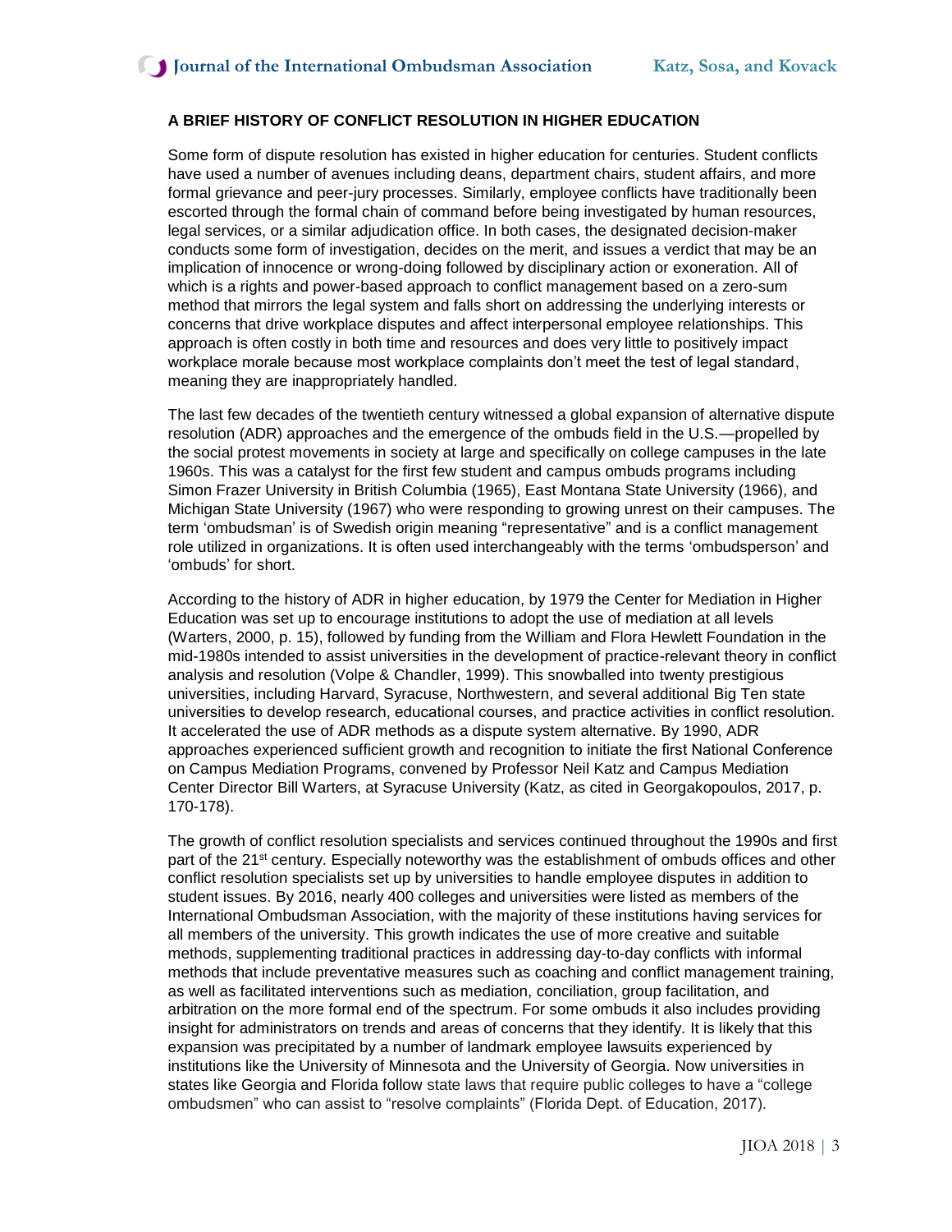## A BRIEF HISTORY OF CONFLICT RESOLUTION IN HIGHER EDUCATION

Some form of dispute resolution has existed in higher education for centuries. Student conflicts have used a number of avenues including deans, department chairs, student affairs, and more formal grievance and peer-jury processes. Similarly, employee conflicts have traditionally been escorted through the formal chain of command before being investigated by human resources, legal services, or a similar adjudication office. In both cases, the designated decision-maker conducts some form of investigation, decides on the merit, and issues a verdict that may be an implication of innocence or wrong-doing followed by disciplinary action or exoneration. All of which is a rights and power-based approach to conflict management based on a zero-sum method that mirrors the legal system and falls short on addressing the underlying interests or concerns that drive workplace disputes and affect interpersonal employee relationships. This approach is often costly in both time and resources and does very little to positively impact workplace morale because most workplace complaints don't meet the test of legal standard, meaning they are inappropriately handled.

The last few decades of the twentieth century witnessed a global expansion of alternative dispute resolution (ADR) approaches and the emergence of the ombuds field in the U.S.—propelled by the social protest movements in society at large and specifically on college campuses in the late 1960s. This was a catalyst for the first few student and campus ombuds programs including Simon Frazer University in British Columbia (1965), East Montana State University (1966), and Michigan State University (1967) who were responding to growing unrest on their campuses. The term 'ombudsman' is of Swedish origin meaning "representative" and is a conflict management role utilized in organizations. It is often used interchangeably with the terms 'ombudsperson' and 'ombuds' for short.

According to the history of ADR in higher education, by 1979 the Center for Mediation in Higher Education was set up to encourage institutions to adopt the use of mediation at all levels (Warters, 2000, p. 15), followed by funding from the William and Flora Hewlett Foundation in the mid-1980s intended to assist universities in the development of practice-relevant theory in conflict analysis and resolution (Volpe & Chandler, 1999). This snowballed into twenty prestigious universities, including Harvard, Syracuse, Northwestern, and several additional Big Ten state universities to develop research, educational courses, and practice activities in conflict resolution. It accelerated the use of ADR methods as a dispute system alternative. By 1990, ADR approaches experienced sufficient growth and recognition to initiate the first National Conference on Campus Mediation Programs, convened by Professor Neil Katz and Campus Mediation Center Director Bill Warters, at Syracuse University (Katz, as cited in Georgakopoulos, 2017, p. 170-178).

The growth of conflict resolution specialists and services continued throughout the 1990s and first part of the 21st century. Especially noteworthy was the establishment of ombuds offices and other conflict resolution specialists set up by universities to handle employee disputes in addition to student issues. By 2016, nearly 400 colleges and universities were listed as members of the International Ombudsman Association, with the majority of these institutions having services for all members of the university. This growth indicates the use of more creative and suitable methods, supplementing traditional practices in addressing day-to-day conflicts with informal methods that include preventative measures such as coaching and conflict management training, as well as facilitated interventions such as mediation, conciliation, group facilitation, and arbitration on the more formal end of the spectrum. For some ombuds it also includes providing insight for administrators on trends and areas of concerns that they identify. It is likely that this expansion was precipitated by a number of landmark employee lawsuits experienced by institutions like the University of Minnesota and the University of Georgia. Now universities in states like Georgia and Florida follow state laws that require public colleges to have a "college ombudsmen" who can assist to "resolve complaints" (Florida Dept. of Education, 2017).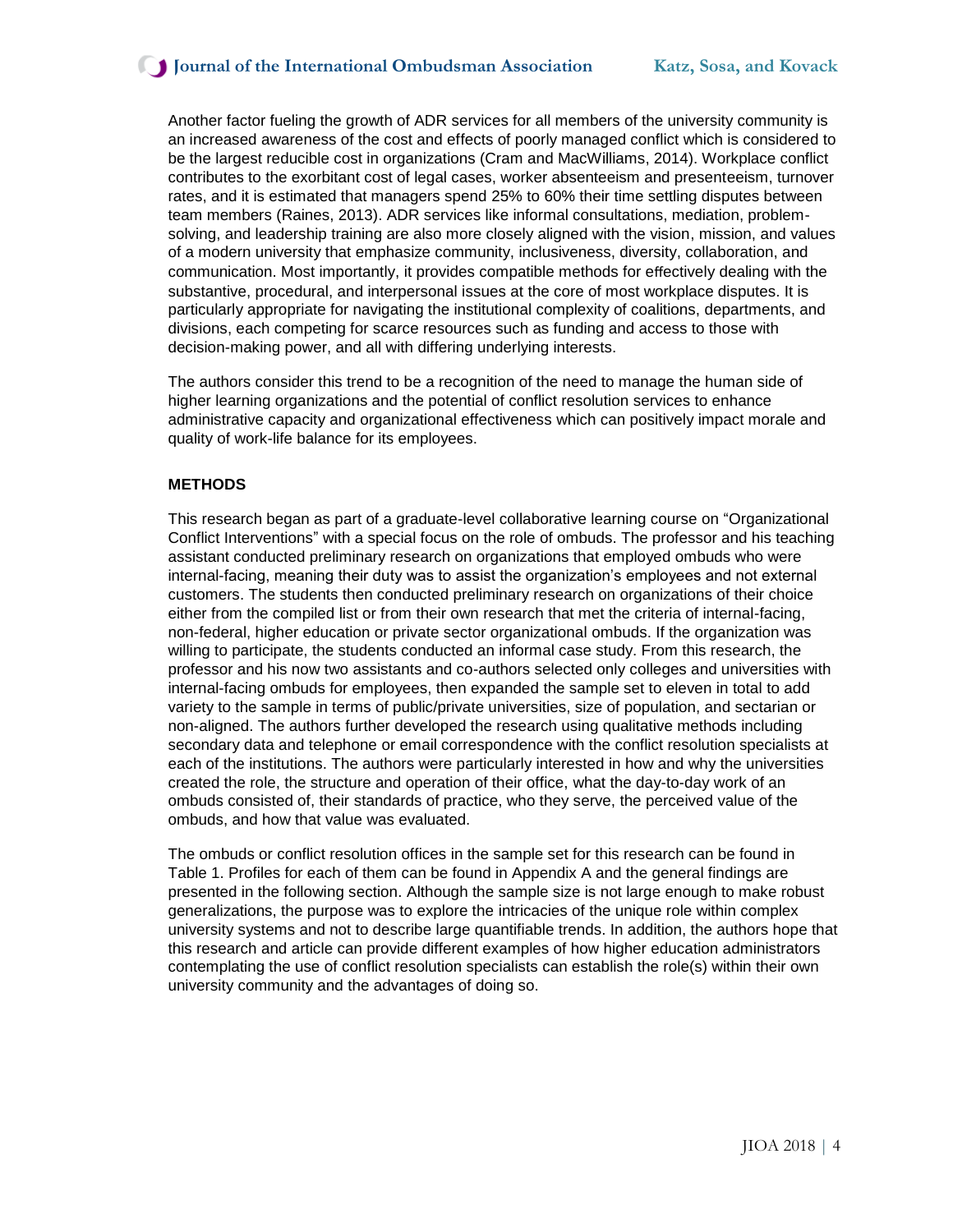Another factor fueling the growth of ADR services for all members of the university community is an increased awareness of the cost and effects of poorly managed conflict which is considered to be the largest reducible cost in organizations (Cram and MacWilliams, 2014). Workplace conflict contributes to the exorbitant cost of legal cases, worker absenteeism and presenteeism, turnover rates, and it is estimated that managers spend 25% to 60% their time settling disputes between team members (Raines, 2013). ADR services like informal consultations, mediation, problem-solving, and leadership training are also more closely aligned with the vision, mission, and values of a modern university that emphasize community, inclusiveness, diversity, collaboration, and communication. Most importantly, it provides compatible methods for effectively dealing with the substantive, procedural, and interpersonal issues at the core of most workplace disputes. It is particularly appropriate for navigating the institutional complexity of coalitions, departments, and divisions, each competing for scarce resources such as funding and access to those with decision-making power, and all with differing underlying interests.

The authors consider this trend to be a recognition of the need to manage the human side of higher learning organizations and the potential of conflict resolution services to enhance administrative capacity and organizational effectiveness which can positively impact morale and quality of work-life balance for its employees.

## METHODS

This research began as part of a graduate-level collaborative learning course on "Organizational Conflict Interventions" with a special focus on the role of ombuds. The professor and his teaching assistant conducted preliminary research on organizations that employed ombuds who were internal-facing, meaning their duty was to assist the organization's employees and not external customers. The students then conducted preliminary research on organizations of their choice either from the compiled list or from their own research that met the criteria of internal-facing, non-federal, higher education or private sector organizational ombuds. If the organization was willing to participate, the students conducted an informal case study. From this research, the professor and his now two assistants and co-authors selected only colleges and universities with internal-facing ombuds for employees, then expanded the sample set to eleven in total to add variety to the sample in terms of public/private universities, size of population, and sectarian or non-aligned. The authors further developed the research using qualitative methods including secondary data and telephone or email correspondence with the conflict resolution specialists at each of the institutions. The authors were particularly interested in how and why the universities created the role, the structure and operation of their office, what the day-to-day work of an ombuds consisted of, their standards of practice, who they serve, the perceived value of the ombuds, and how that value was evaluated.

The ombuds or conflict resolution offices in the sample set for this research can be found in Table 1. Profiles for each of them can be found in Appendix A and the general findings are presented in the following section. Although the sample size is not large enough to make robust generalizations, the purpose was to explore the intricacies of the unique role within complex university systems and not to describe large quantifiable trends. In addition, the authors hope that this research and article can provide different examples of how higher education administrators contemplating the use of conflict resolution specialists can establish the role(s) within their own university community and the advantages of doing so.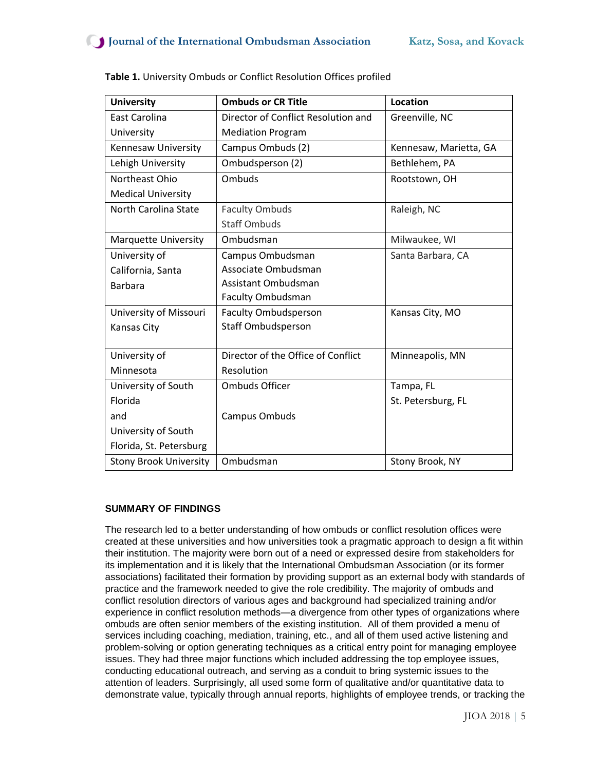**Table 1.** University Ombuds or Conflict Resolution Offices profiled

| University | Ombuds or CR Title | Location |
|---|---|---|
| East Carolina University | Director of Conflict Resolution and Mediation Program | Greenville, NC |
| Kennesaw University | Campus Ombuds (2) | Kennesaw, Marietta, GA |
| Lehigh University | Ombudsperson (2) | Bethlehem, PA |
| Northeast Ohio Medical University | Ombuds | Rootstown, OH |
| North Carolina State | Faculty Ombuds<br>Staff Ombuds | Raleigh, NC |
| Marquette University | Ombudsman | Milwaukee, WI |
| University of California, Santa Barbara | Campus Ombudsman<br>Associate Ombudsman<br>Assistant Ombudsman<br>Faculty Ombudsman | Santa Barbara, CA |
| University of Missouri Kansas City | Faculty Ombudsperson<br>Staff Ombudsperson | Kansas City, MO |
| University of Minnesota | Director of the Office of Conflict Resolution | Minneapolis, MN |
| University of South Florida<br>and<br>University of South Florida, St. Petersburg | Ombuds Officer<br><br>Campus Ombuds | Tampa, FL<br>St. Petersburg, FL |
| Stony Brook University | Ombudsman | Stony Brook, NY |

## SUMMARY OF FINDINGS

The research led to a better understanding of how ombuds or conflict resolution offices were created at these universities and how universities took a pragmatic approach to design a fit within their institution. The majority were born out of a need or expressed desire from stakeholders for its implementation and it is likely that the International Ombudsman Association (or its former associations) facilitated their formation by providing support as an external body with standards of practice and the framework needed to give the role credibility. The majority of ombuds and conflict resolution directors of various ages and background had specialized training and/or experience in conflict resolution methods—a divergence from other types of organizations where ombuds are often senior members of the existing institution. All of them provided a menu of services including coaching, mediation, training, etc., and all of them used active listening and problem-solving or option generating techniques as a critical entry point for managing employee issues. They had three major functions which included addressing the top employee issues, conducting educational outreach, and serving as a conduit to bring systemic issues to the attention of leaders. Surprisingly, all used some form of qualitative and/or quantitative data to demonstrate value, typically through annual reports, highlights of employee trends, or tracking the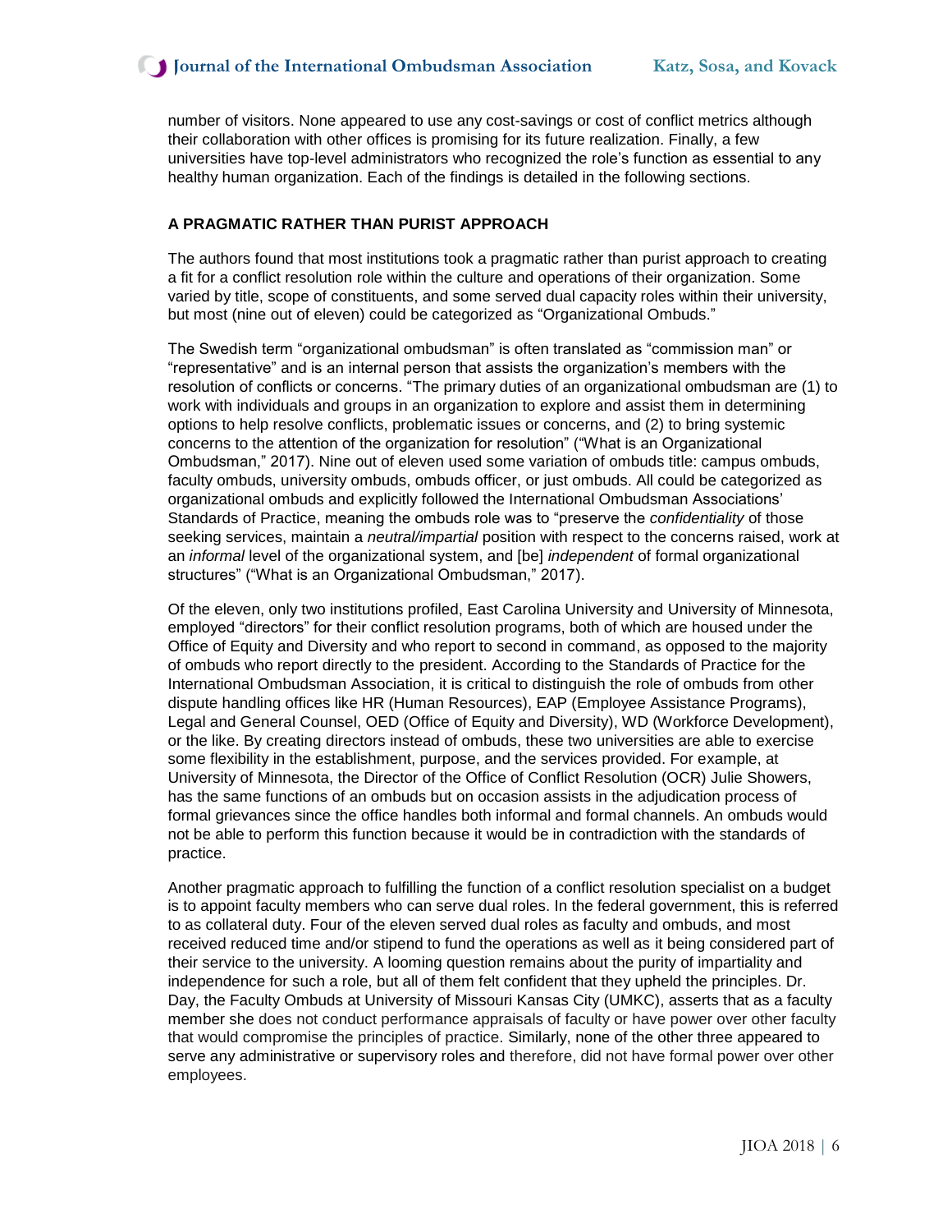number of visitors. None appeared to use any cost-savings or cost of conflict metrics although their collaboration with other offices is promising for its future realization. Finally, a few universities have top-level administrators who recognized the role's function as essential to any healthy human organization. Each of the findings is detailed in the following sections.

## A PRAGMATIC RATHER THAN PURIST APPROACH

The authors found that most institutions took a pragmatic rather than purist approach to creating a fit for a conflict resolution role within the culture and operations of their organization. Some varied by title, scope of constituents, and some served dual capacity roles within their university, but most (nine out of eleven) could be categorized as "Organizational Ombuds."

The Swedish term "organizational ombudsman" is often translated as "commission man" or "representative" and is an internal person that assists the organization's members with the resolution of conflicts or concerns. "The primary duties of an organizational ombudsman are (1) to work with individuals and groups in an organization to explore and assist them in determining options to help resolve conflicts, problematic issues or concerns, and (2) to bring systemic concerns to the attention of the organization for resolution" ("What is an Organizational Ombudsman," 2017). Nine out of eleven used some variation of ombuds title: campus ombuds, faculty ombuds, university ombuds, ombuds officer, or just ombuds. All could be categorized as organizational ombuds and explicitly followed the International Ombudsman Associations' Standards of Practice, meaning the ombuds role was to "preserve the *confidentiality* of those seeking services, maintain a *neutral/impartial* position with respect to the concerns raised, work at an *informal* level of the organizational system, and [be] *independent* of formal organizational structures" ("What is an Organizational Ombudsman," 2017).

Of the eleven, only two institutions profiled, East Carolina University and University of Minnesota, employed "directors" for their conflict resolution programs, both of which are housed under the Office of Equity and Diversity and who report to second in command, as opposed to the majority of ombuds who report directly to the president. According to the Standards of Practice for the International Ombudsman Association, it is critical to distinguish the role of ombuds from other dispute handling offices like HR (Human Resources), EAP (Employee Assistance Programs), Legal and General Counsel, OED (Office of Equity and Diversity), WD (Workforce Development), or the like. By creating directors instead of ombuds, these two universities are able to exercise some flexibility in the establishment, purpose, and the services provided. For example, at University of Minnesota, the Director of the Office of Conflict Resolution (OCR) Julie Showers, has the same functions of an ombuds but on occasion assists in the adjudication process of formal grievances since the office handles both informal and formal channels. An ombuds would not be able to perform this function because it would be in contradiction with the standards of practice.

Another pragmatic approach to fulfilling the function of a conflict resolution specialist on a budget is to appoint faculty members who can serve dual roles. In the federal government, this is referred to as collateral duty. Four of the eleven served dual roles as faculty and ombuds, and most received reduced time and/or stipend to fund the operations as well as it being considered part of their service to the university. A looming question remains about the purity of impartiality and independence for such a role, but all of them felt confident that they upheld the principles. Dr. Day, the Faculty Ombuds at University of Missouri Kansas City (UMKC), asserts that as a faculty member she does not conduct performance appraisals of faculty or have power over other faculty that would compromise the principles of practice. Similarly, none of the other three appeared to serve any administrative or supervisory roles and therefore, did not have formal power over other employees.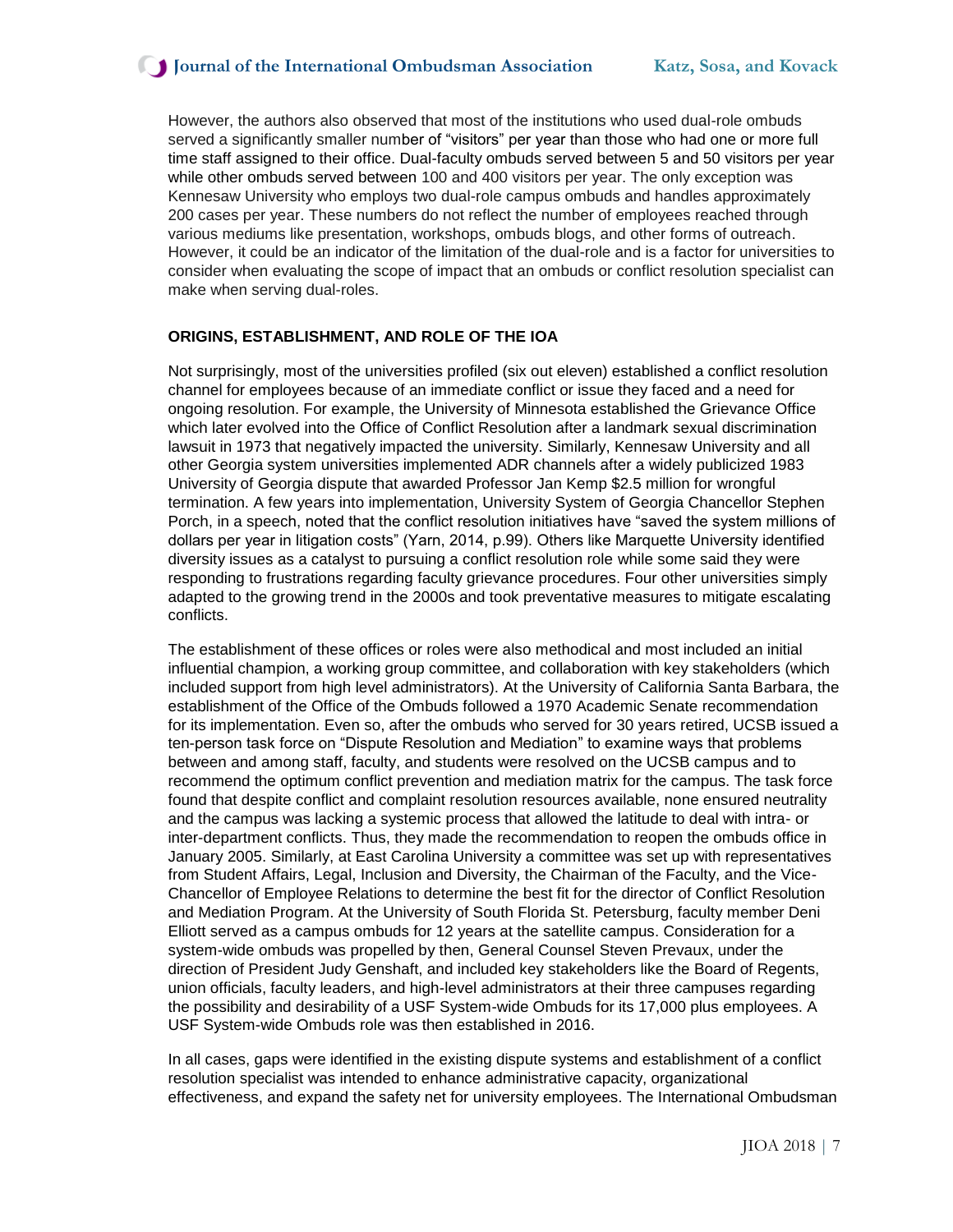However, the authors also observed that most of the institutions who used dual-role ombuds served a significantly smaller number of "visitors" per year than those who had one or more full time staff assigned to their office. Dual-faculty ombuds served between 5 and 50 visitors per year while other ombuds served between 100 and 400 visitors per year. The only exception was Kennesaw University who employs two dual-role campus ombuds and handles approximately 200 cases per year. These numbers do not reflect the number of employees reached through various mediums like presentation, workshops, ombuds blogs, and other forms of outreach. However, it could be an indicator of the limitation of the dual-role and is a factor for universities to consider when evaluating the scope of impact that an ombuds or conflict resolution specialist can make when serving dual-roles.

## ORIGINS, ESTABLISHMENT, AND ROLE OF THE IOA

Not surprisingly, most of the universities profiled (six out eleven) established a conflict resolution channel for employees because of an immediate conflict or issue they faced and a need for ongoing resolution. For example, the University of Minnesota established the Grievance Office which later evolved into the Office of Conflict Resolution after a landmark sexual discrimination lawsuit in 1973 that negatively impacted the university. Similarly, Kennesaw University and all other Georgia system universities implemented ADR channels after a widely publicized 1983 University of Georgia dispute that awarded Professor Jan Kemp $2.5 million for wrongful termination. A few years into implementation, University System of Georgia Chancellor Stephen Porch, in a speech, noted that the conflict resolution initiatives have "saved the system millions of dollars per year in litigation costs" (Yarn, 2014, p.99). Others like Marquette University identified diversity issues as a catalyst to pursuing a conflict resolution role while some said they were responding to frustrations regarding faculty grievance procedures. Four other universities simply adapted to the growing trend in the 2000s and took preventative measures to mitigate escalating conflicts.

The establishment of these offices or roles were also methodical and most included an initial influential champion, a working group committee, and collaboration with key stakeholders (which included support from high level administrators). At the University of California Santa Barbara, the establishment of the Office of the Ombuds followed a 1970 Academic Senate recommendation for its implementation. Even so, after the ombuds who served for 30 years retired, UCSB issued a ten-person task force on "Dispute Resolution and Mediation" to examine ways that problems between and among staff, faculty, and students were resolved on the UCSB campus and to recommend the optimum conflict prevention and mediation matrix for the campus. The task force found that despite conflict and complaint resolution resources available, none ensured neutrality and the campus was lacking a systemic process that allowed the latitude to deal with intra- or inter-department conflicts. Thus, they made the recommendation to reopen the ombuds office in January 2005. Similarly, at East Carolina University a committee was set up with representatives from Student Affairs, Legal, Inclusion and Diversity, the Chairman of the Faculty, and the Vice-Chancellor of Employee Relations to determine the best fit for the director of Conflict Resolution and Mediation Program. At the University of South Florida St. Petersburg, faculty member Deni Elliott served as a campus ombuds for 12 years at the satellite campus. Consideration for a system-wide ombuds was propelled by then, General Counsel Steven Prevaux, under the direction of President Judy Genshaft, and included key stakeholders like the Board of Regents, union officials, faculty leaders, and high-level administrators at their three campuses regarding the possibility and desirability of a USF System-wide Ombuds for its 17,000 plus employees. A USF System-wide Ombuds role was then established in 2016.

In all cases, gaps were identified in the existing dispute systems and establishment of a conflict resolution specialist was intended to enhance administrative capacity, organizational effectiveness, and expand the safety net for university employees. The International Ombudsman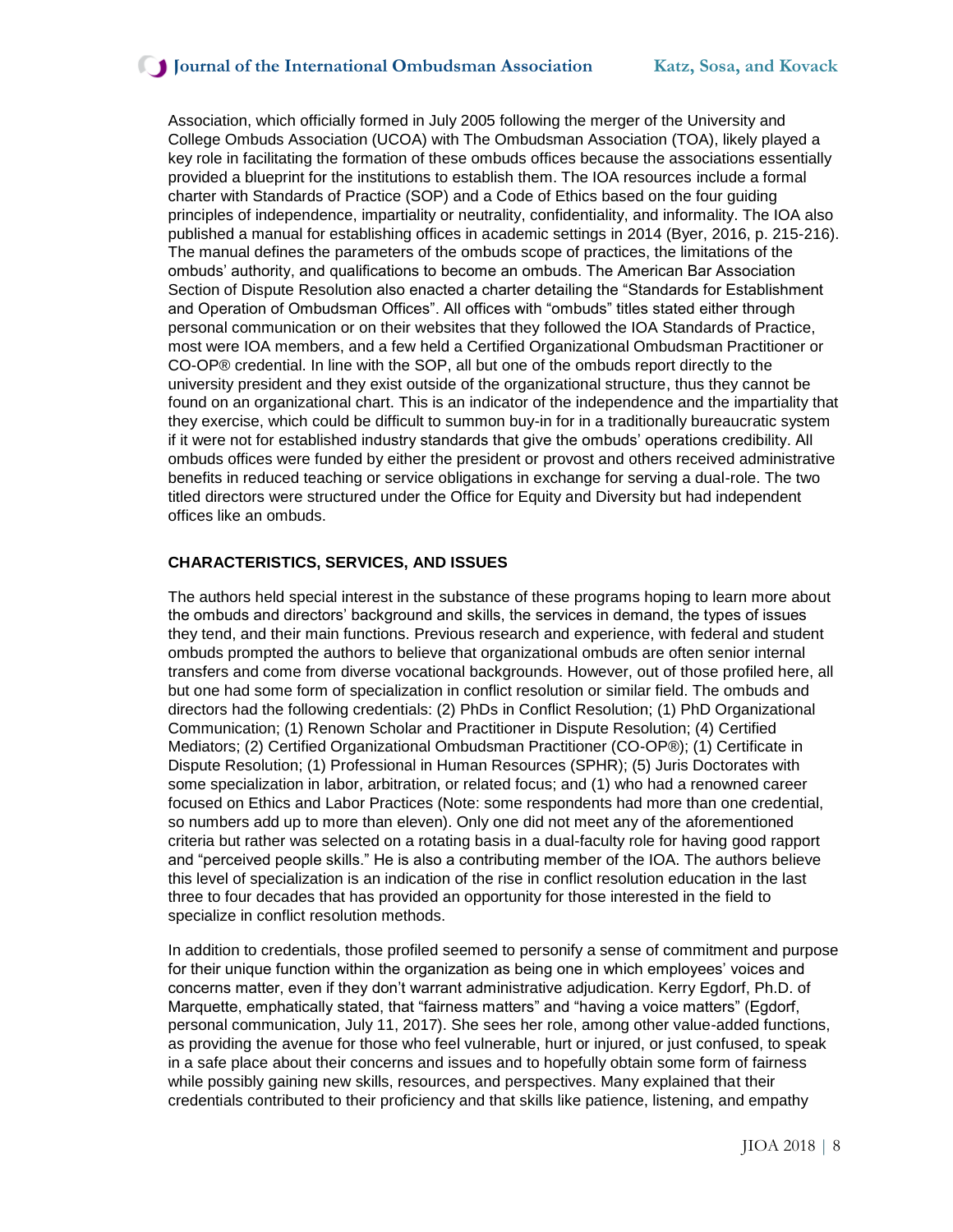Association, which officially formed in July 2005 following the merger of the University and College Ombuds Association (UCOA) with The Ombudsman Association (TOA), likely played a key role in facilitating the formation of these ombuds offices because the associations essentially provided a blueprint for the institutions to establish them. The IOA resources include a formal charter with Standards of Practice (SOP) and a Code of Ethics based on the four guiding principles of independence, impartiality or neutrality, confidentiality, and informality. The IOA also published a manual for establishing offices in academic settings in 2014 (Byer, 2016, p. 215-216). The manual defines the parameters of the ombuds scope of practices, the limitations of the ombuds' authority, and qualifications to become an ombuds. The American Bar Association Section of Dispute Resolution also enacted a charter detailing the "Standards for Establishment and Operation of Ombudsman Offices". All offices with "ombuds" titles stated either through personal communication or on their websites that they followed the IOA Standards of Practice, most were IOA members, and a few held a Certified Organizational Ombudsman Practitioner or CO-OP® credential. In line with the SOP, all but one of the ombuds report directly to the university president and they exist outside of the organizational structure, thus they cannot be found on an organizational chart. This is an indicator of the independence and the impartiality that they exercise, which could be difficult to summon buy-in for in a traditionally bureaucratic system if it were not for established industry standards that give the ombuds' operations credibility. All ombuds offices were funded by either the president or provost and others received administrative benefits in reduced teaching or service obligations in exchange for serving a dual-role. The two titled directors were structured under the Office for Equity and Diversity but had independent offices like an ombuds.

## CHARACTERISTICS, SERVICES, AND ISSUES

The authors held special interest in the substance of these programs hoping to learn more about the ombuds and directors' background and skills, the services in demand, the types of issues they tend, and their main functions. Previous research and experience, with federal and student ombuds prompted the authors to believe that organizational ombuds are often senior internal transfers and come from diverse vocational backgrounds. However, out of those profiled here, all but one had some form of specialization in conflict resolution or similar field. The ombuds and directors had the following credentials: (2) PhDs in Conflict Resolution; (1) PhD Organizational Communication; (1) Renown Scholar and Practitioner in Dispute Resolution; (4) Certified Mediators; (2) Certified Organizational Ombudsman Practitioner (CO-OP®); (1) Certificate in Dispute Resolution; (1) Professional in Human Resources (SPHR); (5) Juris Doctorates with some specialization in labor, arbitration, or related focus; and (1) who had a renowned career focused on Ethics and Labor Practices (Note: some respondents had more than one credential, so numbers add up to more than eleven). Only one did not meet any of the aforementioned criteria but rather was selected on a rotating basis in a dual-faculty role for having good rapport and "perceived people skills." He is also a contributing member of the IOA. The authors believe this level of specialization is an indication of the rise in conflict resolution education in the last three to four decades that has provided an opportunity for those interested in the field to specialize in conflict resolution methods.

In addition to credentials, those profiled seemed to personify a sense of commitment and purpose for their unique function within the organization as being one in which employees' voices and concerns matter, even if they don't warrant administrative adjudication. Kerry Egdorf, Ph.D. of Marquette, emphatically stated, that "fairness matters" and "having a voice matters" (Egdorf, personal communication, July 11, 2017). She sees her role, among other value-added functions, as providing the avenue for those who feel vulnerable, hurt or injured, or just confused, to speak in a safe place about their concerns and issues and to hopefully obtain some form of fairness while possibly gaining new skills, resources, and perspectives. Many explained that their credentials contributed to their proficiency and that skills like patience, listening, and empathy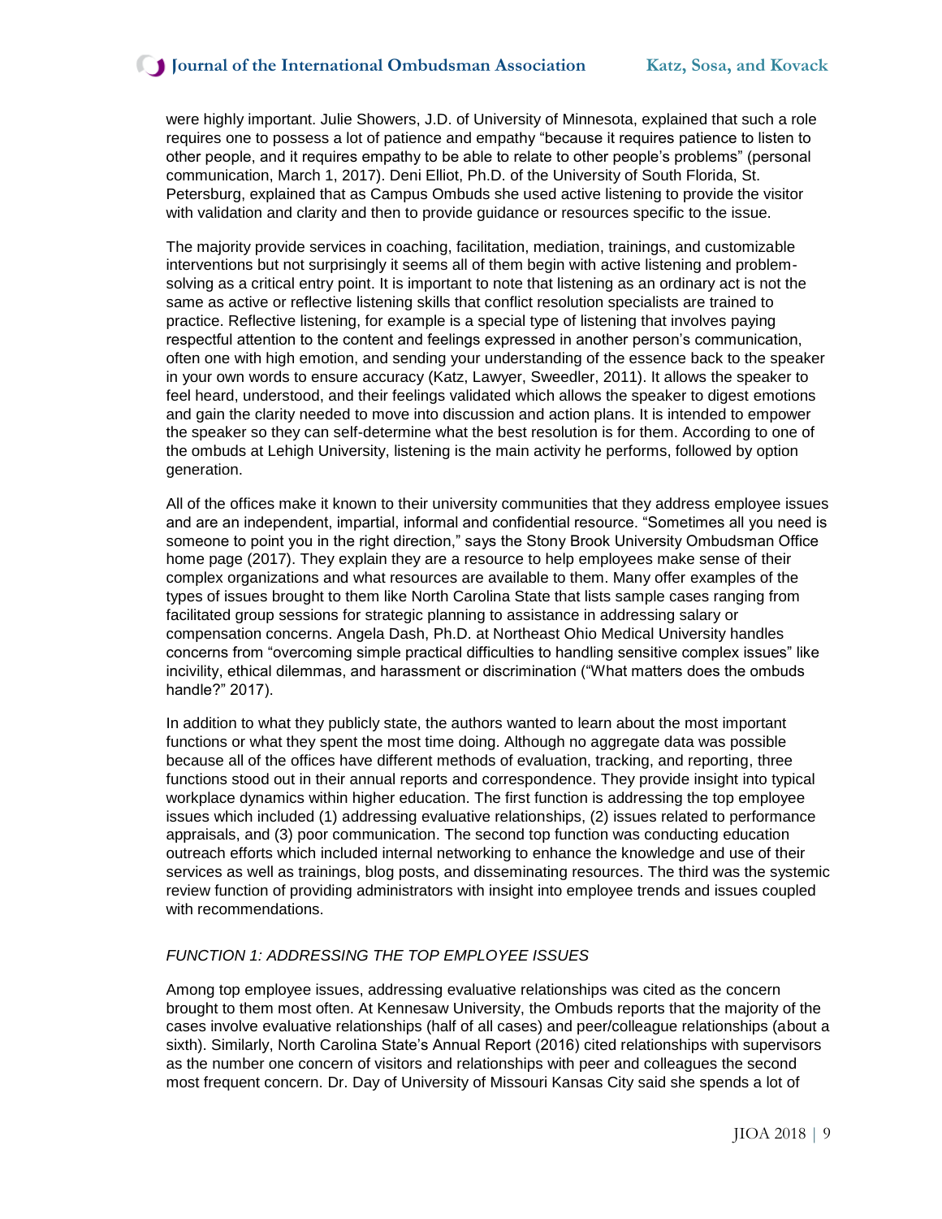were highly important. Julie Showers, J.D. of University of Minnesota, explained that such a role requires one to possess a lot of patience and empathy "because it requires patience to listen to other people, and it requires empathy to be able to relate to other people's problems" (personal communication, March 1, 2017). Deni Elliot, Ph.D. of the University of South Florida, St. Petersburg, explained that as Campus Ombuds she used active listening to provide the visitor with validation and clarity and then to provide guidance or resources specific to the issue.

The majority provide services in coaching, facilitation, mediation, trainings, and customizable interventions but not surprisingly it seems all of them begin with active listening and problem-solving as a critical entry point. It is important to note that listening as an ordinary act is not the same as active or reflective listening skills that conflict resolution specialists are trained to practice. Reflective listening, for example is a special type of listening that involves paying respectful attention to the content and feelings expressed in another person's communication, often one with high emotion, and sending your understanding of the essence back to the speaker in your own words to ensure accuracy (Katz, Lawyer, Sweedler, 2011). It allows the speaker to feel heard, understood, and their feelings validated which allows the speaker to digest emotions and gain the clarity needed to move into discussion and action plans. It is intended to empower the speaker so they can self-determine what the best resolution is for them. According to one of the ombuds at Lehigh University, listening is the main activity he performs, followed by option generation.

All of the offices make it known to their university communities that they address employee issues and are an independent, impartial, informal and confidential resource. "Sometimes all you need is someone to point you in the right direction," says the Stony Brook University Ombudsman Office home page (2017). They explain they are a resource to help employees make sense of their complex organizations and what resources are available to them. Many offer examples of the types of issues brought to them like North Carolina State that lists sample cases ranging from facilitated group sessions for strategic planning to assistance in addressing salary or compensation concerns. Angela Dash, Ph.D. at Northeast Ohio Medical University handles concerns from "overcoming simple practical difficulties to handling sensitive complex issues" like incivility, ethical dilemmas, and harassment or discrimination ("What matters does the ombuds handle?" 2017).

In addition to what they publicly state, the authors wanted to learn about the most important functions or what they spent the most time doing. Although no aggregate data was possible because all of the offices have different methods of evaluation, tracking, and reporting, three functions stood out in their annual reports and correspondence. They provide insight into typical workplace dynamics within higher education. The first function is addressing the top employee issues which included (1) addressing evaluative relationships, (2) issues related to performance appraisals, and (3) poor communication. The second top function was conducting education outreach efforts which included internal networking to enhance the knowledge and use of their services as well as trainings, blog posts, and disseminating resources. The third was the systemic review function of providing administrators with insight into employee trends and issues coupled with recommendations.

### *FUNCTION 1: ADDRESSING THE TOP EMPLOYEE ISSUES*

Among top employee issues, addressing evaluative relationships was cited as the concern brought to them most often. At Kennesaw University, the Ombuds reports that the majority of the cases involve evaluative relationships (half of all cases) and peer/colleague relationships (about a sixth). Similarly, North Carolina State's Annual Report (2016) cited relationships with supervisors as the number one concern of visitors and relationships with peer and colleagues the second most frequent concern. Dr. Day of University of Missouri Kansas City said she spends a lot of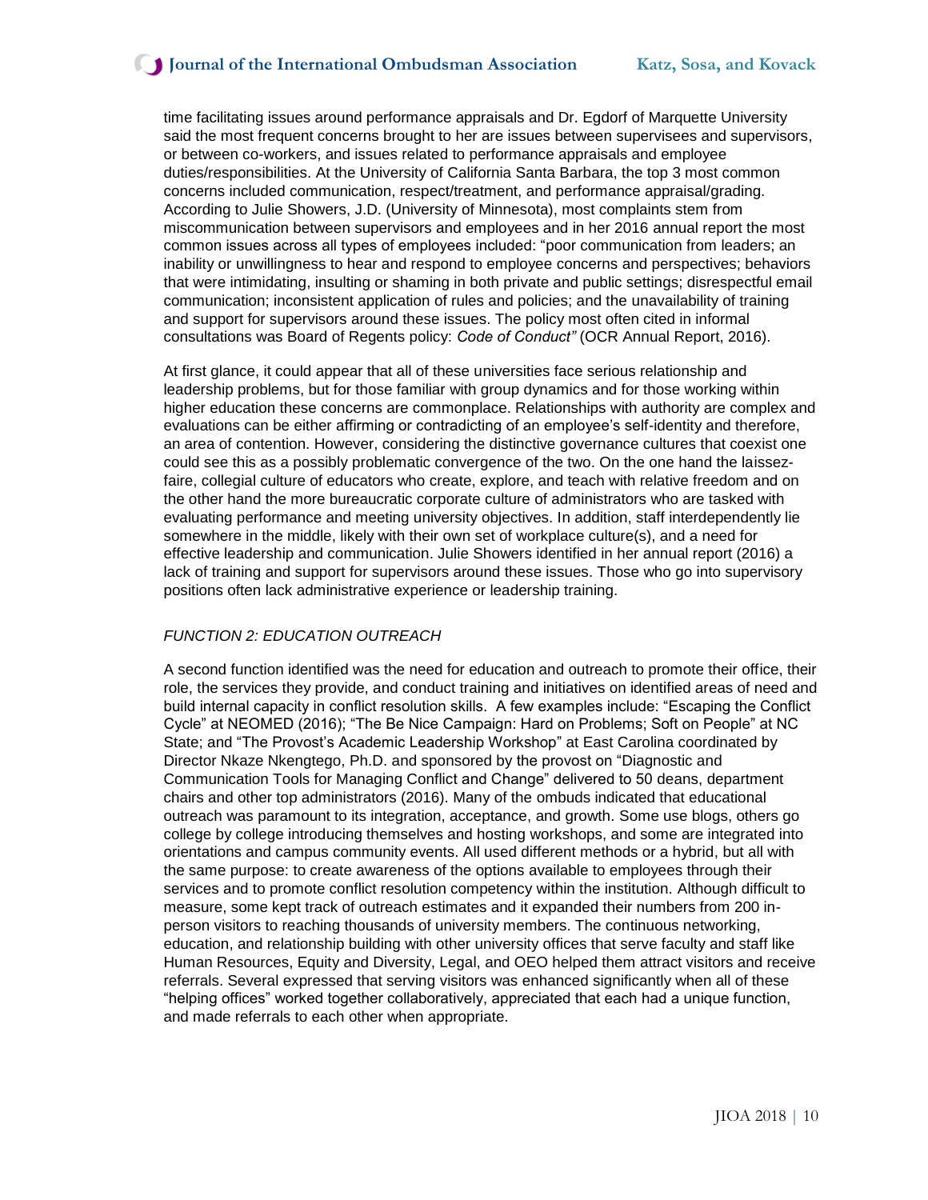time facilitating issues around performance appraisals and Dr. Egdorf of Marquette University said the most frequent concerns brought to her are issues between supervisees and supervisors, or between co-workers, and issues related to performance appraisals and employee duties/responsibilities. At the University of California Santa Barbara, the top 3 most common concerns included communication, respect/treatment, and performance appraisal/grading. According to Julie Showers, J.D. (University of Minnesota), most complaints stem from miscommunication between supervisors and employees and in her 2016 annual report the most common issues across all types of employees included: "poor communication from leaders; an inability or unwillingness to hear and respond to employee concerns and perspectives; behaviors that were intimidating, insulting or shaming in both private and public settings; disrespectful email communication; inconsistent application of rules and policies; and the unavailability of training and support for supervisors around these issues. The policy most often cited in informal consultations was Board of Regents policy: *Code of Conduct"* (OCR Annual Report, 2016).

At first glance, it could appear that all of these universities face serious relationship and leadership problems, but for those familiar with group dynamics and for those working within higher education these concerns are commonplace. Relationships with authority are complex and evaluations can be either affirming or contradicting of an employee's self-identity and therefore, an area of contention. However, considering the distinctive governance cultures that coexist one could see this as a possibly problematic convergence of the two. On the one hand the laissez-faire, collegial culture of educators who create, explore, and teach with relative freedom and on the other hand the more bureaucratic corporate culture of administrators who are tasked with evaluating performance and meeting university objectives. In addition, staff interdependently lie somewhere in the middle, likely with their own set of workplace culture(s), and a need for effective leadership and communication. Julie Showers identified in her annual report (2016) a lack of training and support for supervisors around these issues. Those who go into supervisory positions often lack administrative experience or leadership training.

*FUNCTION 2: EDUCATION OUTREACH*

A second function identified was the need for education and outreach to promote their office, their role, the services they provide, and conduct training and initiatives on identified areas of need and build internal capacity in conflict resolution skills. A few examples include: "Escaping the Conflict Cycle" at NEOMED (2016); "The Be Nice Campaign: Hard on Problems; Soft on People" at NC State; and "The Provost's Academic Leadership Workshop" at East Carolina coordinated by Director Nkaze Nkengtego, Ph.D. and sponsored by the provost on "Diagnostic and Communication Tools for Managing Conflict and Change" delivered to 50 deans, department chairs and other top administrators (2016). Many of the ombuds indicated that educational outreach was paramount to its integration, acceptance, and growth. Some use blogs, others go college by college introducing themselves and hosting workshops, and some are integrated into orientations and campus community events. All used different methods or a hybrid, but all with the same purpose: to create awareness of the options available to employees through their services and to promote conflict resolution competency within the institution. Although difficult to measure, some kept track of outreach estimates and it expanded their numbers from 200 in-person visitors to reaching thousands of university members. The continuous networking, education, and relationship building with other university offices that serve faculty and staff like Human Resources, Equity and Diversity, Legal, and OEO helped them attract visitors and receive referrals. Several expressed that serving visitors was enhanced significantly when all of these "helping offices" worked together collaboratively, appreciated that each had a unique function, and made referrals to each other when appropriate.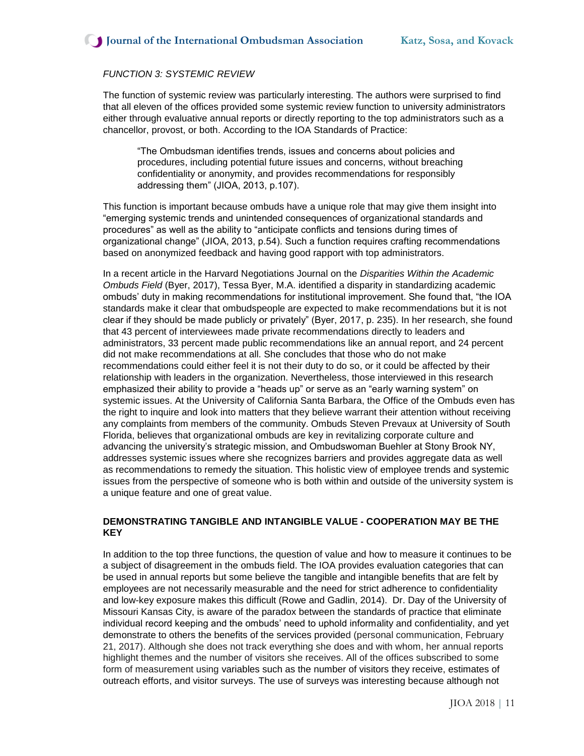*FUNCTION 3: SYSTEMIC REVIEW*

The function of systemic review was particularly interesting. The authors were surprised to find that all eleven of the offices provided some systemic review function to university administrators either through evaluative annual reports or directly reporting to the top administrators such as a chancellor, provost, or both. According to the IOA Standards of Practice:

> "The Ombudsman identifies trends, issues and concerns about policies and procedures, including potential future issues and concerns, without breaching confidentiality or anonymity, and provides recommendations for responsibly addressing them" (JIOA, 2013, p.107).

This function is important because ombuds have a unique role that may give them insight into "emerging systemic trends and unintended consequences of organizational standards and procedures" as well as the ability to "anticipate conflicts and tensions during times of organizational change" (JIOA, 2013, p.54). Such a function requires crafting recommendations based on anonymized feedback and having good rapport with top administrators.

In a recent article in the Harvard Negotiations Journal on the *Disparities Within the Academic Ombuds Field* (Byer, 2017), Tessa Byer, M.A. identified a disparity in standardizing academic ombuds' duty in making recommendations for institutional improvement. She found that, "the IOA standards make it clear that ombudspeople are expected to make recommendations but it is not clear if they should be made publicly or privately" (Byer, 2017, p. 235). In her research, she found that 43 percent of interviewees made private recommendations directly to leaders and administrators, 33 percent made public recommendations like an annual report, and 24 percent did not make recommendations at all. She concludes that those who do not make recommendations could either feel it is not their duty to do so, or it could be affected by their relationship with leaders in the organization. Nevertheless, those interviewed in this research emphasized their ability to provide a "heads up" or serve as an "early warning system" on systemic issues. At the University of California Santa Barbara, the Office of the Ombuds even has the right to inquire and look into matters that they believe warrant their attention without receiving any complaints from members of the community. Ombuds Steven Prevaux at University of South Florida, believes that organizational ombuds are key in revitalizing corporate culture and advancing the university's strategic mission, and Ombudswoman Buehler at Stony Brook NY, addresses systemic issues where she recognizes barriers and provides aggregate data as well as recommendations to remedy the situation. This holistic view of employee trends and systemic issues from the perspective of someone who is both within and outside of the university system is a unique feature and one of great value.

## DEMONSTRATING TANGIBLE AND INTANGIBLE VALUE - COOPERATION MAY BE THE KEY

In addition to the top three functions, the question of value and how to measure it continues to be a subject of disagreement in the ombuds field. The IOA provides evaluation categories that can be used in annual reports but some believe the tangible and intangible benefits that are felt by employees are not necessarily measurable and the need for strict adherence to confidentiality and low-key exposure makes this difficult (Rowe and Gadlin, 2014). Dr. Day of the University of Missouri Kansas City, is aware of the paradox between the standards of practice that eliminate individual record keeping and the ombuds' need to uphold informality and confidentiality, and yet demonstrate to others the benefits of the services provided (personal communication, February 21, 2017). Although she does not track everything she does and with whom, her annual reports highlight themes and the number of visitors she receives. All of the offices subscribed to some form of measurement using variables such as the number of visitors they receive, estimates of outreach efforts, and visitor surveys. The use of surveys was interesting because although not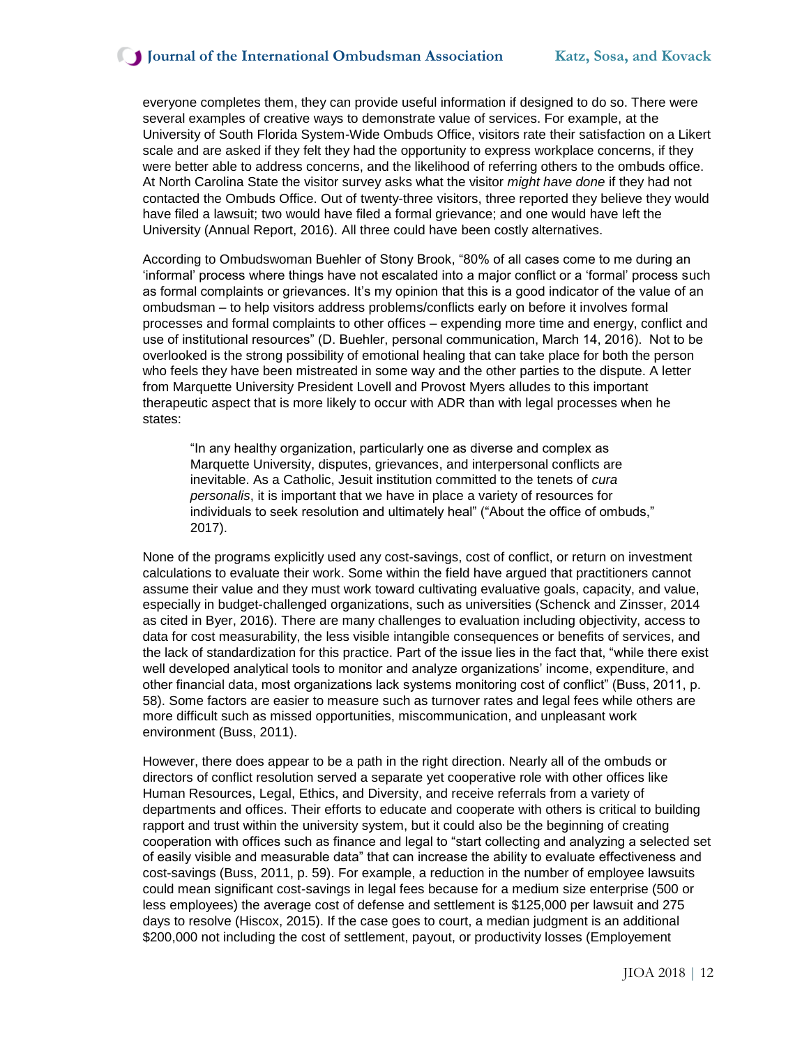everyone completes them, they can provide useful information if designed to do so. There were several examples of creative ways to demonstrate value of services. For example, at the University of South Florida System-Wide Ombuds Office, visitors rate their satisfaction on a Likert scale and are asked if they felt they had the opportunity to express workplace concerns, if they were better able to address concerns, and the likelihood of referring others to the ombuds office. At North Carolina State the visitor survey asks what the visitor *might have done* if they had not contacted the Ombuds Office. Out of twenty-three visitors, three reported they believe they would have filed a lawsuit; two would have filed a formal grievance; and one would have left the University (Annual Report, 2016). All three could have been costly alternatives.

According to Ombudswoman Buehler of Stony Brook, "80% of all cases come to me during an 'informal' process where things have not escalated into a major conflict or a 'formal' process such as formal complaints or grievances. It's my opinion that this is a good indicator of the value of an ombudsman – to help visitors address problems/conflicts early on before it involves formal processes and formal complaints to other offices – expending more time and energy, conflict and use of institutional resources" (D. Buehler, personal communication, March 14, 2016). Not to be overlooked is the strong possibility of emotional healing that can take place for both the person who feels they have been mistreated in some way and the other parties to the dispute. A letter from Marquette University President Lovell and Provost Myers alludes to this important therapeutic aspect that is more likely to occur with ADR than with legal processes when he states:

> "In any healthy organization, particularly one as diverse and complex as Marquette University, disputes, grievances, and interpersonal conflicts are inevitable. As a Catholic, Jesuit institution committed to the tenets of *cura personalis*, it is important that we have in place a variety of resources for individuals to seek resolution and ultimately heal" ("About the office of ombuds," 2017).

None of the programs explicitly used any cost-savings, cost of conflict, or return on investment calculations to evaluate their work. Some within the field have argued that practitioners cannot assume their value and they must work toward cultivating evaluative goals, capacity, and value, especially in budget-challenged organizations, such as universities (Schenck and Zinsser, 2014 as cited in Byer, 2016). There are many challenges to evaluation including objectivity, access to data for cost measurability, the less visible intangible consequences or benefits of services, and the lack of standardization for this practice. Part of the issue lies in the fact that, "while there exist well developed analytical tools to monitor and analyze organizations' income, expenditure, and other financial data, most organizations lack systems monitoring cost of conflict" (Buss, 2011, p. 58). Some factors are easier to measure such as turnover rates and legal fees while others are more difficult such as missed opportunities, miscommunication, and unpleasant work environment (Buss, 2011).

However, there does appear to be a path in the right direction. Nearly all of the ombuds or directors of conflict resolution served a separate yet cooperative role with other offices like Human Resources, Legal, Ethics, and Diversity, and receive referrals from a variety of departments and offices. Their efforts to educate and cooperate with others is critical to building rapport and trust within the university system, but it could also be the beginning of creating cooperation with offices such as finance and legal to "start collecting and analyzing a selected set of easily visible and measurable data" that can increase the ability to evaluate effectiveness and cost-savings (Buss, 2011, p. 59). For example, a reduction in the number of employee lawsuits could mean significant cost-savings in legal fees because for a medium size enterprise (500 or less employees) the average cost of defense and settlement is $125,000 per lawsuit and 275 days to resolve (Hiscox, 2015). If the case goes to court, a median judgment is an additional $200,000 not including the cost of settlement, payout, or productivity losses (Employement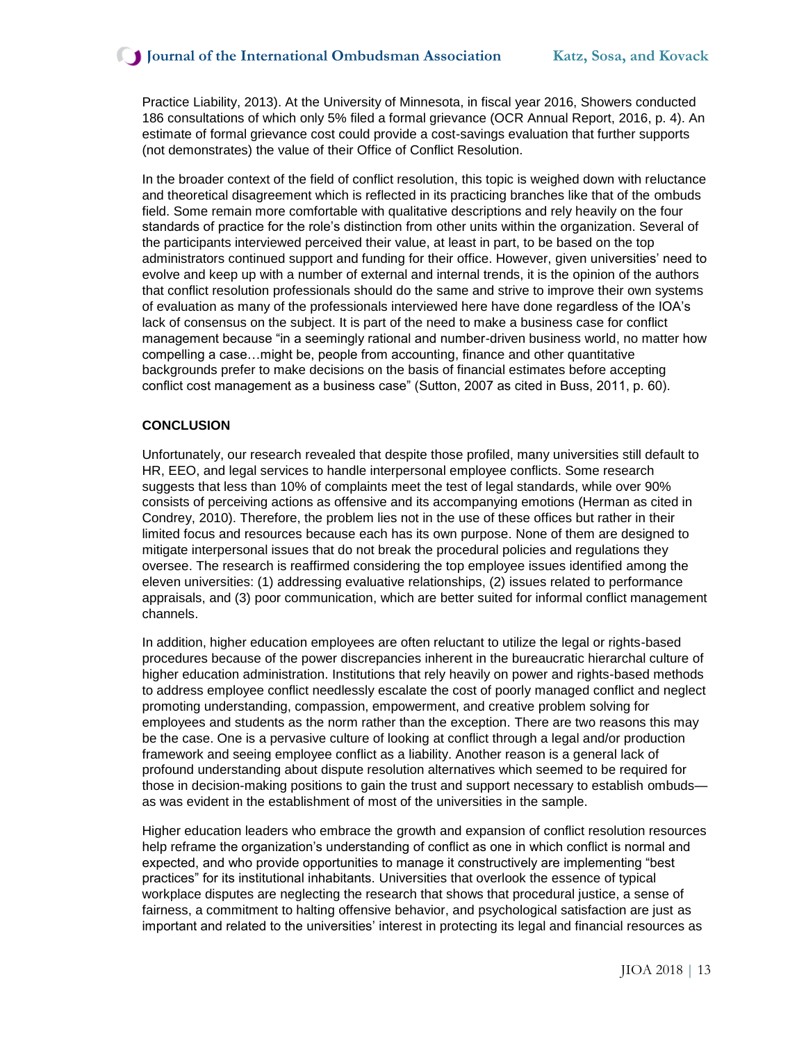Practice Liability, 2013). At the University of Minnesota, in fiscal year 2016, Showers conducted 186 consultations of which only 5% filed a formal grievance (OCR Annual Report, 2016, p. 4). An estimate of formal grievance cost could provide a cost-savings evaluation that further supports (not demonstrates) the value of their Office of Conflict Resolution.

In the broader context of the field of conflict resolution, this topic is weighed down with reluctance and theoretical disagreement which is reflected in its practicing branches like that of the ombuds field. Some remain more comfortable with qualitative descriptions and rely heavily on the four standards of practice for the role's distinction from other units within the organization. Several of the participants interviewed perceived their value, at least in part, to be based on the top administrators continued support and funding for their office. However, given universities' need to evolve and keep up with a number of external and internal trends, it is the opinion of the authors that conflict resolution professionals should do the same and strive to improve their own systems of evaluation as many of the professionals interviewed here have done regardless of the IOA's lack of consensus on the subject. It is part of the need to make a business case for conflict management because "in a seemingly rational and number-driven business world, no matter how compelling a case…might be, people from accounting, finance and other quantitative backgrounds prefer to make decisions on the basis of financial estimates before accepting conflict cost management as a business case" (Sutton, 2007 as cited in Buss, 2011, p. 60).

## CONCLUSION

Unfortunately, our research revealed that despite those profiled, many universities still default to HR, EEO, and legal services to handle interpersonal employee conflicts. Some research suggests that less than 10% of complaints meet the test of legal standards, while over 90% consists of perceiving actions as offensive and its accompanying emotions (Herman as cited in Condrey, 2010). Therefore, the problem lies not in the use of these offices but rather in their limited focus and resources because each has its own purpose. None of them are designed to mitigate interpersonal issues that do not break the procedural policies and regulations they oversee. The research is reaffirmed considering the top employee issues identified among the eleven universities: (1) addressing evaluative relationships, (2) issues related to performance appraisals, and (3) poor communication, which are better suited for informal conflict management channels.

In addition, higher education employees are often reluctant to utilize the legal or rights-based procedures because of the power discrepancies inherent in the bureaucratic hierarchal culture of higher education administration. Institutions that rely heavily on power and rights-based methods to address employee conflict needlessly escalate the cost of poorly managed conflict and neglect promoting understanding, compassion, empowerment, and creative problem solving for employees and students as the norm rather than the exception. There are two reasons this may be the case. One is a pervasive culture of looking at conflict through a legal and/or production framework and seeing employee conflict as a liability. Another reason is a general lack of profound understanding about dispute resolution alternatives which seemed to be required for those in decision-making positions to gain the trust and support necessary to establish ombuds—as was evident in the establishment of most of the universities in the sample.

Higher education leaders who embrace the growth and expansion of conflict resolution resources help reframe the organization's understanding of conflict as one in which conflict is normal and expected, and who provide opportunities to manage it constructively are implementing "best practices" for its institutional inhabitants. Universities that overlook the essence of typical workplace disputes are neglecting the research that shows that procedural justice, a sense of fairness, a commitment to halting offensive behavior, and psychological satisfaction are just as important and related to the universities' interest in protecting its legal and financial resources as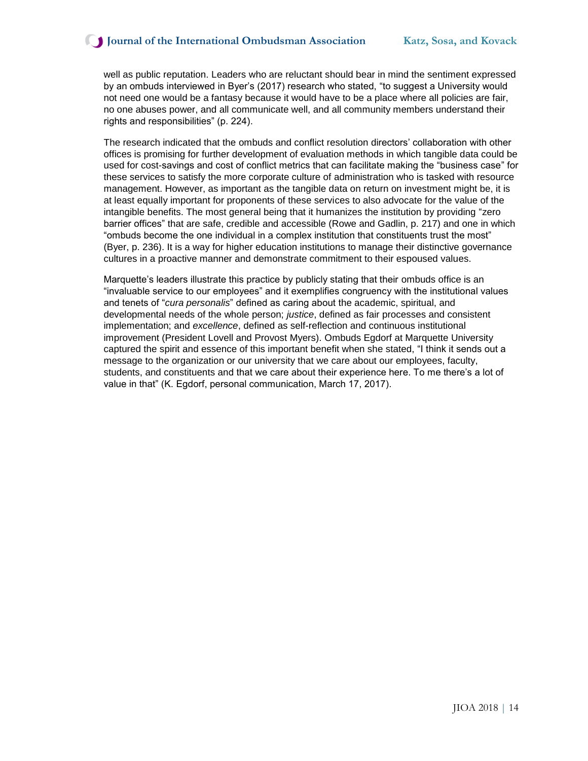well as public reputation. Leaders who are reluctant should bear in mind the sentiment expressed by an ombuds interviewed in Byer's (2017) research who stated, "to suggest a University would not need one would be a fantasy because it would have to be a place where all policies are fair, no one abuses power, and all communicate well, and all community members understand their rights and responsibilities" (p. 224).

The research indicated that the ombuds and conflict resolution directors' collaboration with other offices is promising for further development of evaluation methods in which tangible data could be used for cost-savings and cost of conflict metrics that can facilitate making the "business case" for these services to satisfy the more corporate culture of administration who is tasked with resource management. However, as important as the tangible data on return on investment might be, it is at least equally important for proponents of these services to also advocate for the value of the intangible benefits. The most general being that it humanizes the institution by providing "zero barrier offices" that are safe, credible and accessible (Rowe and Gadlin, p. 217) and one in which "ombuds become the one individual in a complex institution that constituents trust the most" (Byer, p. 236). It is a way for higher education institutions to manage their distinctive governance cultures in a proactive manner and demonstrate commitment to their espoused values.

Marquette's leaders illustrate this practice by publicly stating that their ombuds office is an "invaluable service to our employees" and it exemplifies congruency with the institutional values and tenets of "*cura personalis*" defined as caring about the academic, spiritual, and developmental needs of the whole person; *justice*, defined as fair processes and consistent implementation; and *excellence*, defined as self-reflection and continuous institutional improvement (President Lovell and Provost Myers). Ombuds Egdorf at Marquette University captured the spirit and essence of this important benefit when she stated, "I think it sends out a message to the organization or our university that we care about our employees, faculty, students, and constituents and that we care about their experience here. To me there's a lot of value in that" (K. Egdorf, personal communication, March 17, 2017).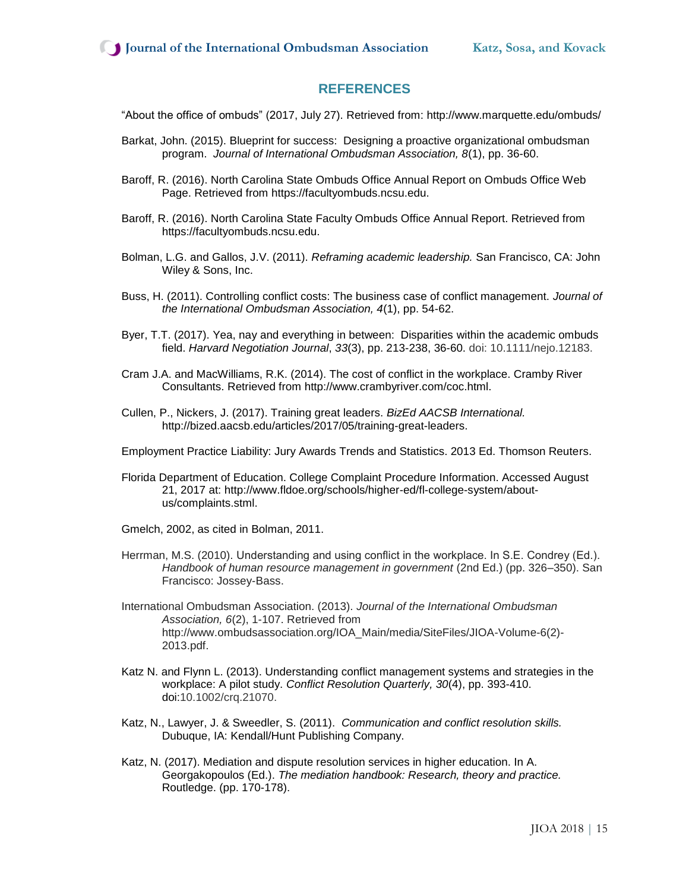## REFERENCES

"About the office of ombuds" (2017, July 27). Retrieved from: http://www.marquette.edu/ombuds/

Barkat, John. (2015). Blueprint for success: Designing a proactive organizational ombudsman program. *Journal of International Ombudsman Association, 8*(1), pp. 36-60.

Baroff, R. (2016). North Carolina State Ombuds Office Annual Report on Ombuds Office Web Page. Retrieved from https://facultyombuds.ncsu.edu.

Baroff, R. (2016). North Carolina State Faculty Ombuds Office Annual Report. Retrieved from https://facultyombuds.ncsu.edu.

Bolman, L.G. and Gallos, J.V. (2011). *Reframing academic leadership.* San Francisco, CA: John Wiley & Sons, Inc.

Buss, H. (2011). Controlling conflict costs: The business case of conflict management. *Journal of the International Ombudsman Association, 4*(1), pp. 54-62.

Byer, T.T. (2017). Yea, nay and everything in between: Disparities within the academic ombuds field. *Harvard Negotiation Journal*, *33*(3), pp. 213-238, 36-60. doi: 10.1111/nejo.12183.

Cram J.A. and MacWilliams, R.K. (2014). The cost of conflict in the workplace. Cramby River Consultants. Retrieved from http://www.crambyriver.com/coc.html.

Cullen, P., Nickers, J. (2017). Training great leaders. *BizEd AACSB International.* http://bized.aacsb.edu/articles/2017/05/training-great-leaders.

Employment Practice Liability: Jury Awards Trends and Statistics. 2013 Ed. Thomson Reuters.

Florida Department of Education. College Complaint Procedure Information. Accessed August 21, 2017 at: http://www.fldoe.org/schools/higher-ed/fl-college-system/about-us/complaints.stml.

Gmelch, 2002, as cited in Bolman, 2011.

Herrman, M.S. (2010). Understanding and using conflict in the workplace. In S.E. Condrey (Ed.). *Handbook of human resource management in government* (2nd Ed.) (pp. 326–350). San Francisco: Jossey-Bass.

International Ombudsman Association. (2013). *Journal of the International Ombudsman Association, 6*(2), 1-107. Retrieved from http://www.ombudsassociation.org/IOA_Main/media/SiteFiles/JIOA-Volume-6(2)-2013.pdf.

Katz N. and Flynn L. (2013). Understanding conflict management systems and strategies in the workplace: A pilot study. *Conflict Resolution Quarterly, 30*(4), pp. 393-410. doi:10.1002/crq.21070.

Katz, N., Lawyer, J. & Sweedler, S. (2011). *Communication and conflict resolution skills.* Dubuque, IA: Kendall/Hunt Publishing Company.

Katz, N. (2017). Mediation and dispute resolution services in higher education. In A. Georgakopoulos (Ed.). *The mediation handbook: Research, theory and practice.* Routledge. (pp. 170-178).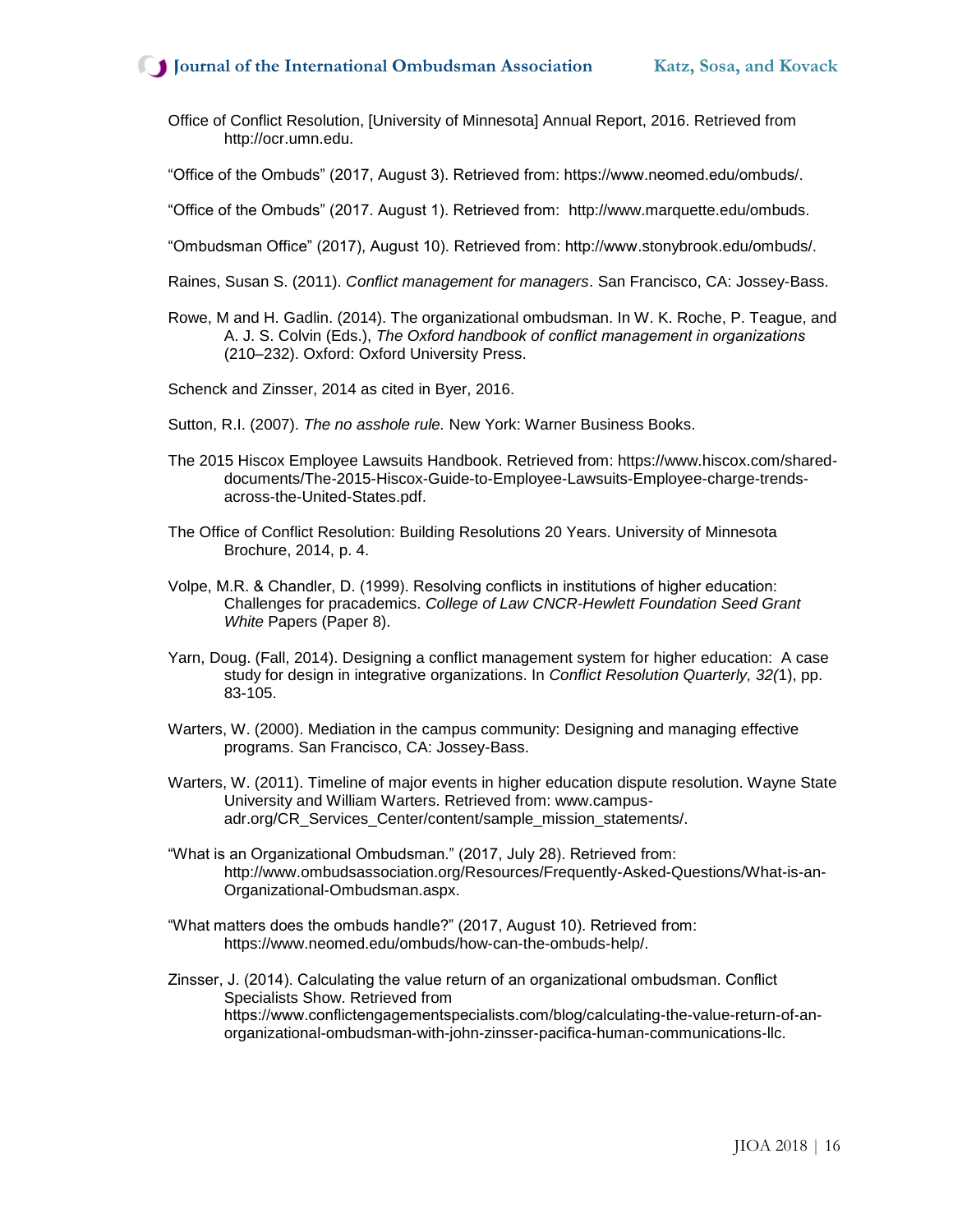Office of Conflict Resolution, [University of Minnesota] Annual Report, 2016. Retrieved from http://ocr.umn.edu.

“Office of the Ombuds” (2017, August 3). Retrieved from: https://www.neomed.edu/ombuds/.

“Office of the Ombuds” (2017. August 1). Retrieved from: http://www.marquette.edu/ombuds.

“Ombudsman Office” (2017), August 10). Retrieved from: http://www.stonybrook.edu/ombuds/.

Raines, Susan S. (2011). *Conflict management for managers*. San Francisco, CA: Jossey-Bass.

Rowe, M and H. Gadlin. (2014). The organizational ombudsman. In W. K. Roche, P. Teague, and A. J. S. Colvin (Eds.), *The Oxford handbook of conflict management in organizations* (210–232). Oxford: Oxford University Press.

Schenck and Zinsser, 2014 as cited in Byer, 2016.

Sutton, R.I. (2007). *The no asshole rule.* New York: Warner Business Books.

The 2015 Hiscox Employee Lawsuits Handbook. Retrieved from: https://www.hiscox.com/shared-documents/The-2015-Hiscox-Guide-to-Employee-Lawsuits-Employee-charge-trends-across-the-United-States.pdf.

The Office of Conflict Resolution: Building Resolutions 20 Years. University of Minnesota Brochure, 2014, p. 4.

Volpe, M.R. & Chandler, D. (1999). Resolving conflicts in institutions of higher education: Challenges for pracademics. *College of Law CNCR-Hewlett Foundation Seed Grant White* Papers (Paper 8).

Yarn, Doug. (Fall, 2014). Designing a conflict management system for higher education: A case study for design in integrative organizations. In *Conflict Resolution Quarterly, 32(*1), pp. 83-105.

Warters, W. (2000). Mediation in the campus community: Designing and managing effective programs. San Francisco, CA: Jossey-Bass.

Warters, W. (2011). Timeline of major events in higher education dispute resolution. Wayne State University and William Warters. Retrieved from: www.campus-adr.org/CR_Services_Center/content/sample_mission_statements/.

“What is an Organizational Ombudsman.” (2017, July 28). Retrieved from: http://www.ombudsassociation.org/Resources/Frequently-Asked-Questions/What-is-an-Organizational-Ombudsman.aspx.

“What matters does the ombuds handle?” (2017, August 10). Retrieved from: https://www.neomed.edu/ombuds/how-can-the-ombuds-help/.

Zinsser, J. (2014). Calculating the value return of an organizational ombudsman. Conflict Specialists Show. Retrieved from https://www.conflictengagementspecialists.com/blog/calculating-the-value-return-of-an-organizational-ombudsman-with-john-zinsser-pacifica-human-communications-llc.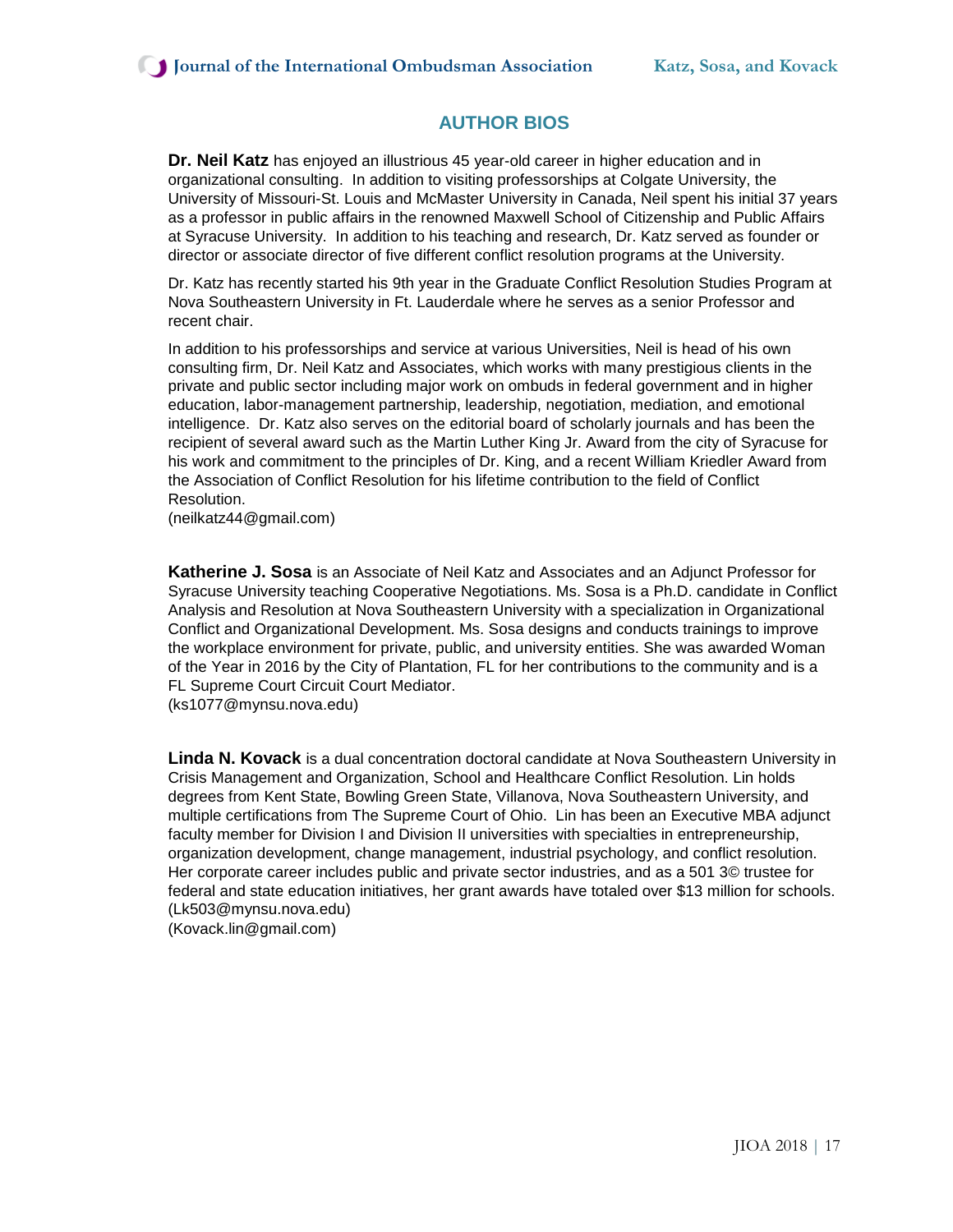## AUTHOR BIOS

**Dr. Neil Katz** has enjoyed an illustrious 45 year-old career in higher education and in organizational consulting. In addition to visiting professorships at Colgate University, the University of Missouri-St. Louis and McMaster University in Canada, Neil spent his initial 37 years as a professor in public affairs in the renowned Maxwell School of Citizenship and Public Affairs at Syracuse University. In addition to his teaching and research, Dr. Katz served as founder or director or associate director of five different conflict resolution programs at the University.

Dr. Katz has recently started his 9th year in the Graduate Conflict Resolution Studies Program at Nova Southeastern University in Ft. Lauderdale where he serves as a senior Professor and recent chair.

In addition to his professorships and service at various Universities, Neil is head of his own consulting firm, Dr. Neil Katz and Associates, which works with many prestigious clients in the private and public sector including major work on ombuds in federal government and in higher education, labor-management partnership, leadership, negotiation, mediation, and emotional intelligence. Dr. Katz also serves on the editorial board of scholarly journals and has been the recipient of several award such as the Martin Luther King Jr. Award from the city of Syracuse for his work and commitment to the principles of Dr. King, and a recent William Kriedler Award from the Association of Conflict Resolution for his lifetime contribution to the field of Conflict Resolution.
(neilkatz44@gmail.com)

**Katherine J. Sosa** is an Associate of Neil Katz and Associates and an Adjunct Professor for Syracuse University teaching Cooperative Negotiations. Ms. Sosa is a Ph.D. candidate in Conflict Analysis and Resolution at Nova Southeastern University with a specialization in Organizational Conflict and Organizational Development. Ms. Sosa designs and conducts trainings to improve the workplace environment for private, public, and university entities. She was awarded Woman of the Year in 2016 by the City of Plantation, FL for her contributions to the community and is a FL Supreme Court Circuit Court Mediator.
(ks1077@mynsu.nova.edu)

**Linda N. Kovack** is a dual concentration doctoral candidate at Nova Southeastern University in Crisis Management and Organization, School and Healthcare Conflict Resolution. Lin holds degrees from Kent State, Bowling Green State, Villanova, Nova Southeastern University, and multiple certifications from The Supreme Court of Ohio. Lin has been an Executive MBA adjunct faculty member for Division I and Division II universities with specialties in entrepreneurship, organization development, change management, industrial psychology, and conflict resolution. Her corporate career includes public and private sector industries, and as a 501 3© trustee for federal and state education initiatives, her grant awards have totaled over $13 million for schools.
(Lk503@mynsu.nova.edu)
(Kovack.lin@gmail.com)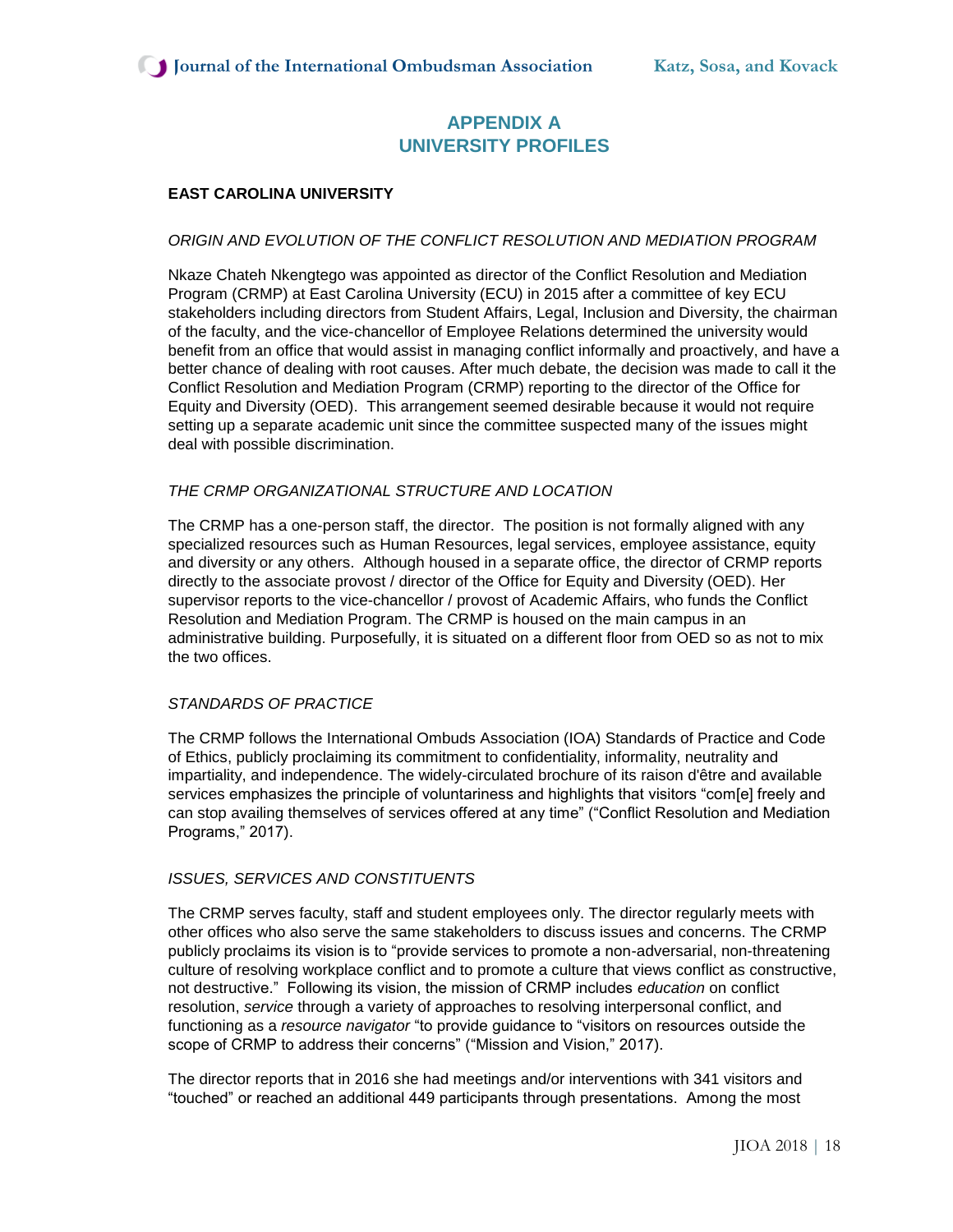# APPENDIX A
# UNIVERSITY PROFILES

## EAST CAROLINA UNIVERSITY

### *ORIGIN AND EVOLUTION OF THE CONFLICT RESOLUTION AND MEDIATION PROGRAM*

Nkaze Chateh Nkengtego was appointed as director of the Conflict Resolution and Mediation Program (CRMP) at East Carolina University (ECU) in 2015 after a committee of key ECU stakeholders including directors from Student Affairs, Legal, Inclusion and Diversity, the chairman of the faculty, and the vice-chancellor of Employee Relations determined the university would benefit from an office that would assist in managing conflict informally and proactively, and have a better chance of dealing with root causes. After much debate, the decision was made to call it the Conflict Resolution and Mediation Program (CRMP) reporting to the director of the Office for Equity and Diversity (OED). This arrangement seemed desirable because it would not require setting up a separate academic unit since the committee suspected many of the issues might deal with possible discrimination.

### *THE CRMP ORGANIZATIONAL STRUCTURE AND LOCATION*

The CRMP has a one-person staff, the director. The position is not formally aligned with any specialized resources such as Human Resources, legal services, employee assistance, equity and diversity or any others. Although housed in a separate office, the director of CRMP reports directly to the associate provost / director of the Office for Equity and Diversity (OED). Her supervisor reports to the vice-chancellor / provost of Academic Affairs, who funds the Conflict Resolution and Mediation Program. The CRMP is housed on the main campus in an administrative building. Purposefully, it is situated on a different floor from OED so as not to mix the two offices.

### *STANDARDS OF PRACTICE*

The CRMP follows the International Ombuds Association (IOA) Standards of Practice and Code of Ethics, publicly proclaiming its commitment to confidentiality, informality, neutrality and impartiality, and independence. The widely-circulated brochure of its raison d'être and available services emphasizes the principle of voluntariness and highlights that visitors "com[e] freely and can stop availing themselves of services offered at any time" ("Conflict Resolution and Mediation Programs," 2017).

### *ISSUES, SERVICES AND CONSTITUENTS*

The CRMP serves faculty, staff and student employees only. The director regularly meets with other offices who also serve the same stakeholders to discuss issues and concerns. The CRMP publicly proclaims its vision is to "provide services to promote a non-adversarial, non-threatening culture of resolving workplace conflict and to promote a culture that views conflict as constructive, not destructive." Following its vision, the mission of CRMP includes *education* on conflict resolution, *service* through a variety of approaches to resolving interpersonal conflict, and functioning as a *resource navigator* "to provide guidance to "visitors on resources outside the scope of CRMP to address their concerns" ("Mission and Vision," 2017).

The director reports that in 2016 she had meetings and/or interventions with 341 visitors and "touched" or reached an additional 449 participants through presentations. Among the most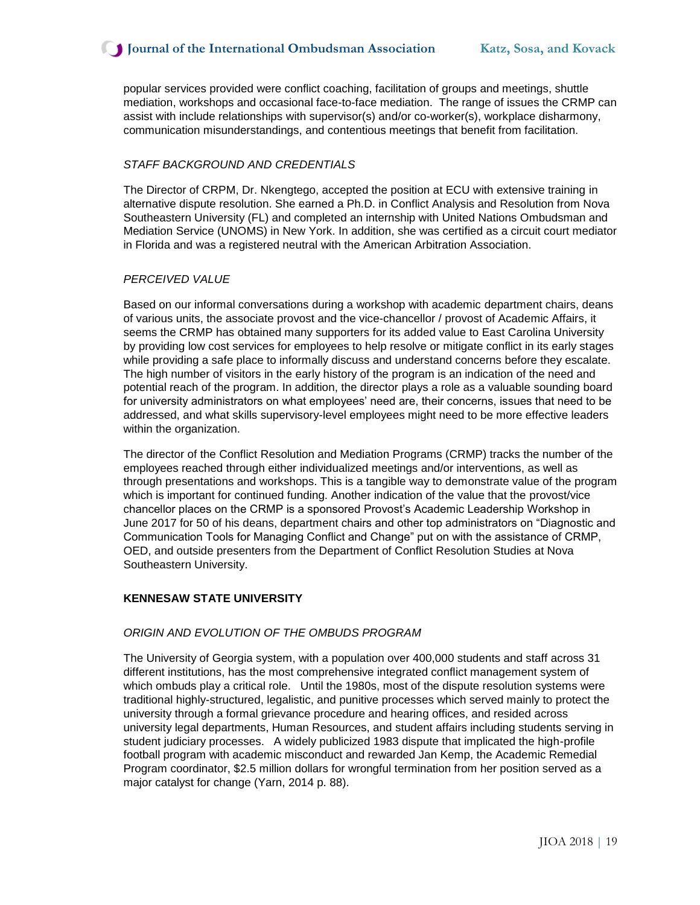popular services provided were conflict coaching, facilitation of groups and meetings, shuttle mediation, workshops and occasional face-to-face mediation. The range of issues the CRMP can assist with include relationships with supervisor(s) and/or co-worker(s), workplace disharmony, communication misunderstandings, and contentious meetings that benefit from facilitation.

### *STAFF BACKGROUND AND CREDENTIALS*

The Director of CRPM, Dr. Nkengtego, accepted the position at ECU with extensive training in alternative dispute resolution. She earned a Ph.D. in Conflict Analysis and Resolution from Nova Southeastern University (FL) and completed an internship with United Nations Ombudsman and Mediation Service (UNOMS) in New York. In addition, she was certified as a circuit court mediator in Florida and was a registered neutral with the American Arbitration Association.

### *PERCEIVED VALUE*

Based on our informal conversations during a workshop with academic department chairs, deans of various units, the associate provost and the vice-chancellor / provost of Academic Affairs, it seems the CRMP has obtained many supporters for its added value to East Carolina University by providing low cost services for employees to help resolve or mitigate conflict in its early stages while providing a safe place to informally discuss and understand concerns before they escalate. The high number of visitors in the early history of the program is an indication of the need and potential reach of the program. In addition, the director plays a role as a valuable sounding board for university administrators on what employees' need are, their concerns, issues that need to be addressed, and what skills supervisory-level employees might need to be more effective leaders within the organization.

The director of the Conflict Resolution and Mediation Programs (CRMP) tracks the number of the employees reached through either individualized meetings and/or interventions, as well as through presentations and workshops. This is a tangible way to demonstrate value of the program which is important for continued funding. Another indication of the value that the provost/vice chancellor places on the CRMP is a sponsored Provost's Academic Leadership Workshop in June 2017 for 50 of his deans, department chairs and other top administrators on "Diagnostic and Communication Tools for Managing Conflict and Change" put on with the assistance of CRMP, OED, and outside presenters from the Department of Conflict Resolution Studies at Nova Southeastern University.

## KENNESAW STATE UNIVERSITY

### *ORIGIN AND EVOLUTION OF THE OMBUDS PROGRAM*

The University of Georgia system, with a population over 400,000 students and staff across 31 different institutions, has the most comprehensive integrated conflict management system of which ombuds play a critical role. Until the 1980s, most of the dispute resolution systems were traditional highly-structured, legalistic, and punitive processes which served mainly to protect the university through a formal grievance procedure and hearing offices, and resided across university legal departments, Human Resources, and student affairs including students serving in student judiciary processes. A widely publicized 1983 dispute that implicated the high-profile football program with academic misconduct and rewarded Jan Kemp, the Academic Remedial Program coordinator, $2.5 million dollars for wrongful termination from her position served as a major catalyst for change (Yarn, 2014 p. 88).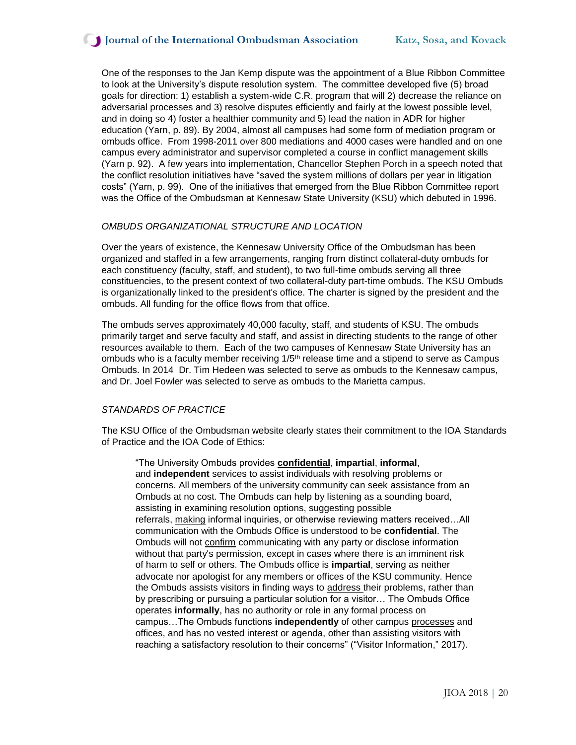One of the responses to the Jan Kemp dispute was the appointment of a Blue Ribbon Committee to look at the University's dispute resolution system. The committee developed five (5) broad goals for direction: 1) establish a system-wide C.R. program that will 2) decrease the reliance on adversarial processes and 3) resolve disputes efficiently and fairly at the lowest possible level, and in doing so 4) foster a healthier community and 5) lead the nation in ADR for higher education (Yarn, p. 89). By 2004, almost all campuses had some form of mediation program or ombuds office. From 1998-2011 over 800 mediations and 4000 cases were handled and on one campus every administrator and supervisor completed a course in conflict management skills (Yarn p. 92). A few years into implementation, Chancellor Stephen Porch in a speech noted that the conflict resolution initiatives have "saved the system millions of dollars per year in litigation costs" (Yarn, p. 99). One of the initiatives that emerged from the Blue Ribbon Committee report was the Office of the Ombudsman at Kennesaw State University (KSU) which debuted in 1996.

*OMBUDS ORGANIZATIONAL STRUCTURE AND LOCATION*

Over the years of existence, the Kennesaw University Office of the Ombudsman has been organized and staffed in a few arrangements, ranging from distinct collateral-duty ombuds for each constituency (faculty, staff, and student), to two full-time ombuds serving all three constituencies, to the present context of two collateral-duty part-time ombuds. The KSU Ombuds is organizationally linked to the president's office. The charter is signed by the president and the ombuds. All funding for the office flows from that office.

The ombuds serves approximately 40,000 faculty, staff, and students of KSU. The ombuds primarily target and serve faculty and staff, and assist in directing students to the range of other resources available to them. Each of the two campuses of Kennesaw State University has an ombuds who is a faculty member receiving 1/5th release time and a stipend to serve as Campus Ombuds. In 2014 Dr. Tim Hedeen was selected to serve as ombuds to the Kennesaw campus, and Dr. Joel Fowler was selected to serve as ombuds to the Marietta campus.

*STANDARDS OF PRACTICE*

The KSU Office of the Ombudsman website clearly states their commitment to the IOA Standards of Practice and the IOA Code of Ethics:

> "The University Ombuds provides **confidential**, **impartial**, **informal**, and **independent** services to assist individuals with resolving problems or concerns. All members of the university community can seek assistance from an Ombuds at no cost. The Ombuds can help by listening as a sounding board, assisting in examining resolution options, suggesting possible referrals, making informal inquiries, or otherwise reviewing matters received…All communication with the Ombuds Office is understood to be **confidential**. The Ombuds will not confirm communicating with any party or disclose information without that party's permission, except in cases where there is an imminent risk of harm to self or others. The Ombuds office is **impartial**, serving as neither advocate nor apologist for any members or offices of the KSU community. Hence the Ombuds assists visitors in finding ways to address their problems, rather than by prescribing or pursuing a particular solution for a visitor… The Ombuds Office operates **informally**, has no authority or role in any formal process on campus…The Ombuds functions **independently** of other campus processes and offices, and has no vested interest or agenda, other than assisting visitors with reaching a satisfactory resolution to their concerns" ("Visitor Information," 2017).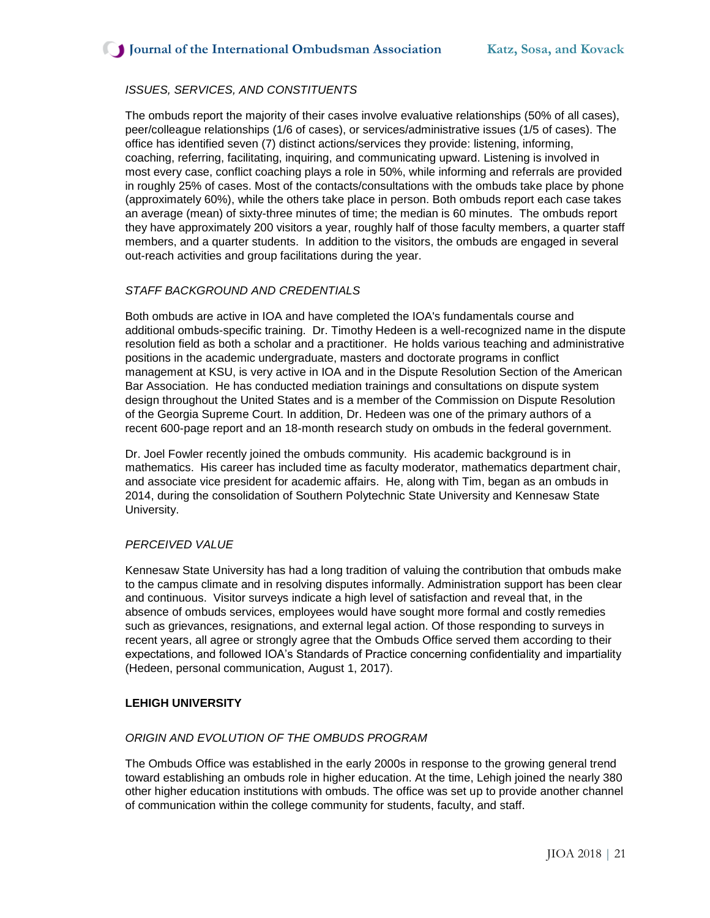*ISSUES, SERVICES, AND CONSTITUENTS*

The ombuds report the majority of their cases involve evaluative relationships (50% of all cases), peer/colleague relationships (1/6 of cases), or services/administrative issues (1/5 of cases). The office has identified seven (7) distinct actions/services they provide: listening, informing, coaching, referring, facilitating, inquiring, and communicating upward. Listening is involved in most every case, conflict coaching plays a role in 50%, while informing and referrals are provided in roughly 25% of cases. Most of the contacts/consultations with the ombuds take place by phone (approximately 60%), while the others take place in person. Both ombuds report each case takes an average (mean) of sixty-three minutes of time; the median is 60 minutes. The ombuds report they have approximately 200 visitors a year, roughly half of those faculty members, a quarter staff members, and a quarter students. In addition to the visitors, the ombuds are engaged in several out-reach activities and group facilitations during the year.

*STAFF BACKGROUND AND CREDENTIALS*

Both ombuds are active in IOA and have completed the IOA's fundamentals course and additional ombuds-specific training. Dr. Timothy Hedeen is a well-recognized name in the dispute resolution field as both a scholar and a practitioner. He holds various teaching and administrative positions in the academic undergraduate, masters and doctorate programs in conflict management at KSU, is very active in IOA and in the Dispute Resolution Section of the American Bar Association. He has conducted mediation trainings and consultations on dispute system design throughout the United States and is a member of the Commission on Dispute Resolution of the Georgia Supreme Court. In addition, Dr. Hedeen was one of the primary authors of a recent 600-page report and an 18-month research study on ombuds in the federal government.

Dr. Joel Fowler recently joined the ombuds community. His academic background is in mathematics. His career has included time as faculty moderator, mathematics department chair, and associate vice president for academic affairs. He, along with Tim, began as an ombuds in 2014, during the consolidation of Southern Polytechnic State University and Kennesaw State University.

*PERCEIVED VALUE*

Kennesaw State University has had a long tradition of valuing the contribution that ombuds make to the campus climate and in resolving disputes informally. Administration support has been clear and continuous. Visitor surveys indicate a high level of satisfaction and reveal that, in the absence of ombuds services, employees would have sought more formal and costly remedies such as grievances, resignations, and external legal action. Of those responding to surveys in recent years, all agree or strongly agree that the Ombuds Office served them according to their expectations, and followed IOA's Standards of Practice concerning confidentiality and impartiality (Hedeen, personal communication, August 1, 2017).

**LEHIGH UNIVERSITY**

*ORIGIN AND EVOLUTION OF THE OMBUDS PROGRAM*

The Ombuds Office was established in the early 2000s in response to the growing general trend toward establishing an ombuds role in higher education. At the time, Lehigh joined the nearly 380 other higher education institutions with ombuds. The office was set up to provide another channel of communication within the college community for students, faculty, and staff.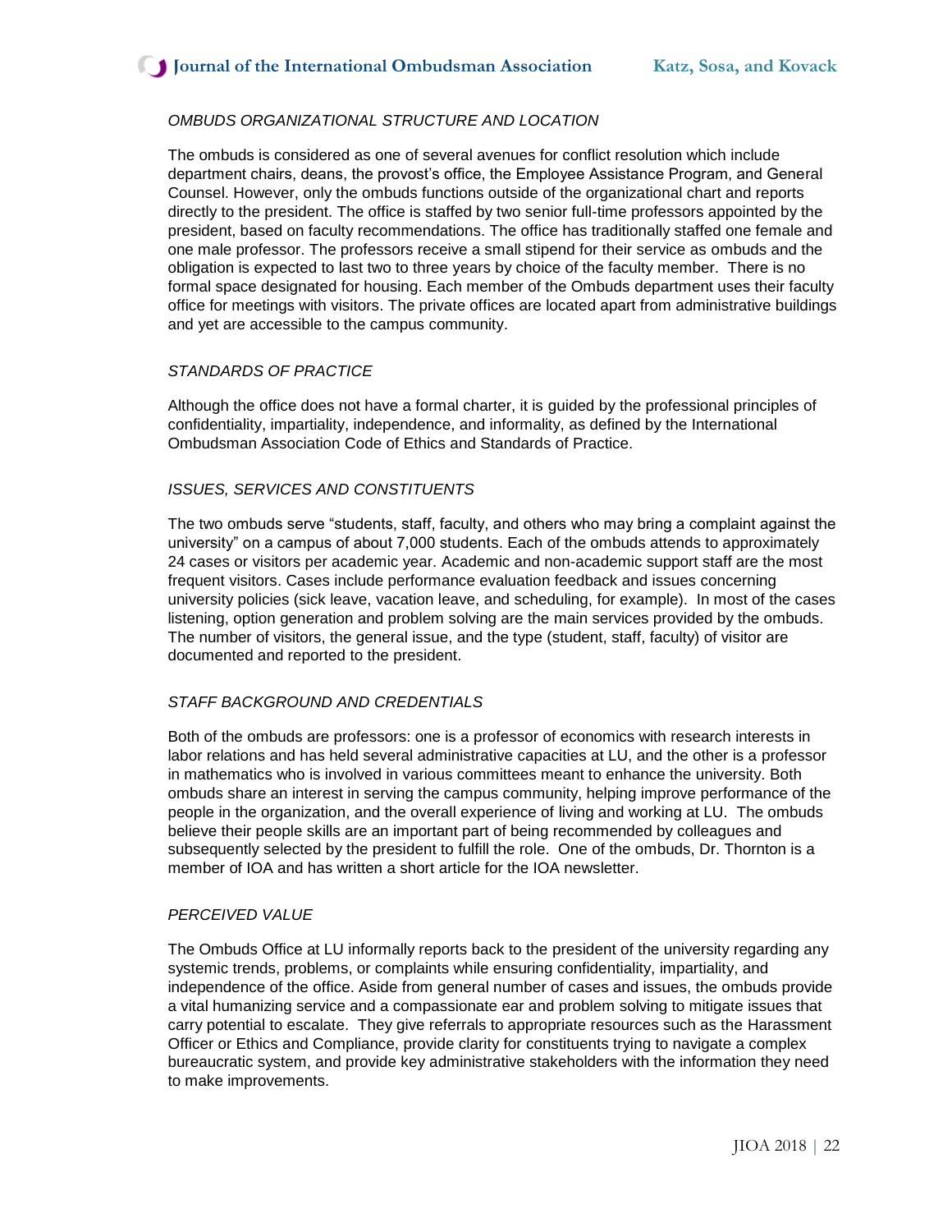*OMBUDS ORGANIZATIONAL STRUCTURE AND LOCATION*

The ombuds is considered as one of several avenues for conflict resolution which include department chairs, deans, the provost's office, the Employee Assistance Program, and General Counsel. However, only the ombuds functions outside of the organizational chart and reports directly to the president. The office is staffed by two senior full-time professors appointed by the president, based on faculty recommendations. The office has traditionally staffed one female and one male professor. The professors receive a small stipend for their service as ombuds and the obligation is expected to last two to three years by choice of the faculty member. There is no formal space designated for housing. Each member of the Ombuds department uses their faculty office for meetings with visitors. The private offices are located apart from administrative buildings and yet are accessible to the campus community.

*STANDARDS OF PRACTICE*

Although the office does not have a formal charter, it is guided by the professional principles of confidentiality, impartiality, independence, and informality, as defined by the International Ombudsman Association Code of Ethics and Standards of Practice.

*ISSUES, SERVICES AND CONSTITUENTS*

The two ombuds serve "students, staff, faculty, and others who may bring a complaint against the university" on a campus of about 7,000 students. Each of the ombuds attends to approximately 24 cases or visitors per academic year. Academic and non-academic support staff are the most frequent visitors. Cases include performance evaluation feedback and issues concerning university policies (sick leave, vacation leave, and scheduling, for example). In most of the cases listening, option generation and problem solving are the main services provided by the ombuds. The number of visitors, the general issue, and the type (student, staff, faculty) of visitor are documented and reported to the president.

*STAFF BACKGROUND AND CREDENTIALS*

Both of the ombuds are professors: one is a professor of economics with research interests in labor relations and has held several administrative capacities at LU, and the other is a professor in mathematics who is involved in various committees meant to enhance the university. Both ombuds share an interest in serving the campus community, helping improve performance of the people in the organization, and the overall experience of living and working at LU. The ombuds believe their people skills are an important part of being recommended by colleagues and subsequently selected by the president to fulfill the role. One of the ombuds, Dr. Thornton is a member of IOA and has written a short article for the IOA newsletter.

*PERCEIVED VALUE*

The Ombuds Office at LU informally reports back to the president of the university regarding any systemic trends, problems, or complaints while ensuring confidentiality, impartiality, and independence of the office. Aside from general number of cases and issues, the ombuds provide a vital humanizing service and a compassionate ear and problem solving to mitigate issues that carry potential to escalate. They give referrals to appropriate resources such as the Harassment Officer or Ethics and Compliance, provide clarity for constituents trying to navigate a complex bureaucratic system, and provide key administrative stakeholders with the information they need to make improvements.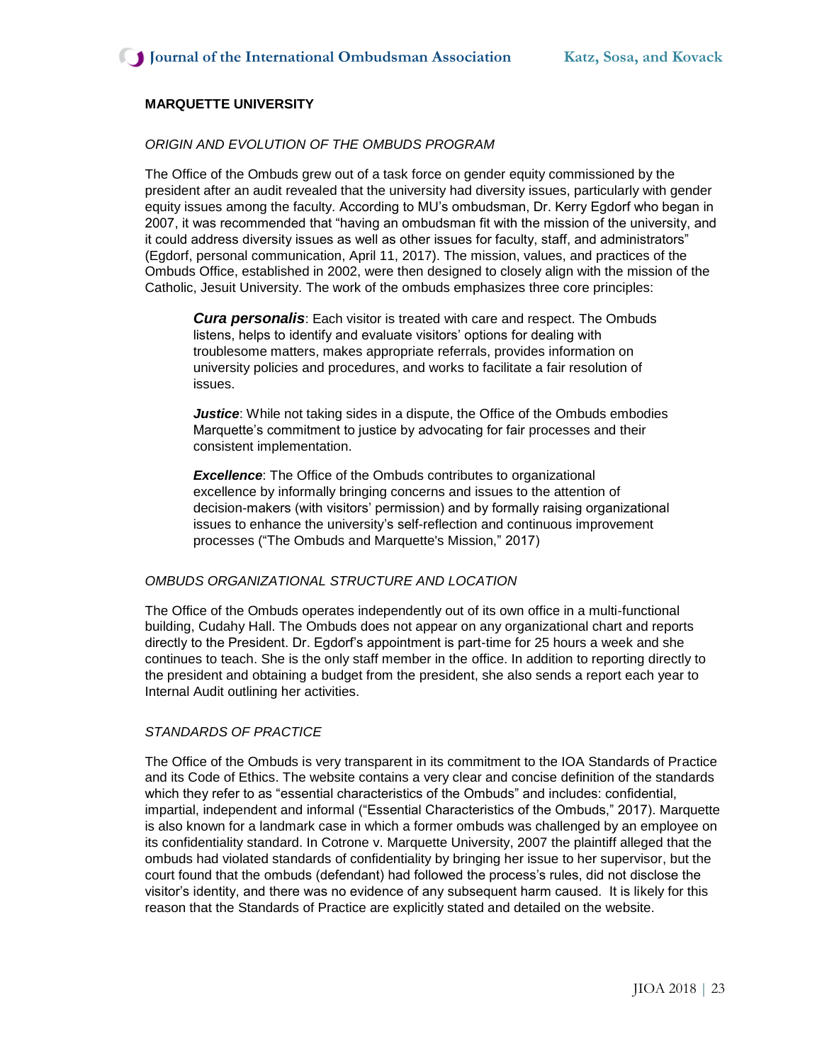## MARQUETTE UNIVERSITY

### *ORIGIN AND EVOLUTION OF THE OMBUDS PROGRAM*

The Office of the Ombuds grew out of a task force on gender equity commissioned by the president after an audit revealed that the university had diversity issues, particularly with gender equity issues among the faculty. According to MU's ombudsman, Dr. Kerry Egdorf who began in 2007, it was recommended that "having an ombudsman fit with the mission of the university, and it could address diversity issues as well as other issues for faculty, staff, and administrators" (Egdorf, personal communication, April 11, 2017). The mission, values, and practices of the Ombuds Office, established in 2002, were then designed to closely align with the mission of the Catholic, Jesuit University. The work of the ombuds emphasizes three core principles:

> ***Cura personalis***: Each visitor is treated with care and respect. The Ombuds listens, helps to identify and evaluate visitors' options for dealing with troublesome matters, makes appropriate referrals, provides information on university policies and procedures, and works to facilitate a fair resolution of issues.
>
> ***Justice***: While not taking sides in a dispute, the Office of the Ombuds embodies Marquette's commitment to justice by advocating for fair processes and their consistent implementation.
>
> ***Excellence***: The Office of the Ombuds contributes to organizational excellence by informally bringing concerns and issues to the attention of decision-makers (with visitors' permission) and by formally raising organizational issues to enhance the university's self-reflection and continuous improvement processes ("The Ombuds and Marquette's Mission," 2017)

### *OMBUDS ORGANIZATIONAL STRUCTURE AND LOCATION*

The Office of the Ombuds operates independently out of its own office in a multi-functional building, Cudahy Hall. The Ombuds does not appear on any organizational chart and reports directly to the President. Dr. Egdorf's appointment is part-time for 25 hours a week and she continues to teach. She is the only staff member in the office. In addition to reporting directly to the president and obtaining a budget from the president, she also sends a report each year to Internal Audit outlining her activities.

### *STANDARDS OF PRACTICE*

The Office of the Ombuds is very transparent in its commitment to the IOA Standards of Practice and its Code of Ethics. The website contains a very clear and concise definition of the standards which they refer to as "essential characteristics of the Ombuds" and includes: confidential, impartial, independent and informal ("Essential Characteristics of the Ombuds," 2017). Marquette is also known for a landmark case in which a former ombuds was challenged by an employee on its confidentiality standard. In Cotrone v. Marquette University, 2007 the plaintiff alleged that the ombuds had violated standards of confidentiality by bringing her issue to her supervisor, but the court found that the ombuds (defendant) had followed the process's rules, did not disclose the visitor's identity, and there was no evidence of any subsequent harm caused. It is likely for this reason that the Standards of Practice are explicitly stated and detailed on the website.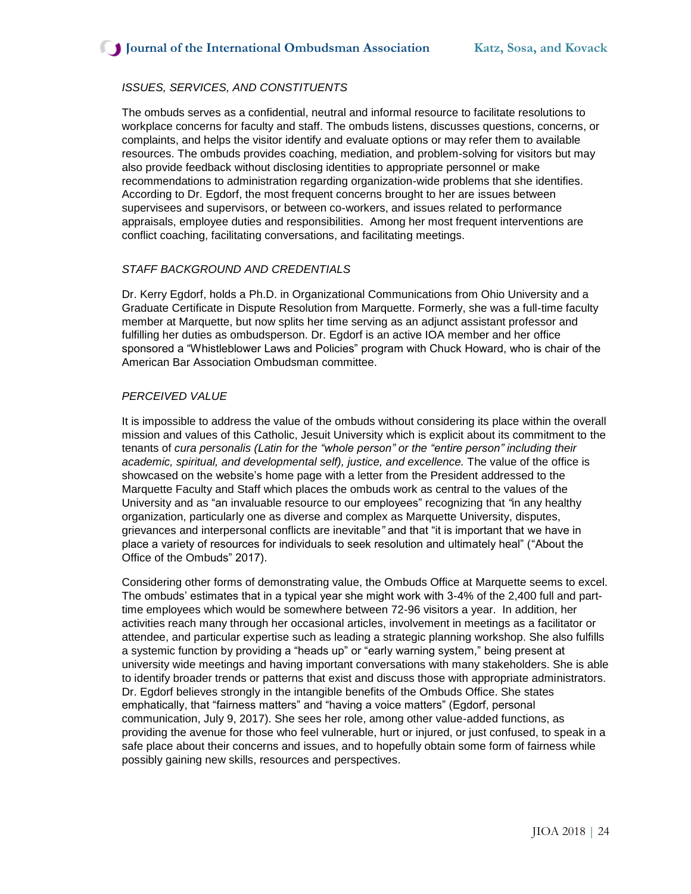*ISSUES, SERVICES, AND CONSTITUENTS*

The ombuds serves as a confidential, neutral and informal resource to facilitate resolutions to workplace concerns for faculty and staff. The ombuds listens, discusses questions, concerns, or complaints, and helps the visitor identify and evaluate options or may refer them to available resources. The ombuds provides coaching, mediation, and problem-solving for visitors but may also provide feedback without disclosing identities to appropriate personnel or make recommendations to administration regarding organization-wide problems that she identifies. According to Dr. Egdorf, the most frequent concerns brought to her are issues between supervisees and supervisors, or between co-workers, and issues related to performance appraisals, employee duties and responsibilities. Among her most frequent interventions are conflict coaching, facilitating conversations, and facilitating meetings.

*STAFF BACKGROUND AND CREDENTIALS*

Dr. Kerry Egdorf, holds a Ph.D. in Organizational Communications from Ohio University and a Graduate Certificate in Dispute Resolution from Marquette. Formerly, she was a full-time faculty member at Marquette, but now splits her time serving as an adjunct assistant professor and fulfilling her duties as ombudsperson. Dr. Egdorf is an active IOA member and her office sponsored a "Whistleblower Laws and Policies" program with Chuck Howard, who is chair of the American Bar Association Ombudsman committee.

*PERCEIVED VALUE*

It is impossible to address the value of the ombuds without considering its place within the overall mission and values of this Catholic, Jesuit University which is explicit about its commitment to the tenants of *cura personalis (Latin for the "whole person" or the "entire person" including their academic, spiritual, and developmental self), justice, and excellence.* The value of the office is showcased on the website's home page with a letter from the President addressed to the Marquette Faculty and Staff which places the ombuds work as central to the values of the University and as "an invaluable resource to our employees" recognizing that *"*in any healthy organization, particularly one as diverse and complex as Marquette University, disputes, grievances and interpersonal conflicts are inevitable*"* and that "it is important that we have in place a variety of resources for individuals to seek resolution and ultimately heal" ("About the Office of the Ombuds" 2017).

Considering other forms of demonstrating value, the Ombuds Office at Marquette seems to excel. The ombuds' estimates that in a typical year she might work with 3-4% of the 2,400 full and part-time employees which would be somewhere between 72-96 visitors a year. In addition, her activities reach many through her occasional articles, involvement in meetings as a facilitator or attendee, and particular expertise such as leading a strategic planning workshop. She also fulfills a systemic function by providing a "heads up" or "early warning system," being present at university wide meetings and having important conversations with many stakeholders. She is able to identify broader trends or patterns that exist and discuss those with appropriate administrators. Dr. Egdorf believes strongly in the intangible benefits of the Ombuds Office. She states emphatically, that "fairness matters" and "having a voice matters" (Egdorf, personal communication, July 9, 2017). She sees her role, among other value-added functions, as providing the avenue for those who feel vulnerable, hurt or injured, or just confused, to speak in a safe place about their concerns and issues, and to hopefully obtain some form of fairness while possibly gaining new skills, resources and perspectives.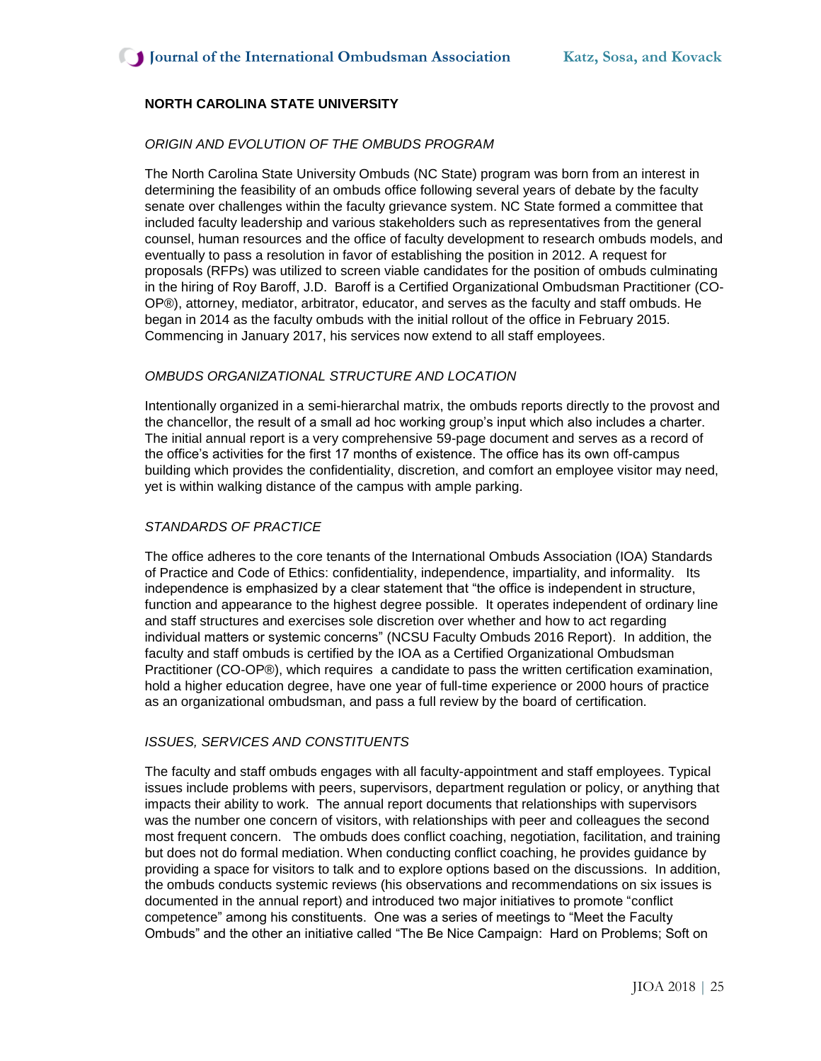## NORTH CAROLINA STATE UNIVERSITY

### *ORIGIN AND EVOLUTION OF THE OMBUDS PROGRAM*

The North Carolina State University Ombuds (NC State) program was born from an interest in determining the feasibility of an ombuds office following several years of debate by the faculty senate over challenges within the faculty grievance system. NC State formed a committee that included faculty leadership and various stakeholders such as representatives from the general counsel, human resources and the office of faculty development to research ombuds models, and eventually to pass a resolution in favor of establishing the position in 2012. A request for proposals (RFPs) was utilized to screen viable candidates for the position of ombuds culminating in the hiring of Roy Baroff, J.D. Baroff is a Certified Organizational Ombudsman Practitioner (CO-OP®), attorney, mediator, arbitrator, educator, and serves as the faculty and staff ombuds. He began in 2014 as the faculty ombuds with the initial rollout of the office in February 2015. Commencing in January 2017, his services now extend to all staff employees.

### *OMBUDS ORGANIZATIONAL STRUCTURE AND LOCATION*

Intentionally organized in a semi-hierarchal matrix, the ombuds reports directly to the provost and the chancellor, the result of a small ad hoc working group's input which also includes a charter. The initial annual report is a very comprehensive 59-page document and serves as a record of the office's activities for the first 17 months of existence. The office has its own off-campus building which provides the confidentiality, discretion, and comfort an employee visitor may need, yet is within walking distance of the campus with ample parking.

### *STANDARDS OF PRACTICE*

The office adheres to the core tenants of the International Ombuds Association (IOA) Standards of Practice and Code of Ethics: confidentiality, independence, impartiality, and informality. Its independence is emphasized by a clear statement that "the office is independent in structure, function and appearance to the highest degree possible. It operates independent of ordinary line and staff structures and exercises sole discretion over whether and how to act regarding individual matters or systemic concerns" (NCSU Faculty Ombuds 2016 Report). In addition, the faculty and staff ombuds is certified by the IOA as a Certified Organizational Ombudsman Practitioner (CO-OP®), which requires a candidate to pass the written certification examination, hold a higher education degree, have one year of full-time experience or 2000 hours of practice as an organizational ombudsman, and pass a full review by the board of certification.

### *ISSUES, SERVICES AND CONSTITUENTS*

The faculty and staff ombuds engages with all faculty-appointment and staff employees. Typical issues include problems with peers, supervisors, department regulation or policy, or anything that impacts their ability to work. The annual report documents that relationships with supervisors was the number one concern of visitors, with relationships with peer and colleagues the second most frequent concern. The ombuds does conflict coaching, negotiation, facilitation, and training but does not do formal mediation. When conducting conflict coaching, he provides guidance by providing a space for visitors to talk and to explore options based on the discussions. In addition, the ombuds conducts systemic reviews (his observations and recommendations on six issues is documented in the annual report) and introduced two major initiatives to promote "conflict competence" among his constituents. One was a series of meetings to "Meet the Faculty Ombuds" and the other an initiative called "The Be Nice Campaign: Hard on Problems; Soft on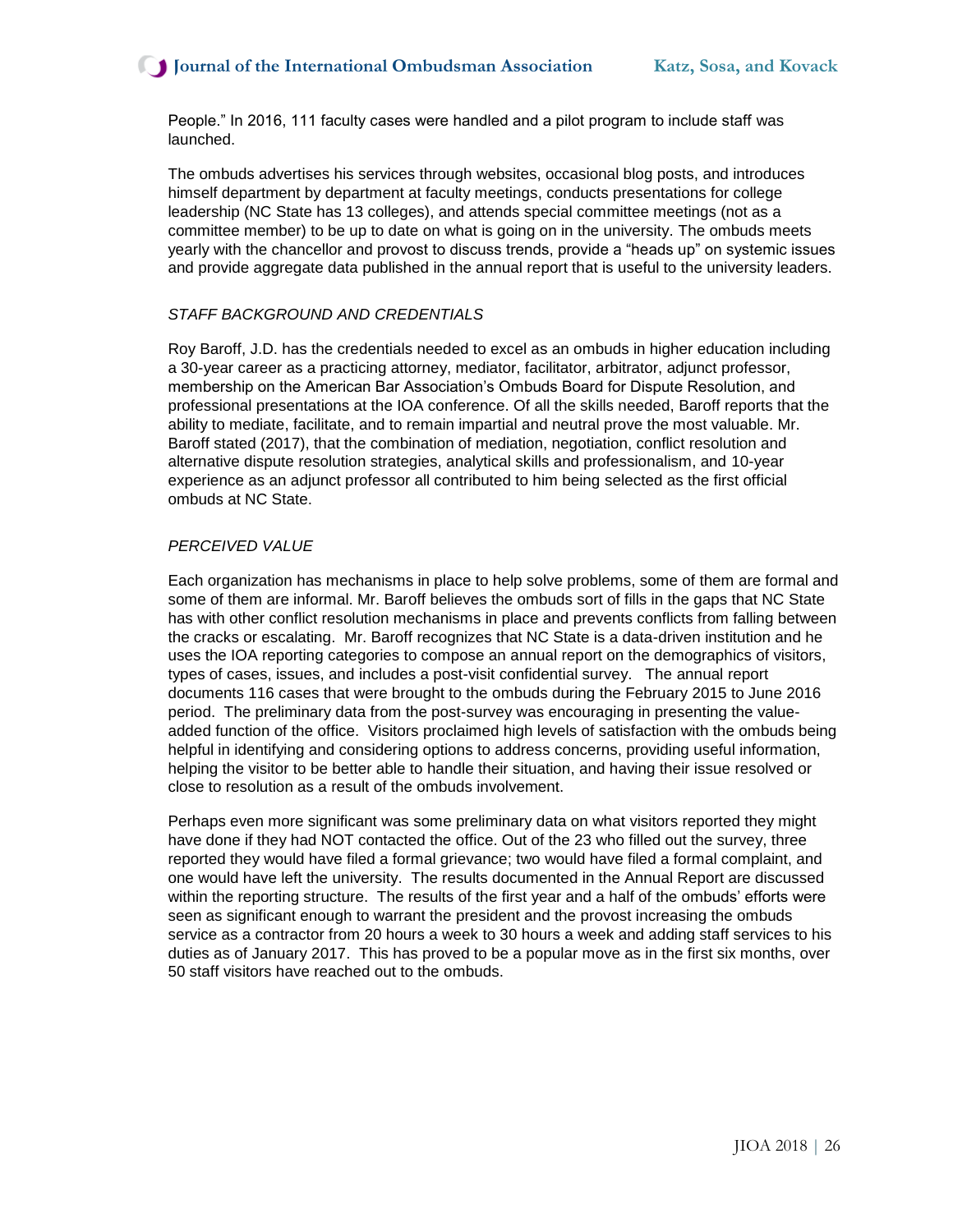People." In 2016, 111 faculty cases were handled and a pilot program to include staff was launched.

The ombuds advertises his services through websites, occasional blog posts, and introduces himself department by department at faculty meetings, conducts presentations for college leadership (NC State has 13 colleges), and attends special committee meetings (not as a committee member) to be up to date on what is going on in the university. The ombuds meets yearly with the chancellor and provost to discuss trends, provide a "heads up" on systemic issues and provide aggregate data published in the annual report that is useful to the university leaders.

*STAFF BACKGROUND AND CREDENTIALS*

Roy Baroff, J.D. has the credentials needed to excel as an ombuds in higher education including a 30-year career as a practicing attorney, mediator, facilitator, arbitrator, adjunct professor, membership on the American Bar Association's Ombuds Board for Dispute Resolution, and professional presentations at the IOA conference. Of all the skills needed, Baroff reports that the ability to mediate, facilitate, and to remain impartial and neutral prove the most valuable. Mr. Baroff stated (2017), that the combination of mediation, negotiation, conflict resolution and alternative dispute resolution strategies, analytical skills and professionalism, and 10-year experience as an adjunct professor all contributed to him being selected as the first official ombuds at NC State.

*PERCEIVED VALUE*

Each organization has mechanisms in place to help solve problems, some of them are formal and some of them are informal. Mr. Baroff believes the ombuds sort of fills in the gaps that NC State has with other conflict resolution mechanisms in place and prevents conflicts from falling between the cracks or escalating. Mr. Baroff recognizes that NC State is a data-driven institution and he uses the IOA reporting categories to compose an annual report on the demographics of visitors, types of cases, issues, and includes a post-visit confidential survey. The annual report documents 116 cases that were brought to the ombuds during the February 2015 to June 2016 period. The preliminary data from the post-survey was encouraging in presenting the value-added function of the office. Visitors proclaimed high levels of satisfaction with the ombuds being helpful in identifying and considering options to address concerns, providing useful information, helping the visitor to be better able to handle their situation, and having their issue resolved or close to resolution as a result of the ombuds involvement.

Perhaps even more significant was some preliminary data on what visitors reported they might have done if they had NOT contacted the office. Out of the 23 who filled out the survey, three reported they would have filed a formal grievance; two would have filed a formal complaint, and one would have left the university. The results documented in the Annual Report are discussed within the reporting structure. The results of the first year and a half of the ombuds' efforts were seen as significant enough to warrant the president and the provost increasing the ombuds service as a contractor from 20 hours a week to 30 hours a week and adding staff services to his duties as of January 2017. This has proved to be a popular move as in the first six months, over 50 staff visitors have reached out to the ombuds.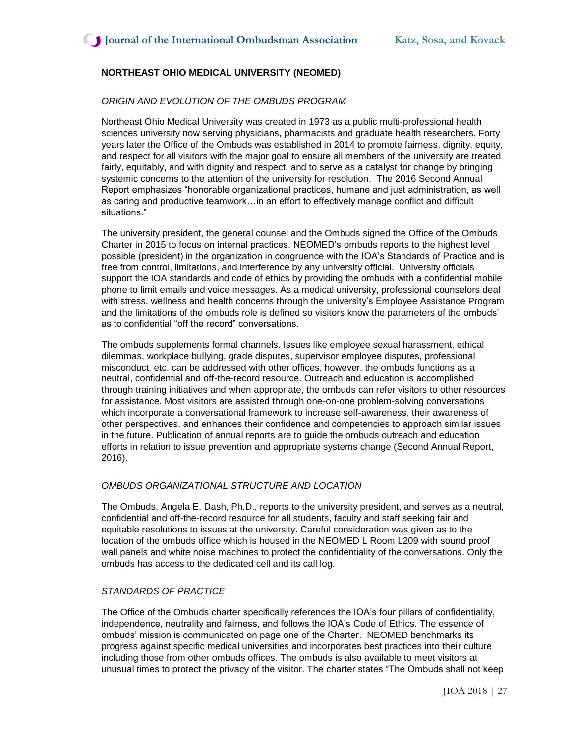**NORTHEAST OHIO MEDICAL UNIVERSITY (NEOMED)**

*ORIGIN AND EVOLUTION OF THE OMBUDS PROGRAM*

Northeast Ohio Medical University was created in 1973 as a public multi-professional health sciences university now serving physicians, pharmacists and graduate health researchers. Forty years later the Office of the Ombuds was established in 2014 to promote fairness, dignity, equity, and respect for all visitors with the major goal to ensure all members of the university are treated fairly, equitably, and with dignity and respect, and to serve as a catalyst for change by bringing systemic concerns to the attention of the university for resolution. The 2016 Second Annual Report emphasizes "honorable organizational practices, humane and just administration, as well as caring and productive teamwork…in an effort to effectively manage conflict and difficult situations."

The university president, the general counsel and the Ombuds signed the Office of the Ombuds Charter in 2015 to focus on internal practices. NEOMED's ombuds reports to the highest level possible (president) in the organization in congruence with the IOA's Standards of Practice and is free from control, limitations, and interference by any university official. University officials support the IOA standards and code of ethics by providing the ombuds with a confidential mobile phone to limit emails and voice messages. As a medical university, professional counselors deal with stress, wellness and health concerns through the university's Employee Assistance Program and the limitations of the ombuds role is defined so visitors know the parameters of the ombuds' as to confidential "off the record" conversations.

The ombuds supplements formal channels. Issues like employee sexual harassment, ethical dilemmas, workplace bullying, grade disputes, supervisor employee disputes, professional misconduct, etc. can be addressed with other offices, however, the ombuds functions as a neutral, confidential and off-the-record resource. Outreach and education is accomplished through training initiatives and when appropriate, the ombuds can refer visitors to other resources for assistance. Most visitors are assisted through one-on-one problem-solving conversations which incorporate a conversational framework to increase self-awareness, their awareness of other perspectives, and enhances their confidence and competencies to approach similar issues in the future. Publication of annual reports are to guide the ombuds outreach and education efforts in relation to issue prevention and appropriate systems change (Second Annual Report, 2016).

*OMBUDS ORGANIZATIONAL STRUCTURE AND LOCATION*

The Ombuds, Angela E. Dash, Ph.D., reports to the university president, and serves as a neutral, confidential and off-the-record resource for all students, faculty and staff seeking fair and equitable resolutions to issues at the university. Careful consideration was given as to the location of the ombuds office which is housed in the NEOMED L Room L209 with sound proof wall panels and white noise machines to protect the confidentiality of the conversations. Only the ombuds has access to the dedicated cell and its call log.

*STANDARDS OF PRACTICE*

The Office of the Ombuds charter specifically references the IOA's four pillars of confidentiality, independence, neutrality and fairness, and follows the IOA's Code of Ethics. The essence of ombuds' mission is communicated on page one of the Charter. NEOMED benchmarks its progress against specific medical universities and incorporates best practices into their culture including those from other ombuds offices. The ombuds is also available to meet visitors at unusual times to protect the privacy of the visitor. The charter states "The Ombuds shall not keep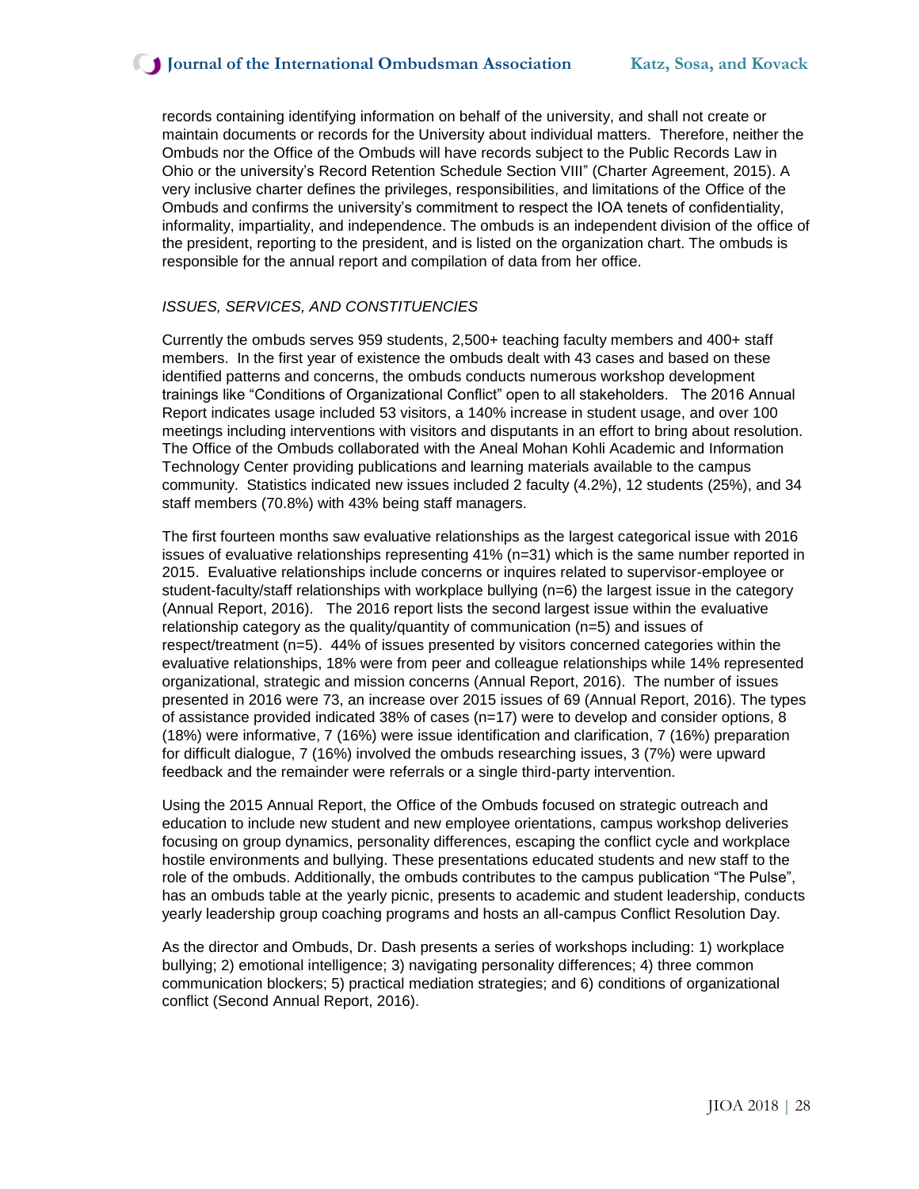records containing identifying information on behalf of the university, and shall not create or maintain documents or records for the University about individual matters. Therefore, neither the Ombuds nor the Office of the Ombuds will have records subject to the Public Records Law in Ohio or the university's Record Retention Schedule Section VIII" (Charter Agreement, 2015). A very inclusive charter defines the privileges, responsibilities, and limitations of the Office of the Ombuds and confirms the university's commitment to respect the IOA tenets of confidentiality, informality, impartiality, and independence. The ombuds is an independent division of the office of the president, reporting to the president, and is listed on the organization chart. The ombuds is responsible for the annual report and compilation of data from her office.

*ISSUES, SERVICES, AND CONSTITUENCIES*

Currently the ombuds serves 959 students, 2,500+ teaching faculty members and 400+ staff members. In the first year of existence the ombuds dealt with 43 cases and based on these identified patterns and concerns, the ombuds conducts numerous workshop development trainings like "Conditions of Organizational Conflict" open to all stakeholders. The 2016 Annual Report indicates usage included 53 visitors, a 140% increase in student usage, and over 100 meetings including interventions with visitors and disputants in an effort to bring about resolution. The Office of the Ombuds collaborated with the Aneal Mohan Kohli Academic and Information Technology Center providing publications and learning materials available to the campus community. Statistics indicated new issues included 2 faculty (4.2%), 12 students (25%), and 34 staff members (70.8%) with 43% being staff managers.

The first fourteen months saw evaluative relationships as the largest categorical issue with 2016 issues of evaluative relationships representing 41% (n=31) which is the same number reported in 2015. Evaluative relationships include concerns or inquires related to supervisor-employee or student-faculty/staff relationships with workplace bullying (n=6) the largest issue in the category (Annual Report, 2016). The 2016 report lists the second largest issue within the evaluative relationship category as the quality/quantity of communication (n=5) and issues of respect/treatment (n=5). 44% of issues presented by visitors concerned categories within the evaluative relationships, 18% were from peer and colleague relationships while 14% represented organizational, strategic and mission concerns (Annual Report, 2016). The number of issues presented in 2016 were 73, an increase over 2015 issues of 69 (Annual Report, 2016). The types of assistance provided indicated 38% of cases (n=17) were to develop and consider options, 8 (18%) were informative, 7 (16%) were issue identification and clarification, 7 (16%) preparation for difficult dialogue, 7 (16%) involved the ombuds researching issues, 3 (7%) were upward feedback and the remainder were referrals or a single third-party intervention.

Using the 2015 Annual Report, the Office of the Ombuds focused on strategic outreach and education to include new student and new employee orientations, campus workshop deliveries focusing on group dynamics, personality differences, escaping the conflict cycle and workplace hostile environments and bullying. These presentations educated students and new staff to the role of the ombuds. Additionally, the ombuds contributes to the campus publication "The Pulse", has an ombuds table at the yearly picnic, presents to academic and student leadership, conducts yearly leadership group coaching programs and hosts an all-campus Conflict Resolution Day.

As the director and Ombuds, Dr. Dash presents a series of workshops including: 1) workplace bullying; 2) emotional intelligence; 3) navigating personality differences; 4) three common communication blockers; 5) practical mediation strategies; and 6) conditions of organizational conflict (Second Annual Report, 2016).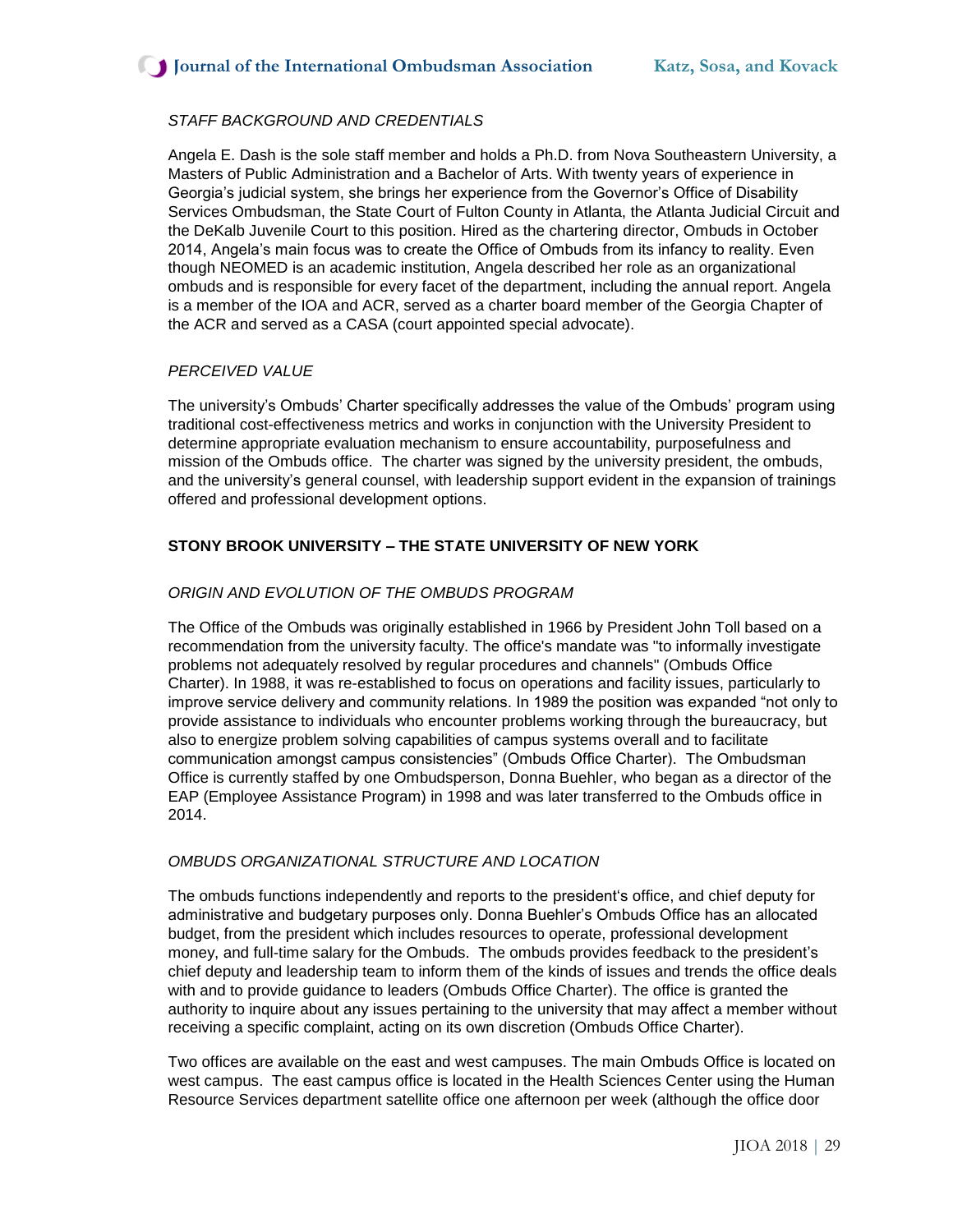*STAFF BACKGROUND AND CREDENTIALS*

Angela E. Dash is the sole staff member and holds a Ph.D. from Nova Southeastern University, a Masters of Public Administration and a Bachelor of Arts. With twenty years of experience in Georgia's judicial system, she brings her experience from the Governor's Office of Disability Services Ombudsman, the State Court of Fulton County in Atlanta, the Atlanta Judicial Circuit and the DeKalb Juvenile Court to this position. Hired as the chartering director, Ombuds in October 2014, Angela's main focus was to create the Office of Ombuds from its infancy to reality. Even though NEOMED is an academic institution, Angela described her role as an organizational ombuds and is responsible for every facet of the department, including the annual report. Angela is a member of the IOA and ACR, served as a charter board member of the Georgia Chapter of the ACR and served as a CASA (court appointed special advocate).

*PERCEIVED VALUE*

The university's Ombuds' Charter specifically addresses the value of the Ombuds' program using traditional cost-effectiveness metrics and works in conjunction with the University President to determine appropriate evaluation mechanism to ensure accountability, purposefulness and mission of the Ombuds office. The charter was signed by the university president, the ombuds, and the university's general counsel, with leadership support evident in the expansion of trainings offered and professional development options.

**STONY BROOK UNIVERSITY – THE STATE UNIVERSITY OF NEW YORK**

*ORIGIN AND EVOLUTION OF THE OMBUDS PROGRAM*

The Office of the Ombuds was originally established in 1966 by President John Toll based on a recommendation from the university faculty. The office's mandate was "to informally investigate problems not adequately resolved by regular procedures and channels" (Ombuds Office Charter). In 1988, it was re-established to focus on operations and facility issues, particularly to improve service delivery and community relations. In 1989 the position was expanded "not only to provide assistance to individuals who encounter problems working through the bureaucracy, but also to energize problem solving capabilities of campus systems overall and to facilitate communication amongst campus consistencies" (Ombuds Office Charter). The Ombudsman Office is currently staffed by one Ombudsperson, Donna Buehler, who began as a director of the EAP (Employee Assistance Program) in 1998 and was later transferred to the Ombuds office in 2014.

*OMBUDS ORGANIZATIONAL STRUCTURE AND LOCATION*

The ombuds functions independently and reports to the president's office, and chief deputy for administrative and budgetary purposes only. Donna Buehler's Ombuds Office has an allocated budget, from the president which includes resources to operate, professional development money, and full-time salary for the Ombuds. The ombuds provides feedback to the president's chief deputy and leadership team to inform them of the kinds of issues and trends the office deals with and to provide guidance to leaders (Ombuds Office Charter). The office is granted the authority to inquire about any issues pertaining to the university that may affect a member without receiving a specific complaint, acting on its own discretion (Ombuds Office Charter).

Two offices are available on the east and west campuses. The main Ombuds Office is located on west campus. The east campus office is located in the Health Sciences Center using the Human Resource Services department satellite office one afternoon per week (although the office door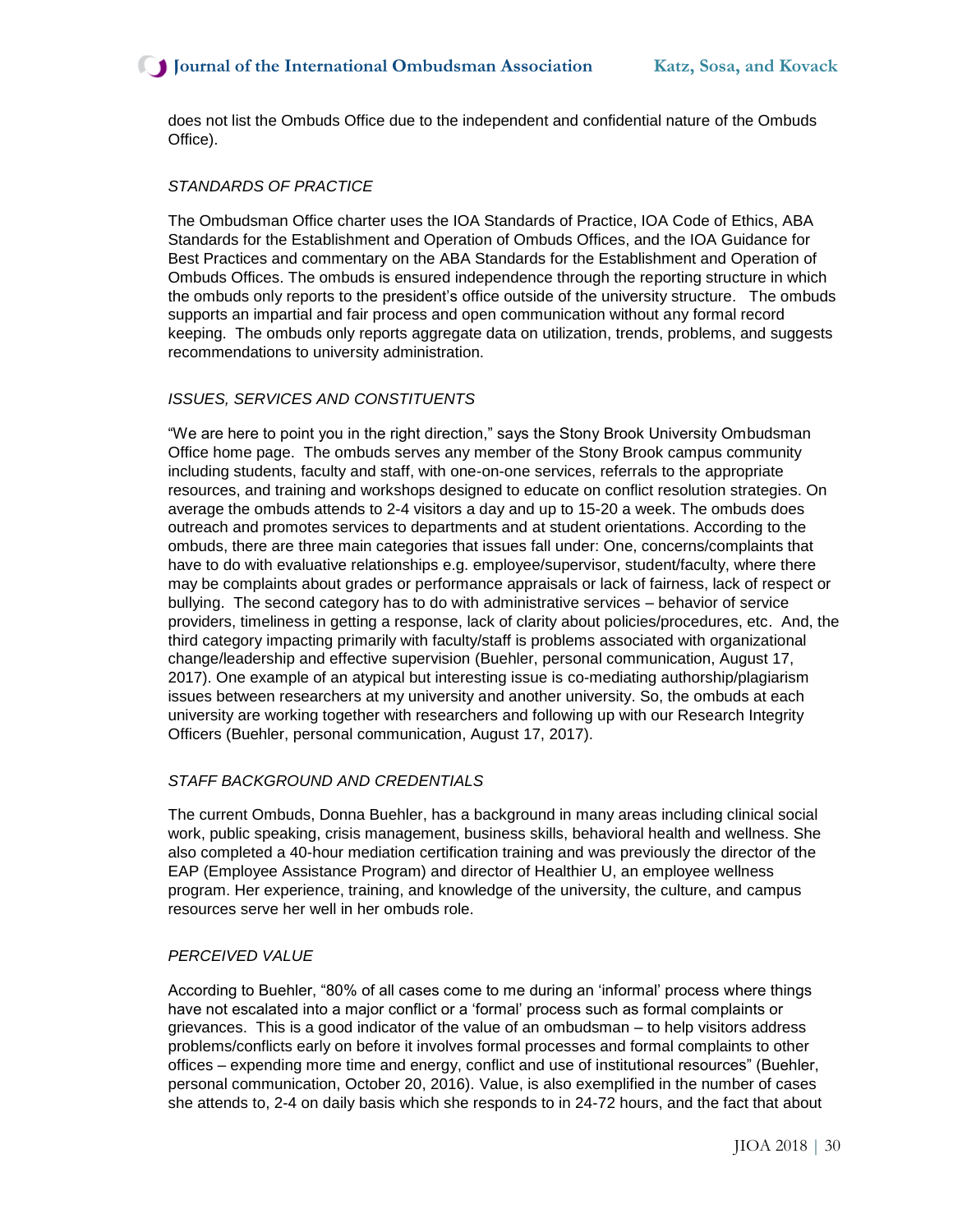does not list the Ombuds Office due to the independent and confidential nature of the Ombuds Office).

### *STANDARDS OF PRACTICE*

The Ombudsman Office charter uses the IOA Standards of Practice, IOA Code of Ethics, ABA Standards for the Establishment and Operation of Ombuds Offices, and the IOA Guidance for Best Practices and commentary on the ABA Standards for the Establishment and Operation of Ombuds Offices. The ombuds is ensured independence through the reporting structure in which the ombuds only reports to the president's office outside of the university structure. The ombuds supports an impartial and fair process and open communication without any formal record keeping. The ombuds only reports aggregate data on utilization, trends, problems, and suggests recommendations to university administration.

### *ISSUES, SERVICES AND CONSTITUENTS*

"We are here to point you in the right direction," says the Stony Brook University Ombudsman Office home page. The ombuds serves any member of the Stony Brook campus community including students, faculty and staff, with one-on-one services, referrals to the appropriate resources, and training and workshops designed to educate on conflict resolution strategies. On average the ombuds attends to 2-4 visitors a day and up to 15-20 a week. The ombuds does outreach and promotes services to departments and at student orientations. According to the ombuds, there are three main categories that issues fall under: One, concerns/complaints that have to do with evaluative relationships e.g. employee/supervisor, student/faculty, where there may be complaints about grades or performance appraisals or lack of fairness, lack of respect or bullying. The second category has to do with administrative services – behavior of service providers, timeliness in getting a response, lack of clarity about policies/procedures, etc. And, the third category impacting primarily with faculty/staff is problems associated with organizational change/leadership and effective supervision (Buehler, personal communication, August 17, 2017). One example of an atypical but interesting issue is co-mediating authorship/plagiarism issues between researchers at my university and another university. So, the ombuds at each university are working together with researchers and following up with our Research Integrity Officers (Buehler, personal communication, August 17, 2017).

### *STAFF BACKGROUND AND CREDENTIALS*

The current Ombuds, Donna Buehler, has a background in many areas including clinical social work, public speaking, crisis management, business skills, behavioral health and wellness. She also completed a 40-hour mediation certification training and was previously the director of the EAP (Employee Assistance Program) and director of Healthier U, an employee wellness program. Her experience, training, and knowledge of the university, the culture, and campus resources serve her well in her ombuds role.

### *PERCEIVED VALUE*

According to Buehler, "80% of all cases come to me during an 'informal' process where things have not escalated into a major conflict or a 'formal' process such as formal complaints or grievances. This is a good indicator of the value of an ombudsman – to help visitors address problems/conflicts early on before it involves formal processes and formal complaints to other offices – expending more time and energy, conflict and use of institutional resources" (Buehler, personal communication, October 20, 2016). Value, is also exemplified in the number of cases she attends to, 2-4 on daily basis which she responds to in 24-72 hours, and the fact that about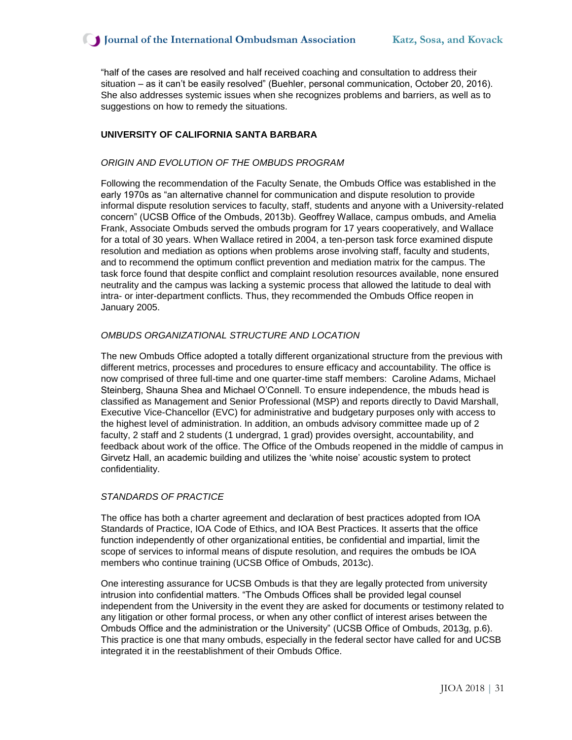"half of the cases are resolved and half received coaching and consultation to address their situation – as it can't be easily resolved" (Buehler, personal communication, October 20, 2016). She also addresses systemic issues when she recognizes problems and barriers, as well as to suggestions on how to remedy the situations.

## UNIVERSITY OF CALIFORNIA SANTA BARBARA

### *ORIGIN AND EVOLUTION OF THE OMBUDS PROGRAM*

Following the recommendation of the Faculty Senate, the Ombuds Office was established in the early 1970s as "an alternative channel for communication and dispute resolution to provide informal dispute resolution services to faculty, staff, students and anyone with a University-related concern" (UCSB Office of the Ombuds, 2013b). Geoffrey Wallace, campus ombuds, and Amelia Frank, Associate Ombuds served the ombuds program for 17 years cooperatively, and Wallace for a total of 30 years. When Wallace retired in 2004, a ten-person task force examined dispute resolution and mediation as options when problems arose involving staff, faculty and students, and to recommend the optimum conflict prevention and mediation matrix for the campus. The task force found that despite conflict and complaint resolution resources available, none ensured neutrality and the campus was lacking a systemic process that allowed the latitude to deal with intra- or inter-department conflicts. Thus, they recommended the Ombuds Office reopen in January 2005.

### *OMBUDS ORGANIZATIONAL STRUCTURE AND LOCATION*

The new Ombuds Office adopted a totally different organizational structure from the previous with different metrics, processes and procedures to ensure efficacy and accountability. The office is now comprised of three full-time and one quarter-time staff members: Caroline Adams, Michael Steinberg, Shauna Shea and Michael O'Connell. To ensure independence, the mbuds head is classified as Management and Senior Professional (MSP) and reports directly to David Marshall, Executive Vice-Chancellor (EVC) for administrative and budgetary purposes only with access to the highest level of administration. In addition, an ombuds advisory committee made up of 2 faculty, 2 staff and 2 students (1 undergrad, 1 grad) provides oversight, accountability, and feedback about work of the office. The Office of the Ombuds reopened in the middle of campus in Girvetz Hall, an academic building and utilizes the 'white noise' acoustic system to protect confidentiality.

### *STANDARDS OF PRACTICE*

The office has both a charter agreement and declaration of best practices adopted from IOA Standards of Practice, IOA Code of Ethics, and IOA Best Practices. It asserts that the office function independently of other organizational entities, be confidential and impartial, limit the scope of services to informal means of dispute resolution, and requires the ombuds be IOA members who continue training (UCSB Office of Ombuds, 2013c).

One interesting assurance for UCSB Ombuds is that they are legally protected from university intrusion into confidential matters. "The Ombuds Offices shall be provided legal counsel independent from the University in the event they are asked for documents or testimony related to any litigation or other formal process, or when any other conflict of interest arises between the Ombuds Office and the administration or the University" (UCSB Office of Ombuds, 2013g, p.6). This practice is one that many ombuds, especially in the federal sector have called for and UCSB integrated it in the reestablishment of their Ombuds Office.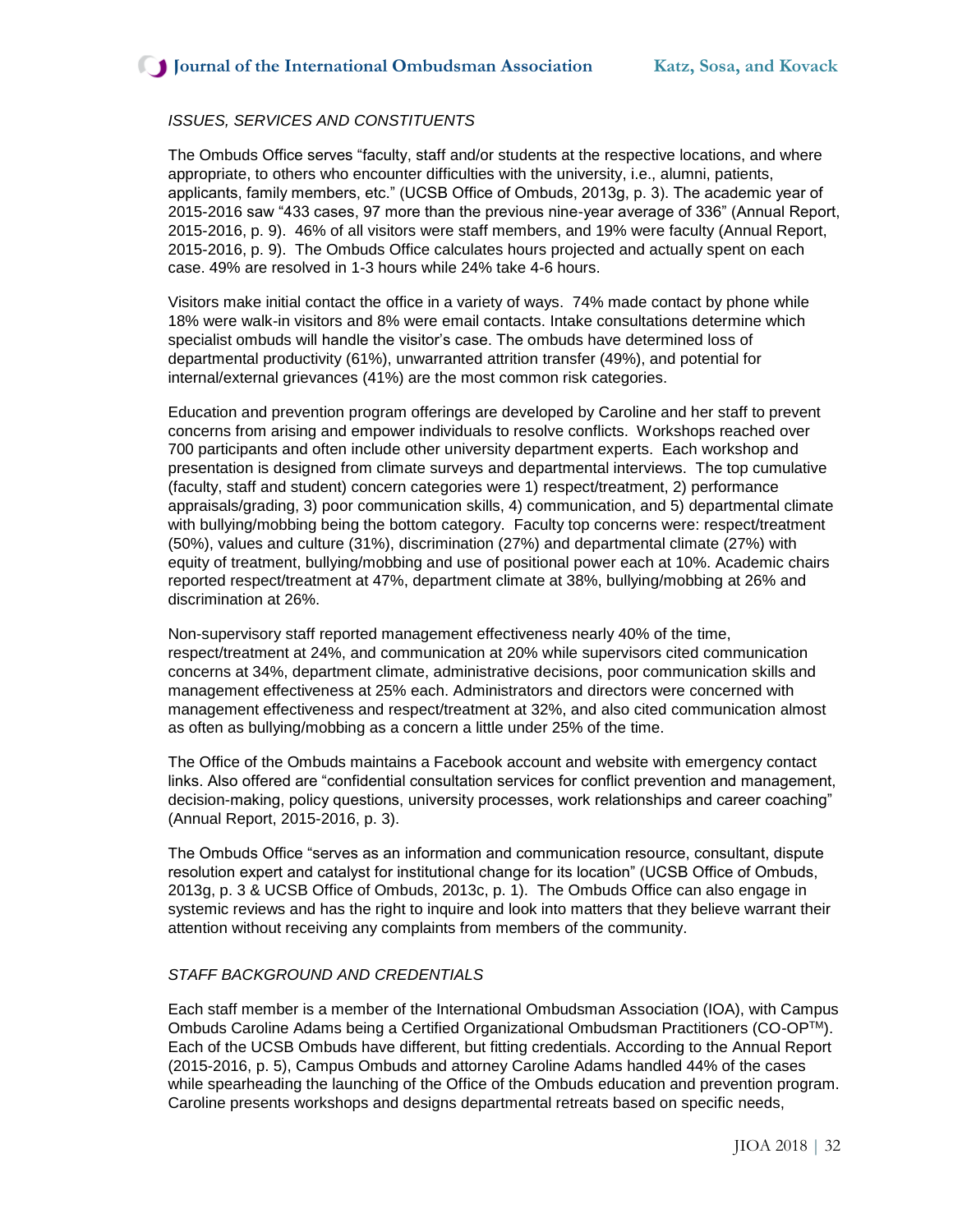### *ISSUES, SERVICES AND CONSTITUENTS*

The Ombuds Office serves "faculty, staff and/or students at the respective locations, and where appropriate, to others who encounter difficulties with the university, i.e., alumni, patients, applicants, family members, etc." (UCSB Office of Ombuds, 2013g, p. 3). The academic year of 2015-2016 saw "433 cases, 97 more than the previous nine-year average of 336" (Annual Report, 2015-2016, p. 9). 46% of all visitors were staff members, and 19% were faculty (Annual Report, 2015-2016, p. 9). The Ombuds Office calculates hours projected and actually spent on each case. 49% are resolved in 1-3 hours while 24% take 4-6 hours.

Visitors make initial contact the office in a variety of ways. 74% made contact by phone while 18% were walk-in visitors and 8% were email contacts. Intake consultations determine which specialist ombuds will handle the visitor's case. The ombuds have determined loss of departmental productivity (61%), unwarranted attrition transfer (49%), and potential for internal/external grievances (41%) are the most common risk categories.

Education and prevention program offerings are developed by Caroline and her staff to prevent concerns from arising and empower individuals to resolve conflicts. Workshops reached over 700 participants and often include other university department experts. Each workshop and presentation is designed from climate surveys and departmental interviews. The top cumulative (faculty, staff and student) concern categories were 1) respect/treatment, 2) performance appraisals/grading, 3) poor communication skills, 4) communication, and 5) departmental climate with bullying/mobbing being the bottom category. Faculty top concerns were: respect/treatment (50%), values and culture (31%), discrimination (27%) and departmental climate (27%) with equity of treatment, bullying/mobbing and use of positional power each at 10%. Academic chairs reported respect/treatment at 47%, department climate at 38%, bullying/mobbing at 26% and discrimination at 26%.

Non-supervisory staff reported management effectiveness nearly 40% of the time, respect/treatment at 24%, and communication at 20% while supervisors cited communication concerns at 34%, department climate, administrative decisions, poor communication skills and management effectiveness at 25% each. Administrators and directors were concerned with management effectiveness and respect/treatment at 32%, and also cited communication almost as often as bullying/mobbing as a concern a little under 25% of the time.

The Office of the Ombuds maintains a Facebook account and website with emergency contact links. Also offered are "confidential consultation services for conflict prevention and management, decision-making, policy questions, university processes, work relationships and career coaching" (Annual Report, 2015-2016, p. 3).

The Ombuds Office "serves as an information and communication resource, consultant, dispute resolution expert and catalyst for institutional change for its location" (UCSB Office of Ombuds, 2013g, p. 3 & UCSB Office of Ombuds, 2013c, p. 1). The Ombuds Office can also engage in systemic reviews and has the right to inquire and look into matters that they believe warrant their attention without receiving any complaints from members of the community.

### *STAFF BACKGROUND AND CREDENTIALS*

Each staff member is a member of the International Ombudsman Association (IOA), with Campus Ombuds Caroline Adams being a Certified Organizational Ombudsman Practitioners (CO-OP™). Each of the UCSB Ombuds have different, but fitting credentials. According to the Annual Report (2015-2016, p. 5), Campus Ombuds and attorney Caroline Adams handled 44% of the cases while spearheading the launching of the Office of the Ombuds education and prevention program. Caroline presents workshops and designs departmental retreats based on specific needs,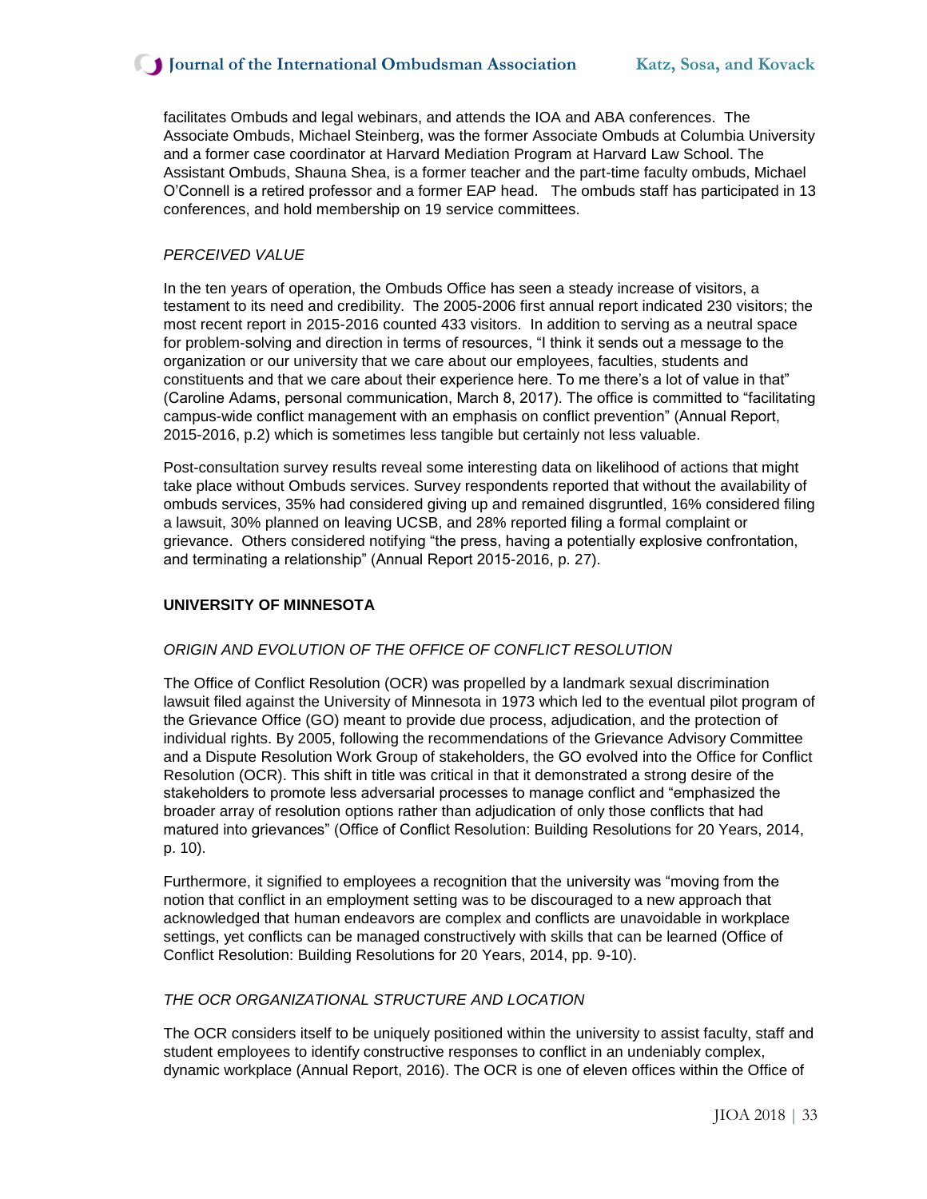facilitates Ombuds and legal webinars, and attends the IOA and ABA conferences. The Associate Ombuds, Michael Steinberg, was the former Associate Ombuds at Columbia University and a former case coordinator at Harvard Mediation Program at Harvard Law School. The Assistant Ombuds, Shauna Shea, is a former teacher and the part-time faculty ombuds, Michael O'Connell is a retired professor and a former EAP head. The ombuds staff has participated in 13 conferences, and hold membership on 19 service committees.

*PERCEIVED VALUE*

In the ten years of operation, the Ombuds Office has seen a steady increase of visitors, a testament to its need and credibility. The 2005-2006 first annual report indicated 230 visitors; the most recent report in 2015-2016 counted 433 visitors. In addition to serving as a neutral space for problem-solving and direction in terms of resources, "I think it sends out a message to the organization or our university that we care about our employees, faculties, students and constituents and that we care about their experience here. To me there's a lot of value in that" (Caroline Adams, personal communication, March 8, 2017). The office is committed to "facilitating campus-wide conflict management with an emphasis on conflict prevention" (Annual Report, 2015-2016, p.2) which is sometimes less tangible but certainly not less valuable.

Post-consultation survey results reveal some interesting data on likelihood of actions that might take place without Ombuds services. Survey respondents reported that without the availability of ombuds services, 35% had considered giving up and remained disgruntled, 16% considered filing a lawsuit, 30% planned on leaving UCSB, and 28% reported filing a formal complaint or grievance. Others considered notifying "the press, having a potentially explosive confrontation, and terminating a relationship" (Annual Report 2015-2016, p. 27).

**UNIVERSITY OF MINNESOTA**

*ORIGIN AND EVOLUTION OF THE OFFICE OF CONFLICT RESOLUTION*

The Office of Conflict Resolution (OCR) was propelled by a landmark sexual discrimination lawsuit filed against the University of Minnesota in 1973 which led to the eventual pilot program of the Grievance Office (GO) meant to provide due process, adjudication, and the protection of individual rights. By 2005, following the recommendations of the Grievance Advisory Committee and a Dispute Resolution Work Group of stakeholders, the GO evolved into the Office for Conflict Resolution (OCR). This shift in title was critical in that it demonstrated a strong desire of the stakeholders to promote less adversarial processes to manage conflict and "emphasized the broader array of resolution options rather than adjudication of only those conflicts that had matured into grievances" (Office of Conflict Resolution: Building Resolutions for 20 Years, 2014, p. 10).

Furthermore, it signified to employees a recognition that the university was "moving from the notion that conflict in an employment setting was to be discouraged to a new approach that acknowledged that human endeavors are complex and conflicts are unavoidable in workplace settings, yet conflicts can be managed constructively with skills that can be learned (Office of Conflict Resolution: Building Resolutions for 20 Years, 2014, pp. 9-10).

*THE OCR ORGANIZATIONAL STRUCTURE AND LOCATION*

The OCR considers itself to be uniquely positioned within the university to assist faculty, staff and student employees to identify constructive responses to conflict in an undeniably complex, dynamic workplace (Annual Report, 2016). The OCR is one of eleven offices within the Office of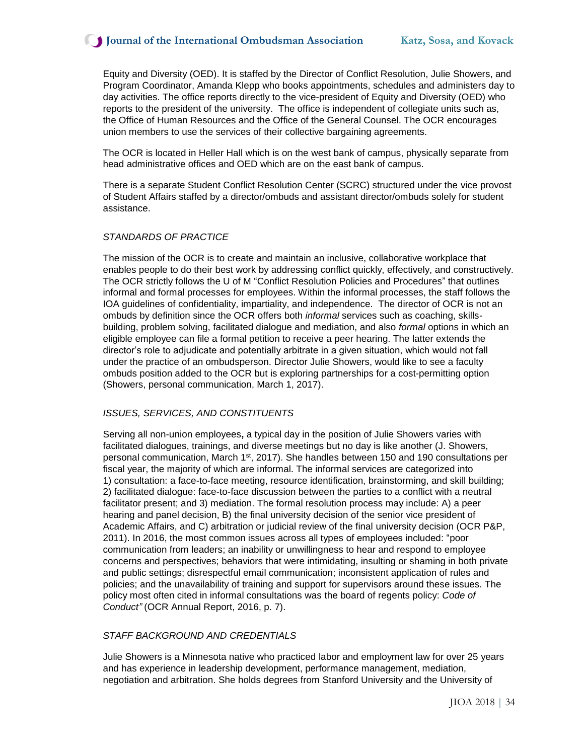Equity and Diversity (OED). It is staffed by the Director of Conflict Resolution, Julie Showers, and Program Coordinator, Amanda Klepp who books appointments, schedules and administers day to day activities. The office reports directly to the vice-president of Equity and Diversity (OED) who reports to the president of the university. The office is independent of collegiate units such as, the Office of Human Resources and the Office of the General Counsel. The OCR encourages union members to use the services of their collective bargaining agreements.

The OCR is located in Heller Hall which is on the west bank of campus, physically separate from head administrative offices and OED which are on the east bank of campus.

There is a separate Student Conflict Resolution Center (SCRC) structured under the vice provost of Student Affairs staffed by a director/ombuds and assistant director/ombuds solely for student assistance.

*STANDARDS OF PRACTICE*

The mission of the OCR is to create and maintain an inclusive, collaborative workplace that enables people to do their best work by addressing conflict quickly, effectively, and constructively. The OCR strictly follows the U of M "Conflict Resolution Policies and Procedures" that outlines informal and formal processes for employees. Within the informal processes, the staff follows the IOA guidelines of confidentiality, impartiality, and independence. The director of OCR is not an ombuds by definition since the OCR offers both *informal* services such as coaching, skills-building, problem solving, facilitated dialogue and mediation, and also *formal* options in which an eligible employee can file a formal petition to receive a peer hearing. The latter extends the director's role to adjudicate and potentially arbitrate in a given situation, which would not fall under the practice of an ombudsperson. Director Julie Showers, would like to see a faculty ombuds position added to the OCR but is exploring partnerships for a cost-permitting option (Showers, personal communication, March 1, 2017).

*ISSUES, SERVICES, AND CONSTITUENTS*

Serving all non-union employees**,** a typical day in the position of Julie Showers varies with facilitated dialogues, trainings, and diverse meetings but no day is like another (J. Showers, personal communication, March 1st, 2017). She handles between 150 and 190 consultations per fiscal year, the majority of which are informal. The informal services are categorized into 1) consultation: a face-to-face meeting, resource identification, brainstorming, and skill building; 2) facilitated dialogue: face-to-face discussion between the parties to a conflict with a neutral facilitator present; and 3) mediation. The formal resolution process may include: A) a peer hearing and panel decision, B) the final university decision of the senior vice president of Academic Affairs, and C) arbitration or judicial review of the final university decision (OCR P&P, 2011). In 2016, the most common issues across all types of employees included: "poor communication from leaders; an inability or unwillingness to hear and respond to employee concerns and perspectives; behaviors that were intimidating, insulting or shaming in both private and public settings; disrespectful email communication; inconsistent application of rules and policies; and the unavailability of training and support for supervisors around these issues. The policy most often cited in informal consultations was the board of regents policy: *Code of Conduct"* (OCR Annual Report, 2016, p. 7).

*STAFF BACKGROUND AND CREDENTIALS*

Julie Showers is a Minnesota native who practiced labor and employment law for over 25 years and has experience in leadership development, performance management, mediation, negotiation and arbitration. She holds degrees from Stanford University and the University of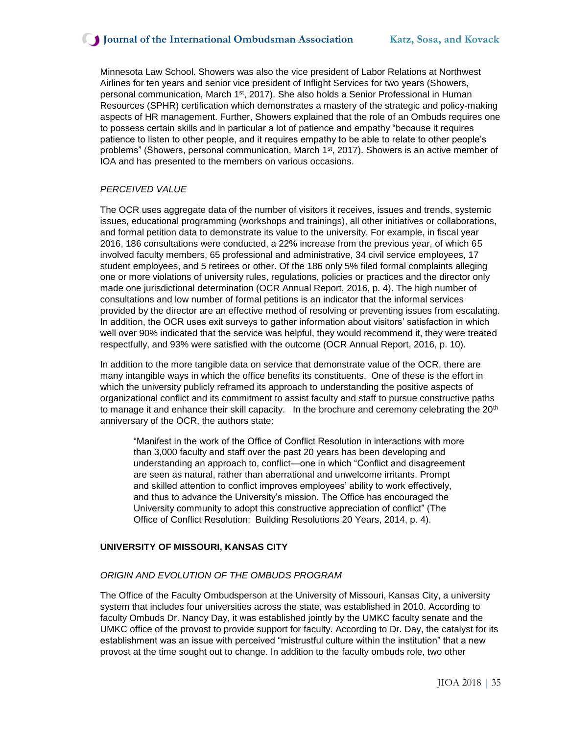Minnesota Law School. Showers was also the vice president of Labor Relations at Northwest Airlines for ten years and senior vice president of Inflight Services for two years (Showers, personal communication, March 1st, 2017). She also holds a Senior Professional in Human Resources (SPHR) certification which demonstrates a mastery of the strategic and policy-making aspects of HR management. Further, Showers explained that the role of an Ombuds requires one to possess certain skills and in particular a lot of patience and empathy "because it requires patience to listen to other people, and it requires empathy to be able to relate to other people's problems" (Showers, personal communication, March 1st, 2017). Showers is an active member of IOA and has presented to the members on various occasions.

*PERCEIVED VALUE*

The OCR uses aggregate data of the number of visitors it receives, issues and trends, systemic issues, educational programming (workshops and trainings), all other initiatives or collaborations, and formal petition data to demonstrate its value to the university. For example, in fiscal year 2016, 186 consultations were conducted, a 22% increase from the previous year, of which 65 involved faculty members, 65 professional and administrative, 34 civil service employees, 17 student employees, and 5 retirees or other. Of the 186 only 5% filed formal complaints alleging one or more violations of university rules, regulations, policies or practices and the director only made one jurisdictional determination (OCR Annual Report, 2016, p. 4). The high number of consultations and low number of formal petitions is an indicator that the informal services provided by the director are an effective method of resolving or preventing issues from escalating. In addition, the OCR uses exit surveys to gather information about visitors' satisfaction in which well over 90% indicated that the service was helpful, they would recommend it, they were treated respectfully, and 93% were satisfied with the outcome (OCR Annual Report, 2016, p. 10).

In addition to the more tangible data on service that demonstrate value of the OCR, there are many intangible ways in which the office benefits its constituents. One of these is the effort in which the university publicly reframed its approach to understanding the positive aspects of organizational conflict and its commitment to assist faculty and staff to pursue constructive paths to manage it and enhance their skill capacity. In the brochure and ceremony celebrating the 20th anniversary of the OCR, the authors state:

> "Manifest in the work of the Office of Conflict Resolution in interactions with more than 3,000 faculty and staff over the past 20 years has been developing and understanding an approach to, conflict—one in which "Conflict and disagreement are seen as natural, rather than aberrational and unwelcome irritants. Prompt and skilled attention to conflict improves employees' ability to work effectively, and thus to advance the University's mission. The Office has encouraged the University community to adopt this constructive appreciation of conflict" (The Office of Conflict Resolution: Building Resolutions 20 Years, 2014, p. 4).

**UNIVERSITY OF MISSOURI, KANSAS CITY**

*ORIGIN AND EVOLUTION OF THE OMBUDS PROGRAM*

The Office of the Faculty Ombudsperson at the University of Missouri, Kansas City, a university system that includes four universities across the state, was established in 2010. According to faculty Ombuds Dr. Nancy Day, it was established jointly by the UMKC faculty senate and the UMKC office of the provost to provide support for faculty. According to Dr. Day, the catalyst for its establishment was an issue with perceived "mistrustful culture within the institution" that a new provost at the time sought out to change. In addition to the faculty ombuds role, two other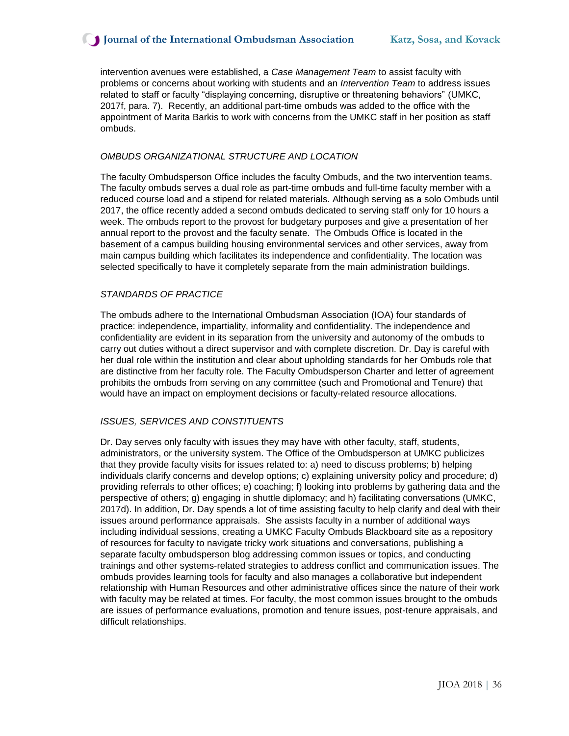intervention avenues were established, a *Case Management Team* to assist faculty with problems or concerns about working with students and an *Intervention Team* to address issues related to staff or faculty "displaying concerning, disruptive or threatening behaviors" (UMKC, 2017f, para. 7). Recently, an additional part-time ombuds was added to the office with the appointment of Marita Barkis to work with concerns from the UMKC staff in her position as staff ombuds.

### *OMBUDS ORGANIZATIONAL STRUCTURE AND LOCATION*

The faculty Ombudsperson Office includes the faculty Ombuds, and the two intervention teams. The faculty ombuds serves a dual role as part-time ombuds and full-time faculty member with a reduced course load and a stipend for related materials. Although serving as a solo Ombuds until 2017, the office recently added a second ombuds dedicated to serving staff only for 10 hours a week. The ombuds report to the provost for budgetary purposes and give a presentation of her annual report to the provost and the faculty senate. The Ombuds Office is located in the basement of a campus building housing environmental services and other services, away from main campus building which facilitates its independence and confidentiality. The location was selected specifically to have it completely separate from the main administration buildings.

### *STANDARDS OF PRACTICE*

The ombuds adhere to the International Ombudsman Association (IOA) four standards of practice: independence, impartiality, informality and confidentiality. The independence and confidentiality are evident in its separation from the university and autonomy of the ombuds to carry out duties without a direct supervisor and with complete discretion. Dr. Day is careful with her dual role within the institution and clear about upholding standards for her Ombuds role that are distinctive from her faculty role. The Faculty Ombudsperson Charter and letter of agreement prohibits the ombuds from serving on any committee (such and Promotional and Tenure) that would have an impact on employment decisions or faculty-related resource allocations.

### *ISSUES, SERVICES AND CONSTITUENTS*

Dr. Day serves only faculty with issues they may have with other faculty, staff, students, administrators, or the university system. The Office of the Ombudsperson at UMKC publicizes that they provide faculty visits for issues related to: a) need to discuss problems; b) helping individuals clarify concerns and develop options; c) explaining university policy and procedure; d) providing referrals to other offices; e) coaching; f) looking into problems by gathering data and the perspective of others; g) engaging in shuttle diplomacy; and h) facilitating conversations (UMKC, 2017d). In addition, Dr. Day spends a lot of time assisting faculty to help clarify and deal with their issues around performance appraisals. She assists faculty in a number of additional ways including individual sessions, creating a UMKC Faculty Ombuds Blackboard site as a repository of resources for faculty to navigate tricky work situations and conversations, publishing a separate faculty ombudsperson blog addressing common issues or topics, and conducting trainings and other systems-related strategies to address conflict and communication issues. The ombuds provides learning tools for faculty and also manages a collaborative but independent relationship with Human Resources and other administrative offices since the nature of their work with faculty may be related at times. For faculty, the most common issues brought to the ombuds are issues of performance evaluations, promotion and tenure issues, post-tenure appraisals, and difficult relationships.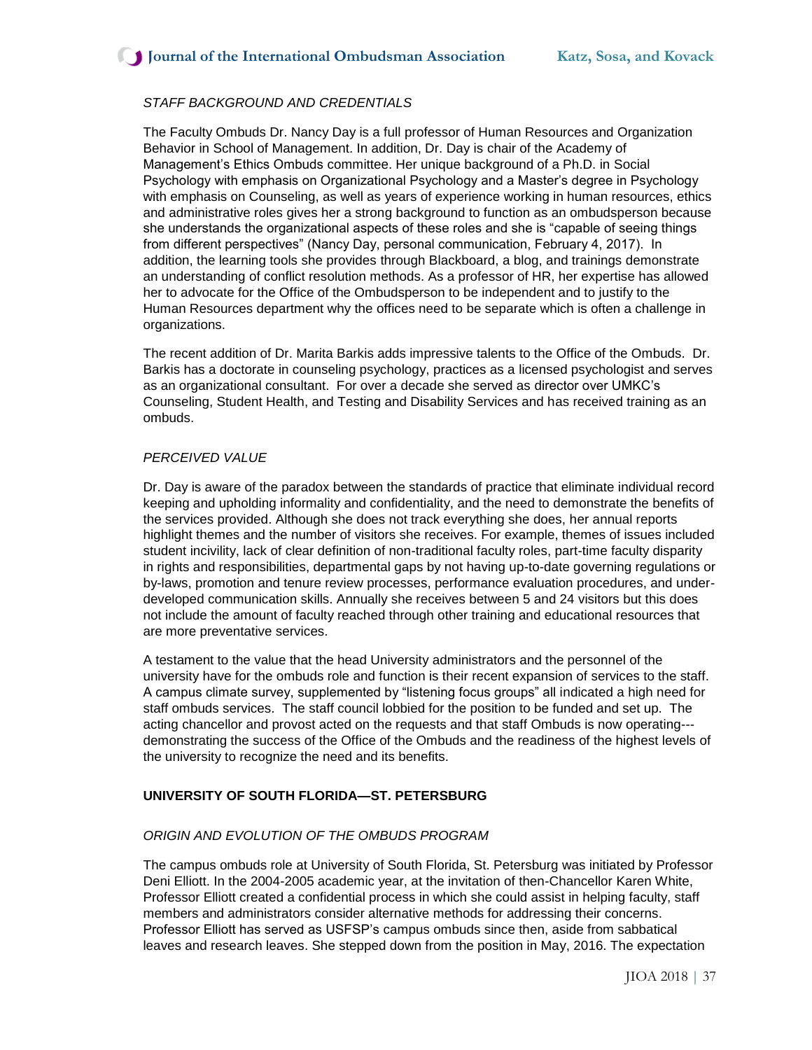*STAFF BACKGROUND AND CREDENTIALS*

The Faculty Ombuds Dr. Nancy Day is a full professor of Human Resources and Organization Behavior in School of Management. In addition, Dr. Day is chair of the Academy of Management's Ethics Ombuds committee. Her unique background of a Ph.D. in Social Psychology with emphasis on Organizational Psychology and a Master's degree in Psychology with emphasis on Counseling, as well as years of experience working in human resources, ethics and administrative roles gives her a strong background to function as an ombudsperson because she understands the organizational aspects of these roles and she is "capable of seeing things from different perspectives" (Nancy Day, personal communication, February 4, 2017). In addition, the learning tools she provides through Blackboard, a blog, and trainings demonstrate an understanding of conflict resolution methods. As a professor of HR, her expertise has allowed her to advocate for the Office of the Ombudsperson to be independent and to justify to the Human Resources department why the offices need to be separate which is often a challenge in organizations.

The recent addition of Dr. Marita Barkis adds impressive talents to the Office of the Ombuds. Dr. Barkis has a doctorate in counseling psychology, practices as a licensed psychologist and serves as an organizational consultant. For over a decade she served as director over UMKC's Counseling, Student Health, and Testing and Disability Services and has received training as an ombuds.

*PERCEIVED VALUE*

Dr. Day is aware of the paradox between the standards of practice that eliminate individual record keeping and upholding informality and confidentiality, and the need to demonstrate the benefits of the services provided. Although she does not track everything she does, her annual reports highlight themes and the number of visitors she receives. For example, themes of issues included student incivility, lack of clear definition of non-traditional faculty roles, part-time faculty disparity in rights and responsibilities, departmental gaps by not having up-to-date governing regulations or by-laws, promotion and tenure review processes, performance evaluation procedures, and under-developed communication skills. Annually she receives between 5 and 24 visitors but this does not include the amount of faculty reached through other training and educational resources that are more preventative services.

A testament to the value that the head University administrators and the personnel of the university have for the ombuds role and function is their recent expansion of services to the staff. A campus climate survey, supplemented by "listening focus groups" all indicated a high need for staff ombuds services. The staff council lobbied for the position to be funded and set up. The acting chancellor and provost acted on the requests and that staff Ombuds is now operating---demonstrating the success of the Office of the Ombuds and the readiness of the highest levels of the university to recognize the need and its benefits.

## UNIVERSITY OF SOUTH FLORIDA—ST. PETERSBURG

*ORIGIN AND EVOLUTION OF THE OMBUDS PROGRAM*

The campus ombuds role at University of South Florida, St. Petersburg was initiated by Professor Deni Elliott. In the 2004-2005 academic year, at the invitation of then-Chancellor Karen White, Professor Elliott created a confidential process in which she could assist in helping faculty, staff members and administrators consider alternative methods for addressing their concerns. Professor Elliott has served as USFSP's campus ombuds since then, aside from sabbatical leaves and research leaves. She stepped down from the position in May, 2016. The expectation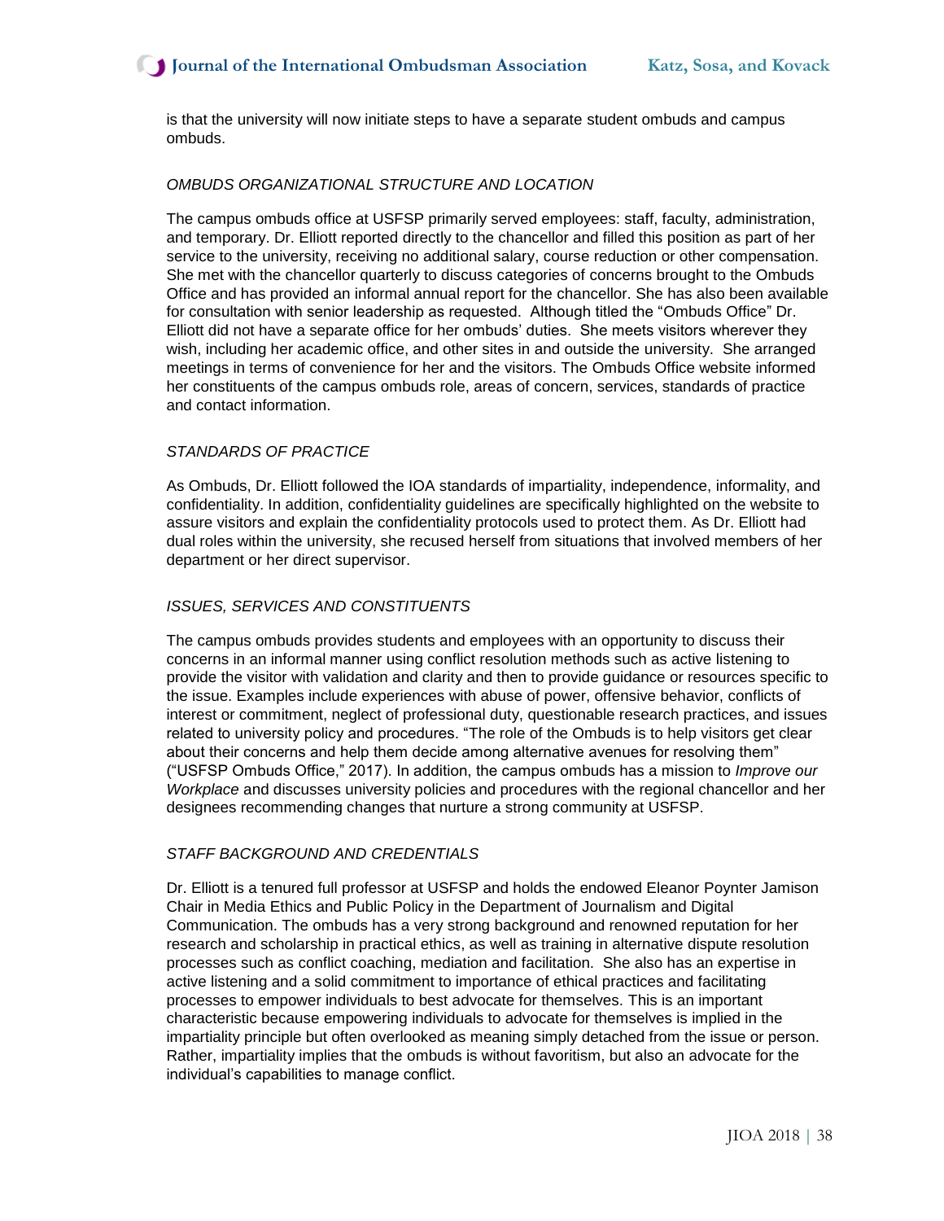is that the university will now initiate steps to have a separate student ombuds and campus ombuds.

### *OMBUDS ORGANIZATIONAL STRUCTURE AND LOCATION*

The campus ombuds office at USFSP primarily served employees: staff, faculty, administration, and temporary. Dr. Elliott reported directly to the chancellor and filled this position as part of her service to the university, receiving no additional salary, course reduction or other compensation. She met with the chancellor quarterly to discuss categories of concerns brought to the Ombuds Office and has provided an informal annual report for the chancellor. She has also been available for consultation with senior leadership as requested. Although titled the "Ombuds Office" Dr. Elliott did not have a separate office for her ombuds' duties. She meets visitors wherever they wish, including her academic office, and other sites in and outside the university. She arranged meetings in terms of convenience for her and the visitors. The Ombuds Office website informed her constituents of the campus ombuds role, areas of concern, services, standards of practice and contact information.

### *STANDARDS OF PRACTICE*

As Ombuds, Dr. Elliott followed the IOA standards of impartiality, independence, informality, and confidentiality. In addition, confidentiality guidelines are specifically highlighted on the website to assure visitors and explain the confidentiality protocols used to protect them. As Dr. Elliott had dual roles within the university, she recused herself from situations that involved members of her department or her direct supervisor.

### *ISSUES, SERVICES AND CONSTITUENTS*

The campus ombuds provides students and employees with an opportunity to discuss their concerns in an informal manner using conflict resolution methods such as active listening to provide the visitor with validation and clarity and then to provide guidance or resources specific to the issue. Examples include experiences with abuse of power, offensive behavior, conflicts of interest or commitment, neglect of professional duty, questionable research practices, and issues related to university policy and procedures. "The role of the Ombuds is to help visitors get clear about their concerns and help them decide among alternative avenues for resolving them" ("USFSP Ombuds Office," 2017). In addition, the campus ombuds has a mission to *Improve our Workplace* and discusses university policies and procedures with the regional chancellor and her designees recommending changes that nurture a strong community at USFSP.

### *STAFF BACKGROUND AND CREDENTIALS*

Dr. Elliott is a tenured full professor at USFSP and holds the endowed Eleanor Poynter Jamison Chair in Media Ethics and Public Policy in the Department of Journalism and Digital Communication. The ombuds has a very strong background and renowned reputation for her research and scholarship in practical ethics, as well as training in alternative dispute resolution processes such as conflict coaching, mediation and facilitation. She also has an expertise in active listening and a solid commitment to importance of ethical practices and facilitating processes to empower individuals to best advocate for themselves. This is an important characteristic because empowering individuals to advocate for themselves is implied in the impartiality principle but often overlooked as meaning simply detached from the issue or person. Rather, impartiality implies that the ombuds is without favoritism, but also an advocate for the individual's capabilities to manage conflict.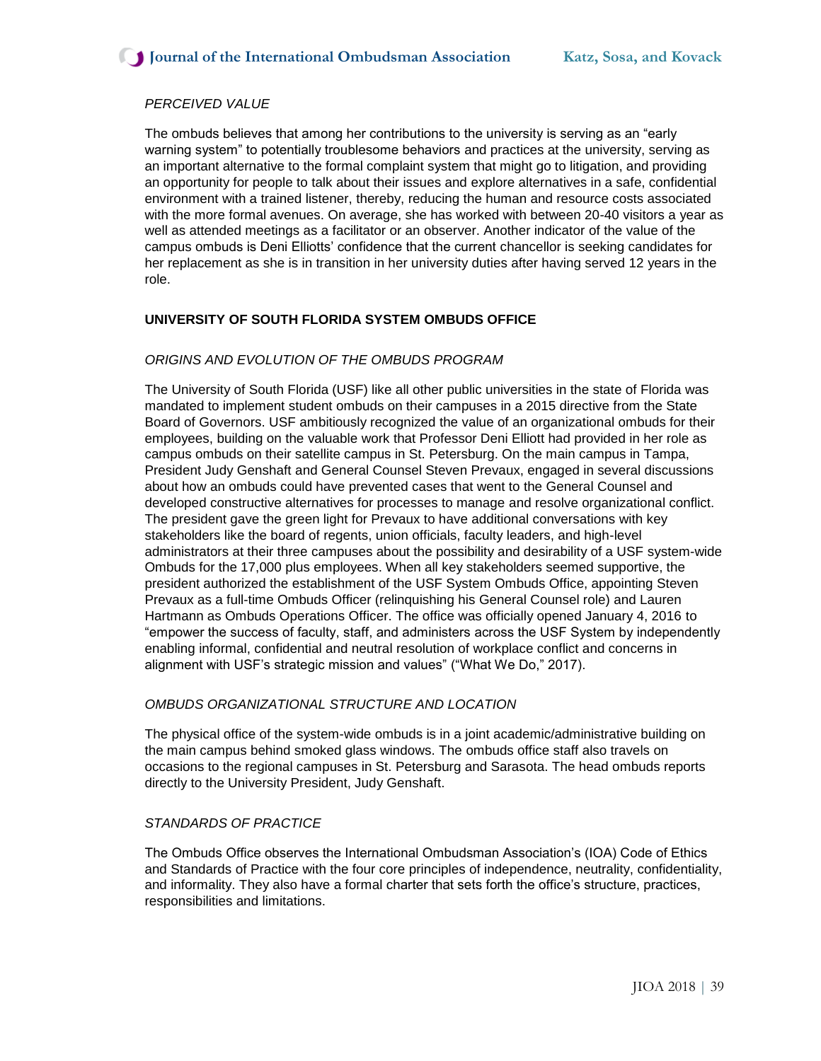*PERCEIVED VALUE*

The ombuds believes that among her contributions to the university is serving as an "early warning system" to potentially troublesome behaviors and practices at the university, serving as an important alternative to the formal complaint system that might go to litigation, and providing an opportunity for people to talk about their issues and explore alternatives in a safe, confidential environment with a trained listener, thereby, reducing the human and resource costs associated with the more formal avenues. On average, she has worked with between 20-40 visitors a year as well as attended meetings as a facilitator or an observer. Another indicator of the value of the campus ombuds is Deni Elliotts' confidence that the current chancellor is seeking candidates for her replacement as she is in transition in her university duties after having served 12 years in the role.

**UNIVERSITY OF SOUTH FLORIDA SYSTEM OMBUDS OFFICE**

*ORIGINS AND EVOLUTION OF THE OMBUDS PROGRAM*

The University of South Florida (USF) like all other public universities in the state of Florida was mandated to implement student ombuds on their campuses in a 2015 directive from the State Board of Governors. USF ambitiously recognized the value of an organizational ombuds for their employees, building on the valuable work that Professor Deni Elliott had provided in her role as campus ombuds on their satellite campus in St. Petersburg. On the main campus in Tampa, President Judy Genshaft and General Counsel Steven Prevaux, engaged in several discussions about how an ombuds could have prevented cases that went to the General Counsel and developed constructive alternatives for processes to manage and resolve organizational conflict. The president gave the green light for Prevaux to have additional conversations with key stakeholders like the board of regents, union officials, faculty leaders, and high-level administrators at their three campuses about the possibility and desirability of a USF system-wide Ombuds for the 17,000 plus employees. When all key stakeholders seemed supportive, the president authorized the establishment of the USF System Ombuds Office, appointing Steven Prevaux as a full-time Ombuds Officer (relinquishing his General Counsel role) and Lauren Hartmann as Ombuds Operations Officer. The office was officially opened January 4, 2016 to "empower the success of faculty, staff, and administers across the USF System by independently enabling informal, confidential and neutral resolution of workplace conflict and concerns in alignment with USF's strategic mission and values" ("What We Do," 2017).

*OMBUDS ORGANIZATIONAL STRUCTURE AND LOCATION*

The physical office of the system-wide ombuds is in a joint academic/administrative building on the main campus behind smoked glass windows. The ombuds office staff also travels on occasions to the regional campuses in St. Petersburg and Sarasota. The head ombuds reports directly to the University President, Judy Genshaft.

*STANDARDS OF PRACTICE*

The Ombuds Office observes the International Ombudsman Association's (IOA) Code of Ethics and Standards of Practice with the four core principles of independence, neutrality, confidentiality, and informality. They also have a formal charter that sets forth the office's structure, practices, responsibilities and limitations.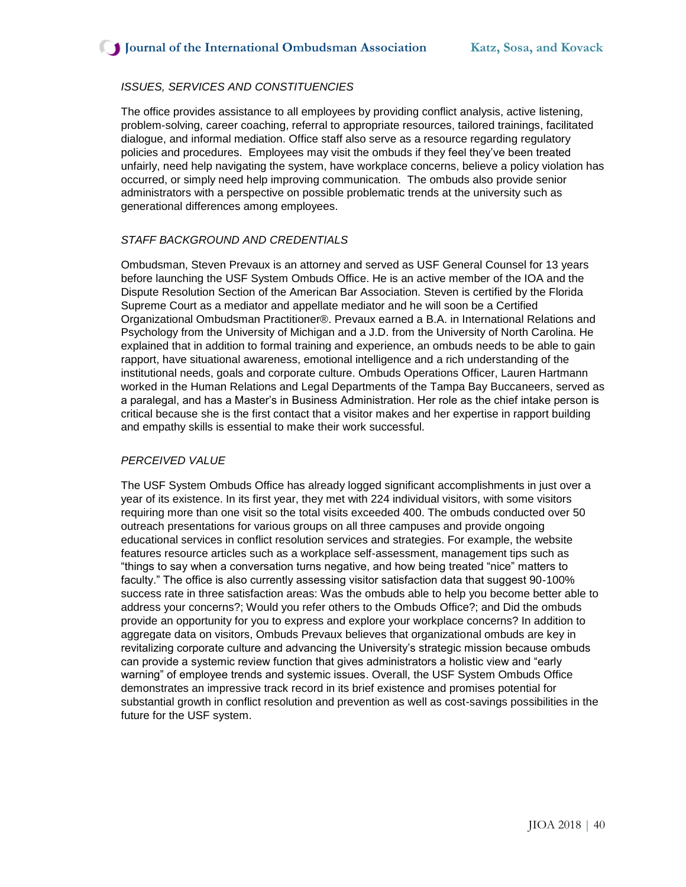*ISSUES, SERVICES AND CONSTITUENCIES*

The office provides assistance to all employees by providing conflict analysis, active listening, problem-solving, career coaching, referral to appropriate resources, tailored trainings, facilitated dialogue, and informal mediation. Office staff also serve as a resource regarding regulatory policies and procedures. Employees may visit the ombuds if they feel they've been treated unfairly, need help navigating the system, have workplace concerns, believe a policy violation has occurred, or simply need help improving communication. The ombuds also provide senior administrators with a perspective on possible problematic trends at the university such as generational differences among employees.

*STAFF BACKGROUND AND CREDENTIALS*

Ombudsman, Steven Prevaux is an attorney and served as USF General Counsel for 13 years before launching the USF System Ombuds Office. He is an active member of the IOA and the Dispute Resolution Section of the American Bar Association. Steven is certified by the Florida Supreme Court as a mediator and appellate mediator and he will soon be a Certified Organizational Ombudsman Practitioner®. Prevaux earned a B.A. in International Relations and Psychology from the University of Michigan and a J.D. from the University of North Carolina. He explained that in addition to formal training and experience, an ombuds needs to be able to gain rapport, have situational awareness, emotional intelligence and a rich understanding of the institutional needs, goals and corporate culture. Ombuds Operations Officer, Lauren Hartmann worked in the Human Relations and Legal Departments of the Tampa Bay Buccaneers, served as a paralegal, and has a Master's in Business Administration. Her role as the chief intake person is critical because she is the first contact that a visitor makes and her expertise in rapport building and empathy skills is essential to make their work successful.

*PERCEIVED VALUE*

The USF System Ombuds Office has already logged significant accomplishments in just over a year of its existence. In its first year, they met with 224 individual visitors, with some visitors requiring more than one visit so the total visits exceeded 400. The ombuds conducted over 50 outreach presentations for various groups on all three campuses and provide ongoing educational services in conflict resolution services and strategies. For example, the website features resource articles such as a workplace self-assessment, management tips such as "things to say when a conversation turns negative, and how being treated "nice" matters to faculty." The office is also currently assessing visitor satisfaction data that suggest 90-100% success rate in three satisfaction areas: Was the ombuds able to help you become better able to address your concerns?; Would you refer others to the Ombuds Office?; and Did the ombuds provide an opportunity for you to express and explore your workplace concerns? In addition to aggregate data on visitors, Ombuds Prevaux believes that organizational ombuds are key in revitalizing corporate culture and advancing the University's strategic mission because ombuds can provide a systemic review function that gives administrators a holistic view and "early warning" of employee trends and systemic issues. Overall, the USF System Ombuds Office demonstrates an impressive track record in its brief existence and promises potential for substantial growth in conflict resolution and prevention as well as cost-savings possibilities in the future for the USF system.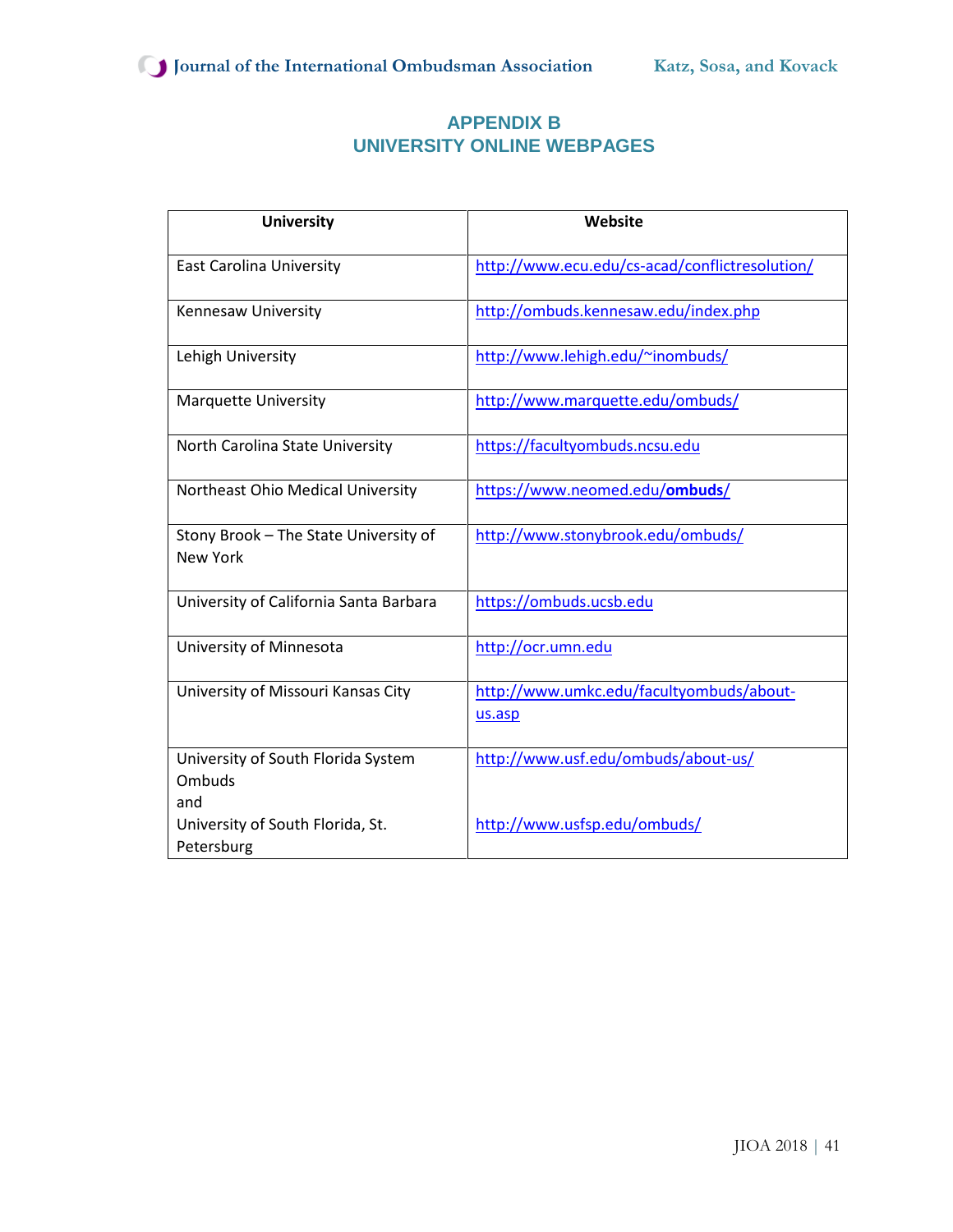## APPENDIX B
## UNIVERSITY ONLINE WEBPAGES

| University | Website |
|---|---|
| East Carolina University | http://www.ecu.edu/cs-acad/conflictresolution/ |
| Kennesaw University | http://ombuds.kennesaw.edu/index.php |
| Lehigh University | http://www.lehigh.edu/~inombuds/ |
| Marquette University | http://www.marquette.edu/ombuds/ |
| North Carolina State University | https://facultyombuds.ncsu.edu |
| Northeast Ohio Medical University | https://www.neomed.edu/**ombuds/** |
| Stony Brook – The State University of New York | http://www.stonybrook.edu/ombuds/ |
| University of California Santa Barbara | https://ombuds.ucsb.edu |
| University of Minnesota | http://ocr.umn.edu |
| University of Missouri Kansas City | http://www.umkc.edu/facultyombuds/about-us.asp |
| University of South Florida System Ombuds and University of South Florida, St. Petersburg | http://www.usf.edu/ombuds/about-us/ http://www.usfsp.edu/ombuds/ |